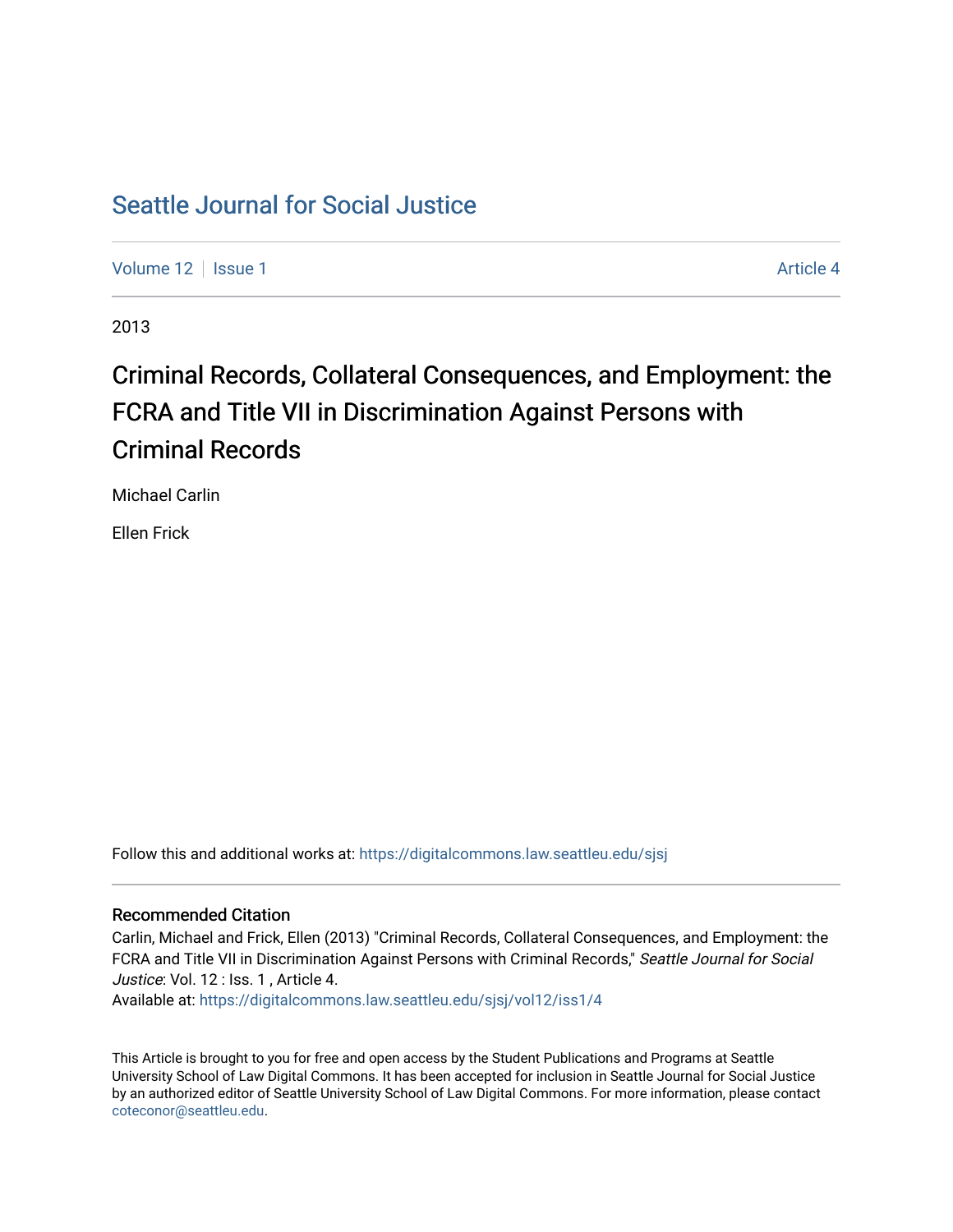# Seattle Journal for Social Justice

Volume 12 | Issue 1 | Article 4

2013

## Criminal Records, Collateral Consequences, and Employment: the FCRA and Title VII in Discrimination Against Persons with Criminal Records

Michael Carlin

Ellen Frick

Follow this and additional works at: https://digitalcommons.law.seattleu.edu/sjsj

### Recommended Citation

Carlin, Michael and Frick, Ellen (2013) "Criminal Records, Collateral Consequences, and Employment: the FCRA and Title VII in Discrimination Against Persons with Criminal Records," *Seattle Journal for Social Justice*: Vol. 12 : Iss. 1 , Article 4.
Available at: https://digitalcommons.law.seattleu.edu/sjsj/vol12/iss1/4

This Article is brought to you for free and open access by the Student Publications and Programs at Seattle University School of Law Digital Commons. It has been accepted for inclusion in Seattle Journal for Social Justice by an authorized editor of Seattle University School of Law Digital Commons. For more information, please contact coteconor@seattleu.edu.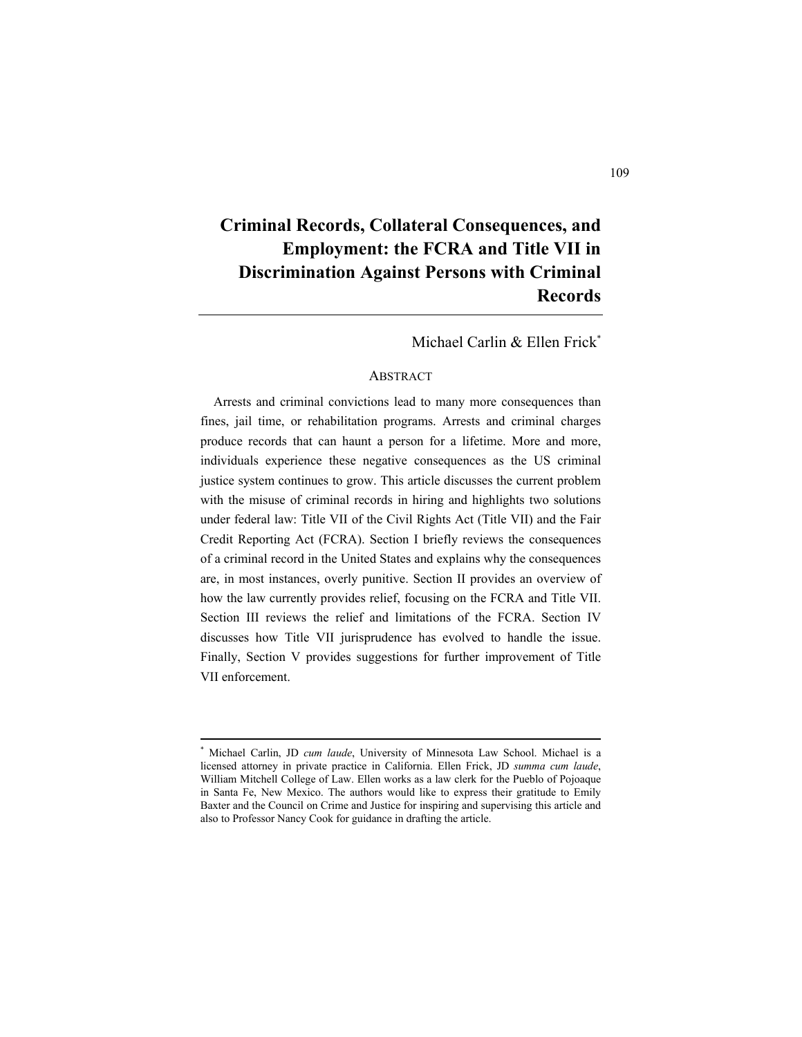# Criminal Records, Collateral Consequences, and Employment: the FCRA and Title VII in Discrimination Against Persons with Criminal Records

Michael Carlin & Ellen Frick[*]

## Abstract

Arrests and criminal convictions lead to many more consequences than fines, jail time, or rehabilitation programs. Arrests and criminal charges produce records that can haunt a person for a lifetime. More and more, individuals experience these negative consequences as the US criminal justice system continues to grow. This article discusses the current problem with the misuse of criminal records in hiring and highlights two solutions under federal law: Title VII of the Civil Rights Act (Title VII) and the Fair Credit Reporting Act (FCRA). Section I briefly reviews the consequences of a criminal record in the United States and explains why the consequences are, in most instances, overly punitive. Section II provides an overview of how the law currently provides relief, focusing on the FCRA and Title VII. Section III reviews the relief and limitations of the FCRA. Section IV discusses how Title VII jurisprudence has evolved to handle the issue. Finally, Section V provides suggestions for further improvement of Title VII enforcement.

---

[*] Michael Carlin, JD *cum laude*, University of Minnesota Law School. Michael is a licensed attorney in private practice in California. Ellen Frick, JD *summa cum laude*, William Mitchell College of Law. Ellen works as a law clerk for the Pueblo of Pojoaque in Santa Fe, New Mexico. The authors would like to express their gratitude to Emily Baxter and the Council on Crime and Justice for inspiring and supervising this article and also to Professor Nancy Cook for guidance in drafting the article.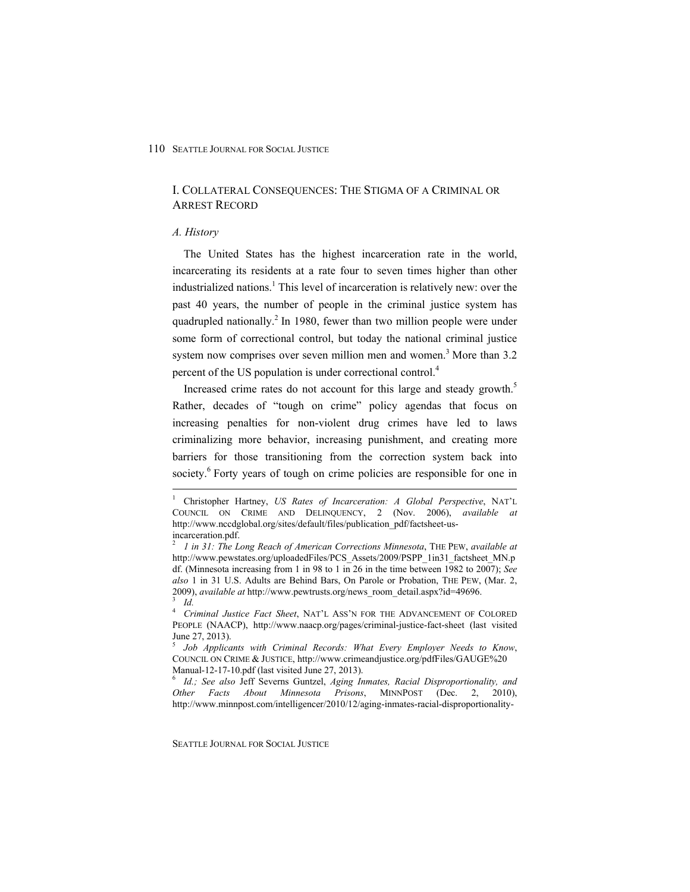# I. Collateral Consequences: The Stigma of a Criminal or Arrest Record

## A. History

The United States has the highest incarceration rate in the world, incarcerating its residents at a rate four to seven times higher than other industrialized nations.[1] This level of incarceration is relatively new: over the past 40 years, the number of people in the criminal justice system has quadrupled nationally.[2] In 1980, fewer than two million people were under some form of correctional control, but today the national criminal justice system now comprises over seven million men and women.[3] More than 3.2 percent of the US population is under correctional control.[4]

Increased crime rates do not account for this large and steady growth.[5] Rather, decades of "tough on crime" policy agendas that focus on increasing penalties for non-violent drug crimes have led to laws criminalizing more behavior, increasing punishment, and creating more barriers for those transitioning from the correction system back into society.[6] Forty years of tough on crime policies are responsible for one in

---

[1] Christopher Hartney, *US Rates of Incarceration: A Global Perspective*, NAT'L COUNCIL ON CRIME AND DELINQUENCY, 2 (Nov. 2006), *available at* http://www.nccdglobal.org/sites/default/files/publication_pdf/factsheet-us-incarceration.pdf.

[2] *1 in 31: The Long Reach of American Corrections Minnesota*, THE PEW, *available at* http://www.pewstates.org/uploadedFiles/PCS_Assets/2009/PSPP_1in31_factsheet_MN.pdf. (Minnesota increasing from 1 in 98 to 1 in 26 in the time between 1982 to 2007); *See also* 1 in 31 U.S. Adults are Behind Bars, On Parole or Probation, THE PEW, (Mar. 2, 2009), *available at* http://www.pewtrusts.org/news_room_detail.aspx?id=49696.

[3] *Id.*

[4] *Criminal Justice Fact Sheet*, NAT'L ASS'N FOR THE ADVANCEMENT OF COLORED PEOPLE (NAACP), http://www.naacp.org/pages/criminal-justice-fact-sheet (last visited June 27, 2013).

[5] *Job Applicants with Criminal Records: What Every Employer Needs to Know*, COUNCIL ON CRIME & JUSTICE, http://www.crimeandjustice.org/pdfFiles/GAUGE%20 Manual-12-17-10.pdf (last visited June 27, 2013).

[6] *Id.; See also* Jeff Severns Guntzel, *Aging Inmates, Racial Disproportionality, and Other Facts About Minnesota Prisons*, MINNPOST (Dec. 2, 2010), http://www.minnpost.com/intelligencer/2010/12/aging-inmates-racial-disproportionality-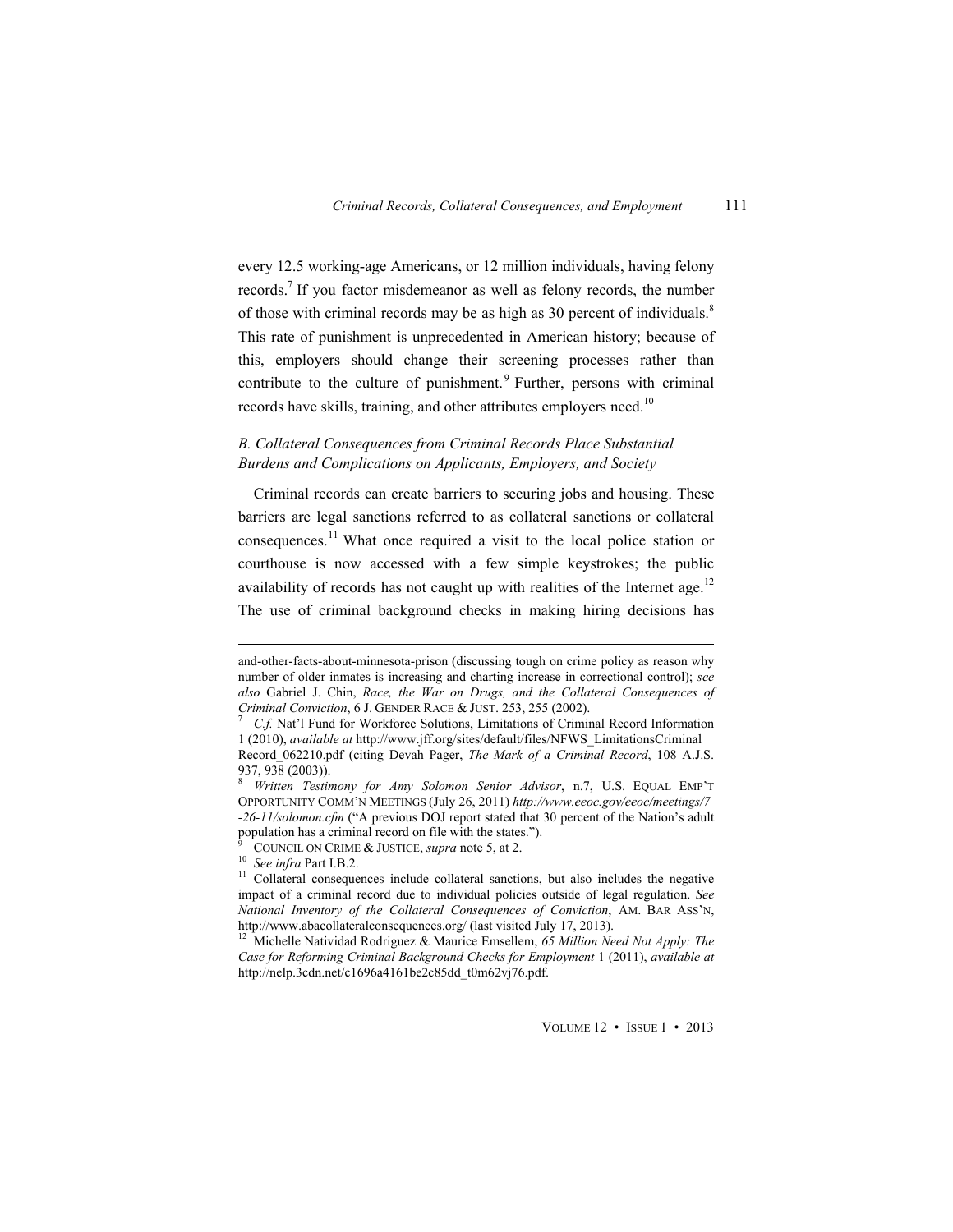every 12.5 working-age Americans, or 12 million individuals, having felony records.[7] If you factor misdemeanor as well as felony records, the number of those with criminal records may be as high as 30 percent of individuals.[8] This rate of punishment is unprecedented in American history; because of this, employers should change their screening processes rather than contribute to the culture of punishment.[9] Further, persons with criminal records have skills, training, and other attributes employers need.[10]

### *B. Collateral Consequences from Criminal Records Place Substantial Burdens and Complications on Applicants, Employers, and Society*

Criminal records can create barriers to securing jobs and housing. These barriers are legal sanctions referred to as collateral sanctions or collateral consequences.[11] What once required a visit to the local police station or courthouse is now accessed with a few simple keystrokes; the public availability of records has not caught up with realities of the Internet age.[12] The use of criminal background checks in making hiring decisions has

---

and-other-facts-about-minnesota-prison (discussing tough on crime policy as reason why number of older inmates is increasing and charting increase in correctional control); *see also* Gabriel J. Chin, *Race, the War on Drugs, and the Collateral Consequences of Criminal Conviction*, 6 J. GENDER RACE & JUST. 253, 255 (2002).

[7] *C.f.* Nat'l Fund for Workforce Solutions, Limitations of Criminal Record Information 1 (2010), *available at* http://www.jff.org/sites/default/files/NFWS_LimitationsCriminal Record_062210.pdf (citing Devah Pager, *The Mark of a Criminal Record*, 108 A.J.S. 937, 938 (2003)).

[8] *Written Testimony for Amy Solomon Senior Advisor*, n.7, U.S. EQUAL EMP'T OPPORTUNITY COMM'N MEETINGS (July 26, 2011) *http://www.eeoc.gov/eeoc/meetings/7-26-11/solomon.cfm* ("A previous DOJ report stated that 30 percent of the Nation's adult population has a criminal record on file with the states.").

[9] COUNCIL ON CRIME & JUSTICE, *supra* note 5, at 2.

[10] *See infra* Part I.B.2.

[11] Collateral consequences include collateral sanctions, but also includes the negative impact of a criminal record due to individual policies outside of legal regulation. *See National Inventory of the Collateral Consequences of Conviction*, AM. BAR ASS'N, http://www.abacollateralconsequences.org/ (last visited July 17, 2013).

[12] Michelle Natividad Rodriguez & Maurice Emsellem, *65 Million Need Not Apply: The Case for Reforming Criminal Background Checks for Employment* 1 (2011), *available at* http://nelp.3cdn.net/c1696a4161be2c85dd_t0m62vj76.pdf.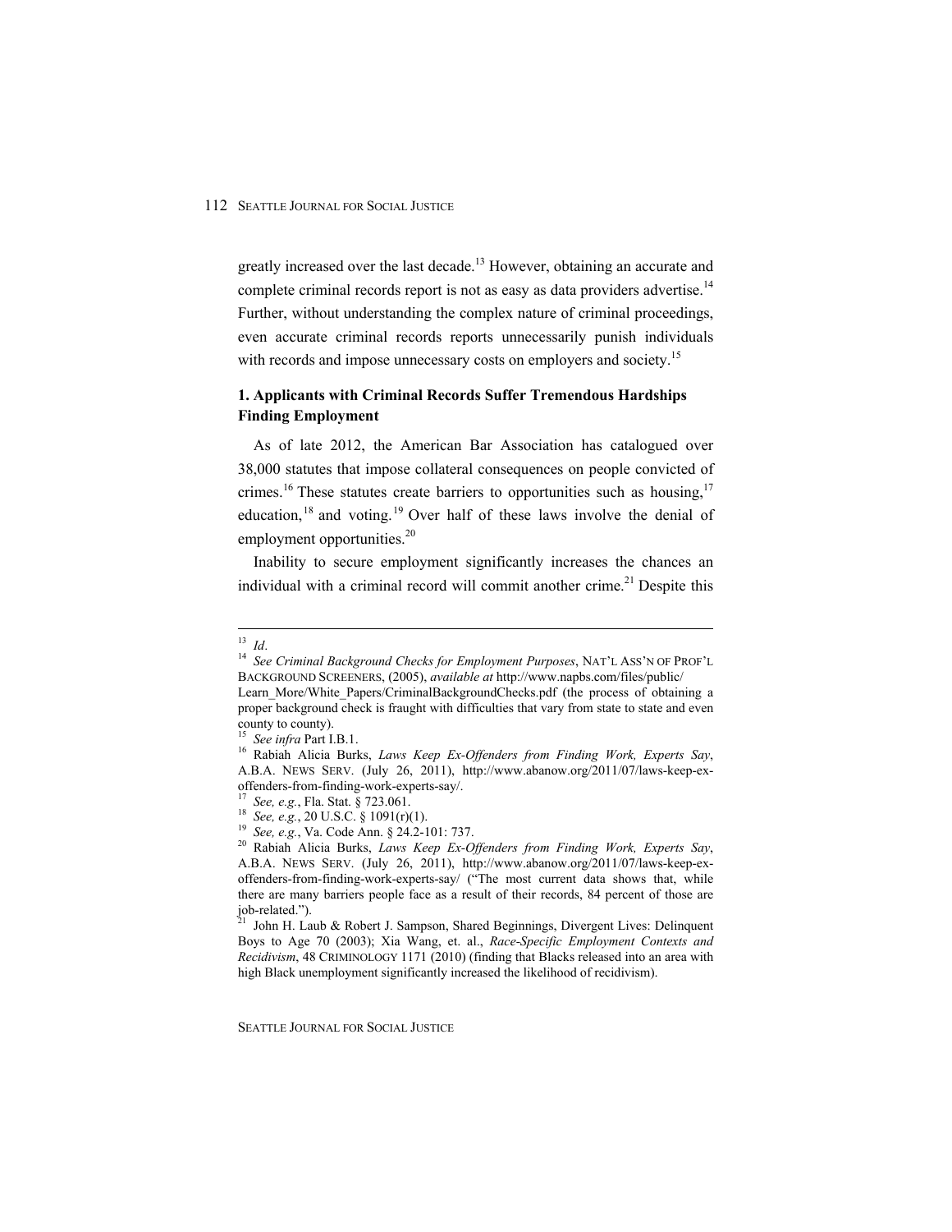greatly increased over the last decade.[13] However, obtaining an accurate and complete criminal records report is not as easy as data providers advertise.[14] Further, without understanding the complex nature of criminal proceedings, even accurate criminal records reports unnecessarily punish individuals with records and impose unnecessary costs on employers and society.[15]

### 1. Applicants with Criminal Records Suffer Tremendous Hardships Finding Employment

As of late 2012, the American Bar Association has catalogued over 38,000 statutes that impose collateral consequences on people convicted of crimes.[16] These statutes create barriers to opportunities such as housing,[17] education,[18] and voting.[19] Over half of these laws involve the denial of employment opportunities.[20]

Inability to secure employment significantly increases the chances an individual with a criminal record will commit another crime.[21] Despite this

---

[13] *Id*.

[14] *See Criminal Background Checks for Employment Purposes*, NAT'L ASS'N OF PROF'L BACKGROUND SCREENERS, (2005), *available at* http://www.napbs.com/files/public/Learn_More/White_Papers/CriminalBackgroundChecks.pdf (the process of obtaining a proper background check is fraught with difficulties that vary from state to state and even county to county).

[15] *See infra* Part I.B.1.

[16] Rabiah Alicia Burks, *Laws Keep Ex-Offenders from Finding Work, Experts Say*, A.B.A. NEWS SERV. (July 26, 2011), http://www.abanow.org/2011/07/laws-keep-ex-offenders-from-finding-work-experts-say/.

[17] *See, e.g.*, Fla. Stat. § 723.061.

[18] *See, e.g.*, 20 U.S.C. § 1091(r)(1).

[19] *See, e.g.*, Va. Code Ann. § 24.2-101: 737.

[20] Rabiah Alicia Burks, *Laws Keep Ex-Offenders from Finding Work, Experts Say*, A.B.A. NEWS SERV. (July 26, 2011), http://www.abanow.org/2011/07/laws-keep-ex-offenders-from-finding-work-experts-say/ ("The most current data shows that, while there are many barriers people face as a result of their records, 84 percent of those are job-related.").

[21] John H. Laub & Robert J. Sampson, Shared Beginnings, Divergent Lives: Delinquent Boys to Age 70 (2003); Xia Wang, et. al., *Race-Specific Employment Contexts and Recidivism*, 48 CRIMINOLOGY 1171 (2010) (finding that Blacks released into an area with high Black unemployment significantly increased the likelihood of recidivism).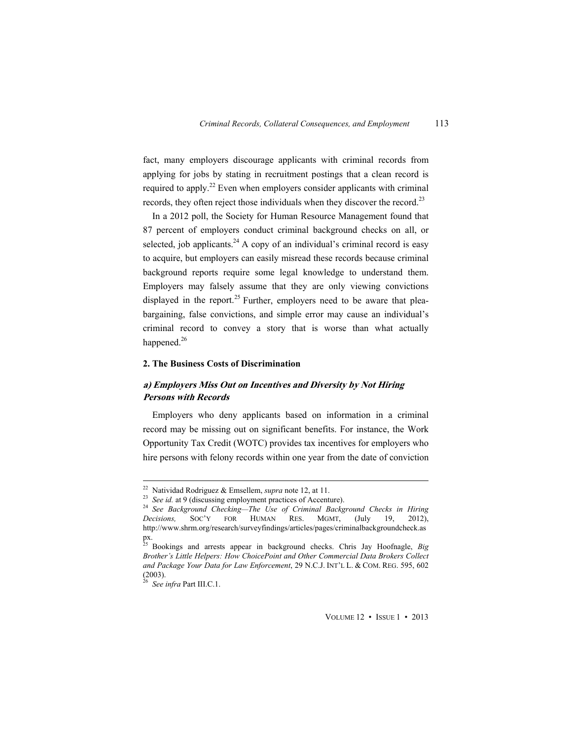fact, many employers discourage applicants with criminal records from applying for jobs by stating in recruitment postings that a clean record is required to apply.[22] Even when employers consider applicants with criminal records, they often reject those individuals when they discover the record.[23]

In a 2012 poll, the Society for Human Resource Management found that 87 percent of employers conduct criminal background checks on all, or selected, job applicants.[24] A copy of an individual's criminal record is easy to acquire, but employers can easily misread these records because criminal background reports require some legal knowledge to understand them. Employers may falsely assume that they are only viewing convictions displayed in the report.[25] Further, employers need to be aware that plea-bargaining, false convictions, and simple error may cause an individual's criminal record to convey a story that is worse than what actually happened.[26]

### 2. The Business Costs of Discrimination

#### *a) Employers Miss Out on Incentives and Diversity by Not Hiring Persons with Records*

Employers who deny applicants based on information in a criminal record may be missing out on significant benefits. For instance, the Work Opportunity Tax Credit (WOTC) provides tax incentives for employers who hire persons with felony records within one year from the date of conviction

---

[22] Natividad Rodriguez & Emsellem, *supra* note 12, at 11.

[23] *See id.* at 9 (discussing employment practices of Accenture).

[24] *See Background Checking—The Use of Criminal Background Checks in Hiring Decisions,* SOC'Y FOR HUMAN RES. MGMT, (July 19, 2012), http://www.shrm.org/research/surveyfindings/articles/pages/criminalbackgroundcheck.aspx.

[25] Bookings and arrests appear in background checks. Chris Jay Hoofnagle, *Big Brother's Little Helpers: How ChoicePoint and Other Commercial Data Brokers Collect and Package Your Data for Law Enforcement*, 29 N.C.J. INT'L L. & COM. REG. 595, 602 (2003).

[26] *See infra* Part III.C.1.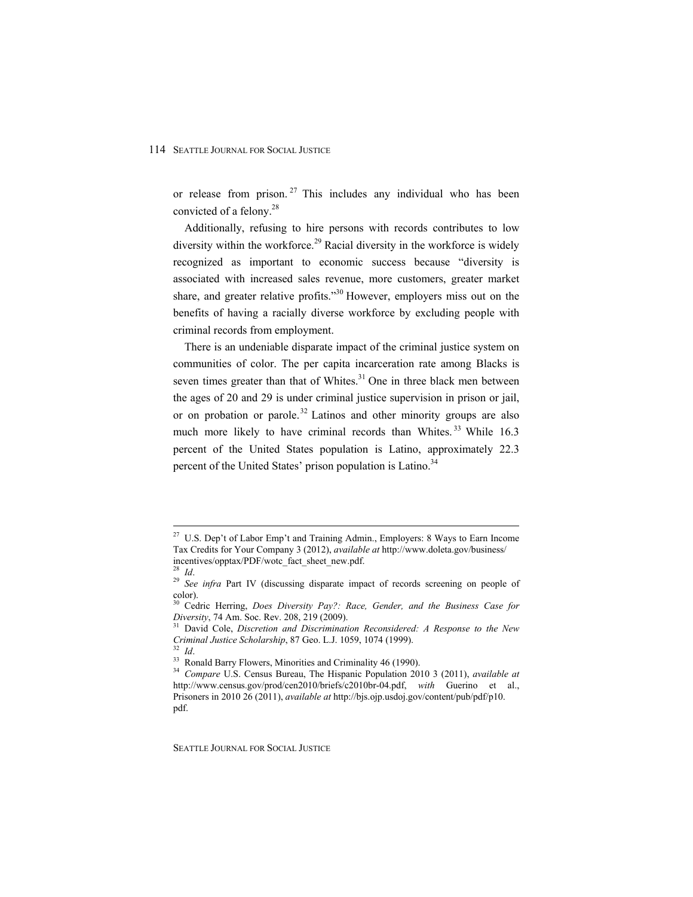or release from prison.[27] This includes any individual who has been convicted of a felony.[28]

Additionally, refusing to hire persons with records contributes to low diversity within the workforce.[29] Racial diversity in the workforce is widely recognized as important to economic success because "diversity is associated with increased sales revenue, more customers, greater market share, and greater relative profits."[30] However, employers miss out on the benefits of having a racially diverse workforce by excluding people with criminal records from employment.

There is an undeniable disparate impact of the criminal justice system on communities of color. The per capita incarceration rate among Blacks is seven times greater than that of Whites.[31] One in three black men between the ages of 20 and 29 is under criminal justice supervision in prison or jail, or on probation or parole.[32] Latinos and other minority groups are also much more likely to have criminal records than Whites.[33] While 16.3 percent of the United States population is Latino, approximately 22.3 percent of the United States' prison population is Latino.[34]

---

[27] U.S. Dep't of Labor Emp't and Training Admin., Employers: 8 Ways to Earn Income Tax Credits for Your Company 3 (2012), *available at* http://www.doleta.gov/business/incentives/opptax/PDF/wotc_fact_sheet_new.pdf.

[28] *Id*.

[29] *See infra* Part IV (discussing disparate impact of records screening on people of color).

[30] Cedric Herring, *Does Diversity Pay?: Race, Gender, and the Business Case for Diversity*, 74 Am. Soc. Rev. 208, 219 (2009).

[31] David Cole, *Discretion and Discrimination Reconsidered: A Response to the New Criminal Justice Scholarship*, 87 Geo. L.J. 1059, 1074 (1999).

[32] *Id*.

[33] Ronald Barry Flowers, Minorities and Criminality 46 (1990).

[34] *Compare* U.S. Census Bureau, The Hispanic Population 2010 3 (2011), *available at* http://www.census.gov/prod/cen2010/briefs/c2010br-04.pdf, *with* Guerino et al., Prisoners in 2010 26 (2011), *available at* http://bjs.ojp.usdoj.gov/content/pub/pdf/p10.pdf.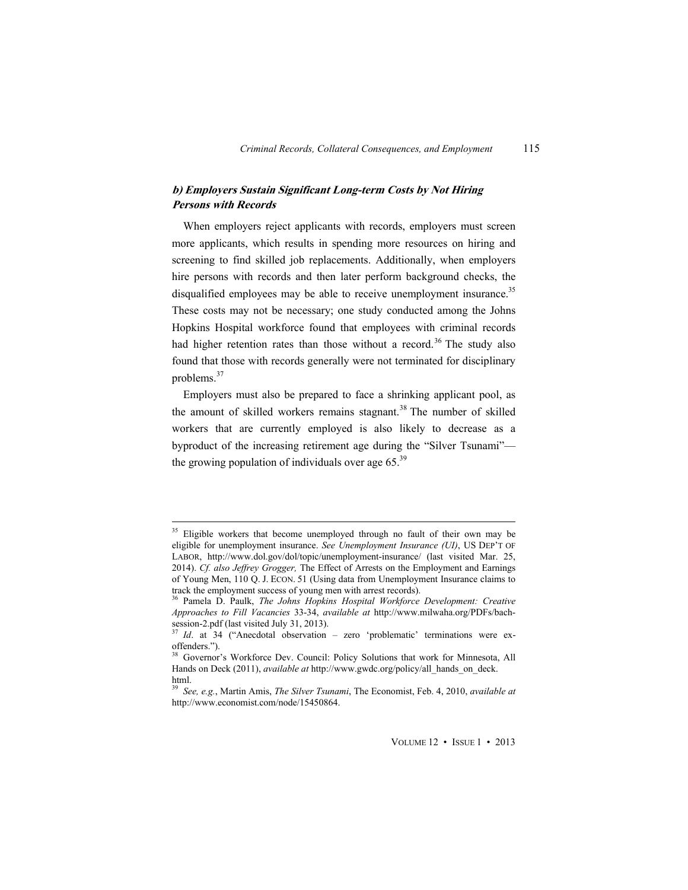### *b) Employers Sustain Significant Long-term Costs by Not Hiring Persons with Records*

When employers reject applicants with records, employers must screen more applicants, which results in spending more resources on hiring and screening to find skilled job replacements. Additionally, when employers hire persons with records and then later perform background checks, the disqualified employees may be able to receive unemployment insurance.[35] These costs may not be necessary; one study conducted among the Johns Hopkins Hospital workforce found that employees with criminal records had higher retention rates than those without a record.[36] The study also found that those with records generally were not terminated for disciplinary problems.[37]

Employers must also be prepared to face a shrinking applicant pool, as the amount of skilled workers remains stagnant.[38] The number of skilled workers that are currently employed is also likely to decrease as a byproduct of the increasing retirement age during the "Silver Tsunami"—the growing population of individuals over age 65.[39]

---

[35] Eligible workers that become unemployed through no fault of their own may be eligible for unemployment insurance. *See Unemployment Insurance (UI)*, US DEP'T OF LABOR, http://www.dol.gov/dol/topic/unemployment-insurance/ (last visited Mar. 25, 2014). *Cf. also Jeffrey Grogger,* The Effect of Arrests on the Employment and Earnings of Young Men, 110 Q. J. ECON. 51 (Using data from Unemployment Insurance claims to track the employment success of young men with arrest records).

[36] Pamela D. Paulk, *The Johns Hopkins Hospital Workforce Development: Creative Approaches to Fill Vacancies* 33-34, *available at* http://www.milwaha.org/PDFs/bach-session-2.pdf (last visited July 31, 2013).

[37] *Id*. at 34 ("Anecdotal observation – zero 'problematic' terminations were ex-offenders.").

[38] Governor's Workforce Dev. Council: Policy Solutions that work for Minnesota, All Hands on Deck (2011), *available at* http://www.gwdc.org/policy/all_hands_on_deck.html.

[39] *See, e.g.*, Martin Amis, *The Silver Tsunami*, The Economist, Feb. 4, 2010, *available at* http://www.economist.com/node/15450864.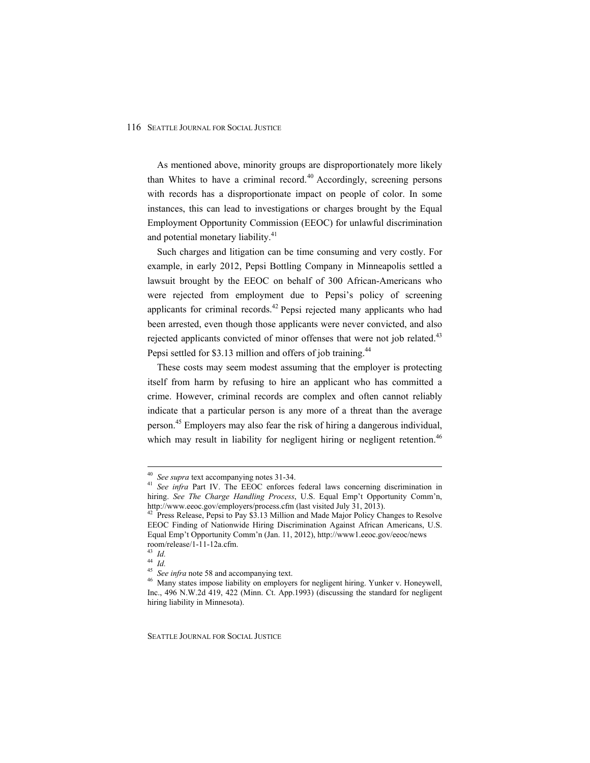As mentioned above, minority groups are disproportionately more likely than Whites to have a criminal record.[40] Accordingly, screening persons with records has a disproportionate impact on people of color. In some instances, this can lead to investigations or charges brought by the Equal Employment Opportunity Commission (EEOC) for unlawful discrimination and potential monetary liability.[41]

Such charges and litigation can be time consuming and very costly. For example, in early 2012, Pepsi Bottling Company in Minneapolis settled a lawsuit brought by the EEOC on behalf of 300 African-Americans who were rejected from employment due to Pepsi's policy of screening applicants for criminal records.[42] Pepsi rejected many applicants who had been arrested, even though those applicants were never convicted, and also rejected applicants convicted of minor offenses that were not job related.[43] Pepsi settled for $3.13 million and offers of job training.[44]

These costs may seem modest assuming that the employer is protecting itself from harm by refusing to hire an applicant who has committed a crime. However, criminal records are complex and often cannot reliably indicate that a particular person is any more of a threat than the average person.[45] Employers may also fear the risk of hiring a dangerous individual, which may result in liability for negligent hiring or negligent retention.[46]

---

[40] *See supra* text accompanying notes 31-34.

[41] *See infra* Part IV. The EEOC enforces federal laws concerning discrimination in hiring. *See The Charge Handling Process*, U.S. Equal Emp't Opportunity Comm'n, http://www.eeoc.gov/employers/process.cfm (last visited July 31, 2013).

[42] Press Release, Pepsi to Pay $3.13 Million and Made Major Policy Changes to Resolve EEOC Finding of Nationwide Hiring Discrimination Against African Americans, U.S. Equal Emp't Opportunity Comm'n (Jan. 11, 2012), http://www1.eeoc.gov/eeoc/newsroom/release/1-11-12a.cfm.

[43] *Id.*

[44] *Id.*

[45] *See infra* note 58 and accompanying text.

[46] Many states impose liability on employers for negligent hiring. Yunker v. Honeywell, Inc., 496 N.W.2d 419, 422 (Minn. Ct. App.1993) (discussing the standard for negligent hiring liability in Minnesota).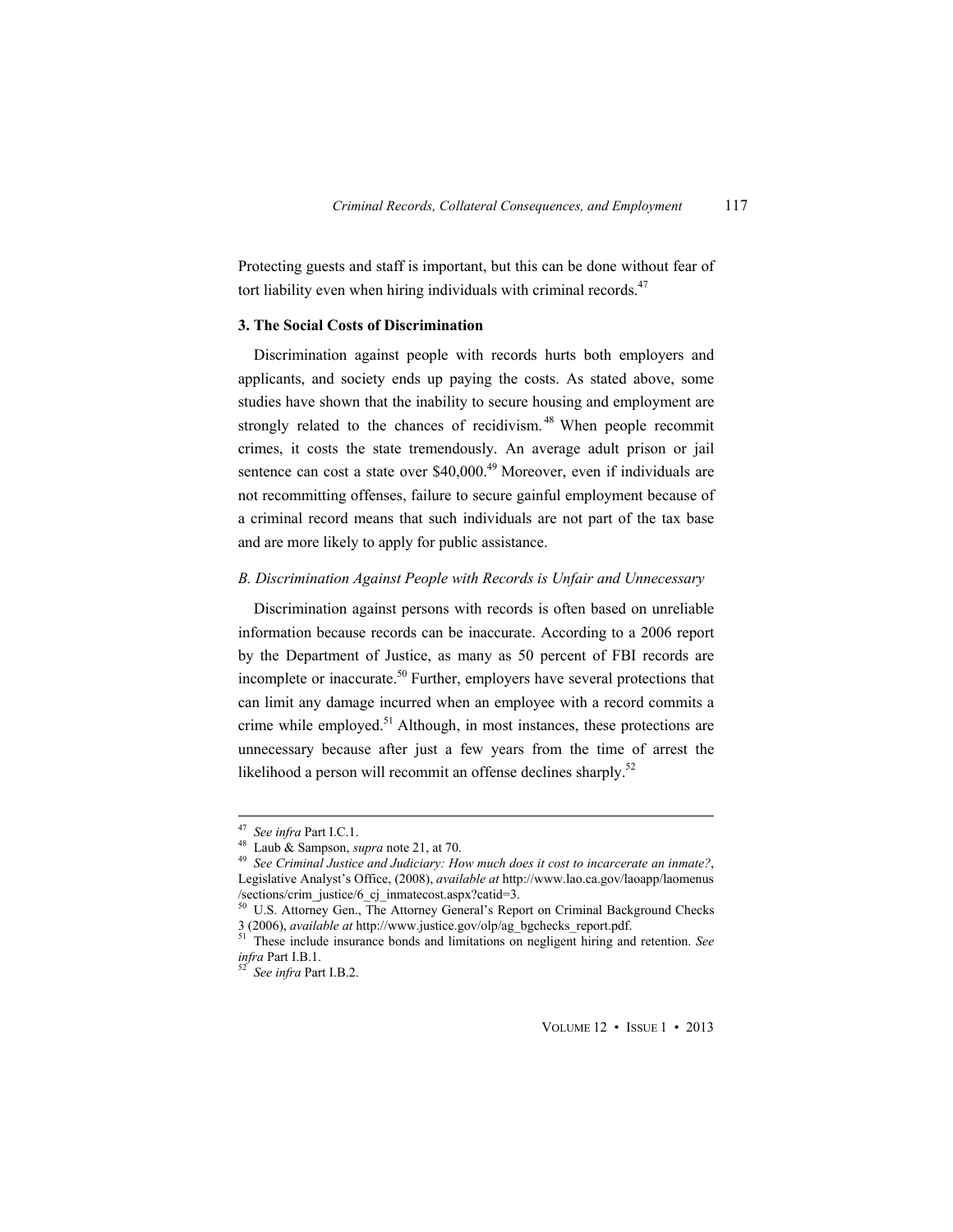Protecting guests and staff is important, but this can be done without fear of tort liability even when hiring individuals with criminal records.[47]

### 3. The Social Costs of Discrimination

Discrimination against people with records hurts both employers and applicants, and society ends up paying the costs. As stated above, some studies have shown that the inability to secure housing and employment are strongly related to the chances of recidivism.[48] When people recommit crimes, it costs the state tremendously. An average adult prison or jail sentence can cost a state over $40,000.[49] Moreover, even if individuals are not recommitting offenses, failure to secure gainful employment because of a criminal record means that such individuals are not part of the tax base and are more likely to apply for public assistance.

### *B. Discrimination Against People with Records is Unfair and Unnecessary*

Discrimination against persons with records is often based on unreliable information because records can be inaccurate. According to a 2006 report by the Department of Justice, as many as 50 percent of FBI records are incomplete or inaccurate.[50] Further, employers have several protections that can limit any damage incurred when an employee with a record commits a crime while employed.[51] Although, in most instances, these protections are unnecessary because after just a few years from the time of arrest the likelihood a person will recommit an offense declines sharply.[52]

---

[47] *See infra* Part I.C.1.

[48] Laub & Sampson, *supra* note 21, at 70.

[49] *See Criminal Justice and Judiciary: How much does it cost to incarcerate an inmate?*, Legislative Analyst's Office, (2008), *available at* http://www.lao.ca.gov/laoapp/laomenus/sections/crim_justice/6_cj_inmatecost.aspx?catid=3.

[50] U.S. Attorney Gen., The Attorney General's Report on Criminal Background Checks 3 (2006), *available at* http://www.justice.gov/olp/ag_bgchecks_report.pdf.

[51] These include insurance bonds and limitations on negligent hiring and retention. *See infra* Part I.B.1.

[52] *See infra* Part I.B.2.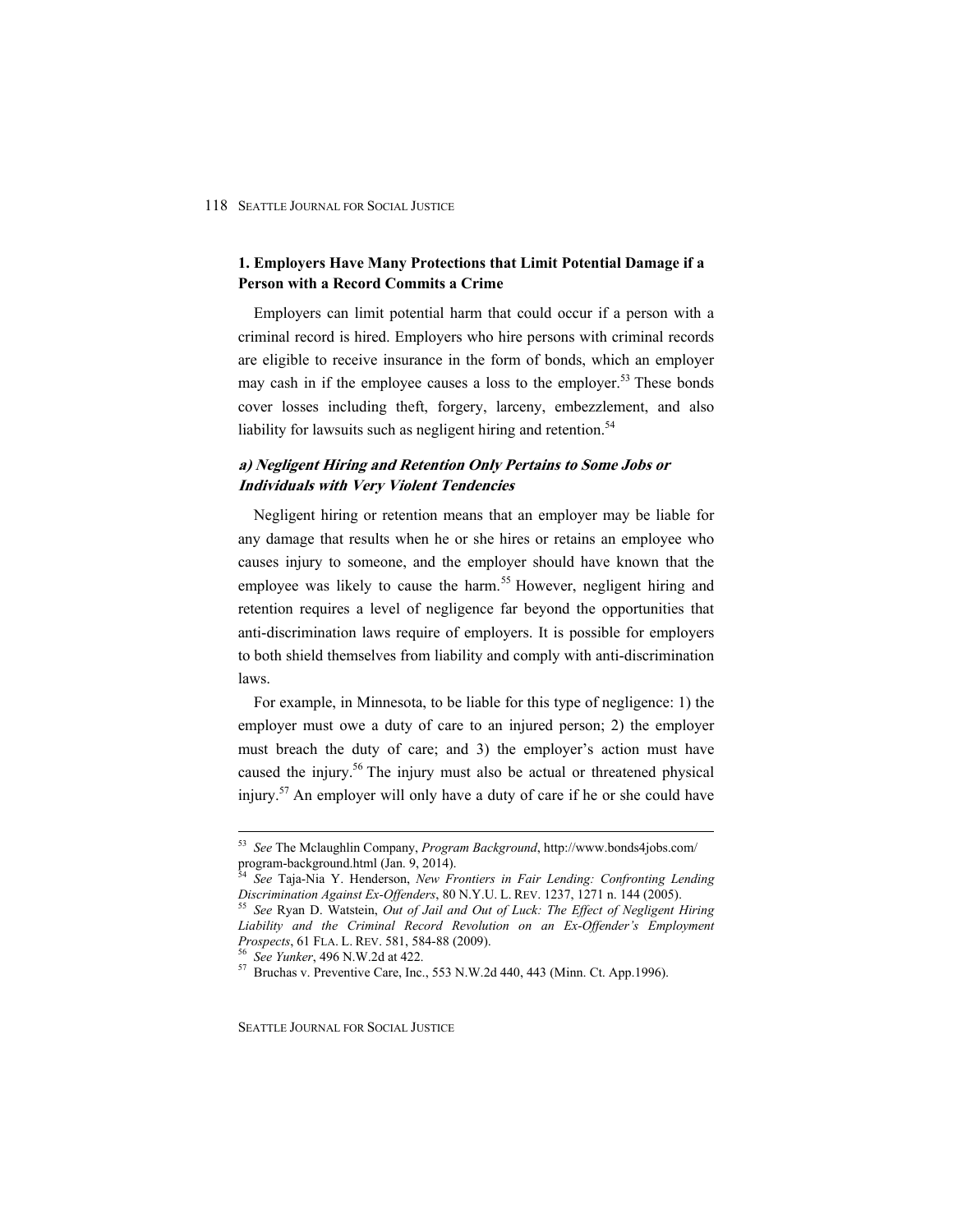### 1. Employers Have Many Protections that Limit Potential Damage if a Person with a Record Commits a Crime

Employers can limit potential harm that could occur if a person with a criminal record is hired. Employers who hire persons with criminal records are eligible to receive insurance in the form of bonds, which an employer may cash in if the employee causes a loss to the employer.[53] These bonds cover losses including theft, forgery, larceny, embezzlement, and also liability for lawsuits such as negligent hiring and retention.[54]

#### *a) Negligent Hiring and Retention Only Pertains to Some Jobs or Individuals with Very Violent Tendencies*

Negligent hiring or retention means that an employer may be liable for any damage that results when he or she hires or retains an employee who causes injury to someone, and the employer should have known that the employee was likely to cause the harm.[55] However, negligent hiring and retention requires a level of negligence far beyond the opportunities that anti-discrimination laws require of employers. It is possible for employers to both shield themselves from liability and comply with anti-discrimination laws.

For example, in Minnesota, to be liable for this type of negligence: 1) the employer must owe a duty of care to an injured person; 2) the employer must breach the duty of care; and 3) the employer's action must have caused the injury.[56] The injury must also be actual or threatened physical injury.[57] An employer will only have a duty of care if he or she could have

---

[53] *See* The Mclaughlin Company, *Program Background*, http://www.bonds4jobs.com/program-background.html (Jan. 9, 2014).

[54] *See* Taja-Nia Y. Henderson, *New Frontiers in Fair Lending: Confronting Lending Discrimination Against Ex-Offenders*, 80 N.Y.U. L. REV. 1237, 1271 n. 144 (2005).

[55] *See* Ryan D. Watstein, *Out of Jail and Out of Luck: The Effect of Negligent Hiring Liability and the Criminal Record Revolution on an Ex-Offender's Employment Prospects*, 61 FLA. L. REV. 581, 584-88 (2009).

[56] *See Yunker*, 496 N.W.2d at 422.

[57] Bruchas v. Preventive Care, Inc., 553 N.W.2d 440, 443 (Minn. Ct. App.1996).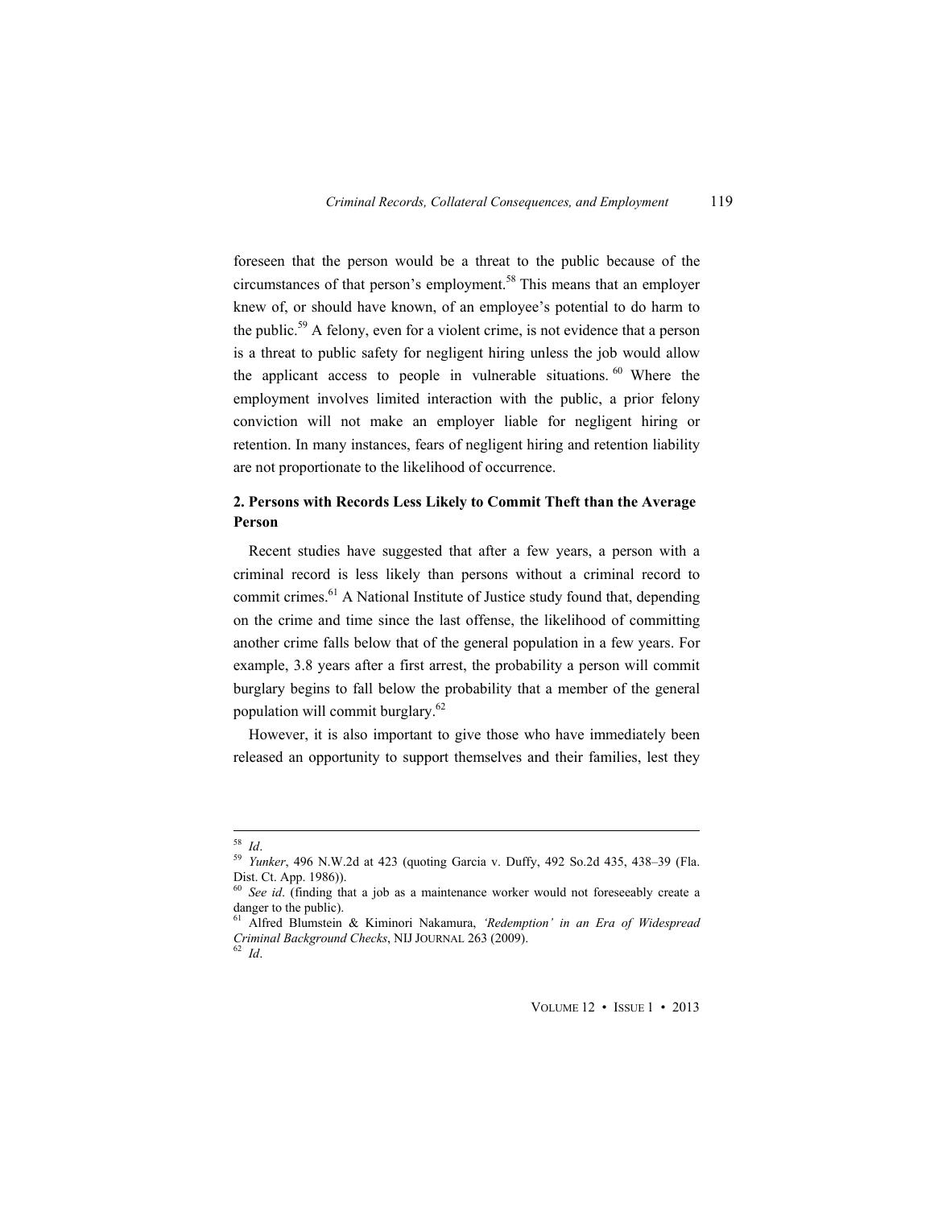foreseen that the person would be a threat to the public because of the circumstances of that person's employment.[58] This means that an employer knew of, or should have known, of an employee's potential to do harm to the public.[59] A felony, even for a violent crime, is not evidence that a person is a threat to public safety for negligent hiring unless the job would allow the applicant access to people in vulnerable situations.[60] Where the employment involves limited interaction with the public, a prior felony conviction will not make an employer liable for negligent hiring or retention. In many instances, fears of negligent hiring and retention liability are not proportionate to the likelihood of occurrence.

### 2. Persons with Records Less Likely to Commit Theft than the Average Person

Recent studies have suggested that after a few years, a person with a criminal record is less likely than persons without a criminal record to commit crimes.[61] A National Institute of Justice study found that, depending on the crime and time since the last offense, the likelihood of committing another crime falls below that of the general population in a few years. For example, 3.8 years after a first arrest, the probability a person will commit burglary begins to fall below the probability that a member of the general population will commit burglary.[62]

However, it is also important to give those who have immediately been released an opportunity to support themselves and their families, lest they

---

[58] *Id*.

[59] *Yunker*, 496 N.W.2d at 423 (quoting Garcia v. Duffy, 492 So.2d 435, 438–39 (Fla. Dist. Ct. App. 1986)).

[60] *See id*. (finding that a job as a maintenance worker would not foreseeably create a danger to the public).

[61] Alfred Blumstein & Kiminori Nakamura, *'Redemption' in an Era of Widespread Criminal Background Checks*, NIJ JOURNAL 263 (2009).

[62] *Id*.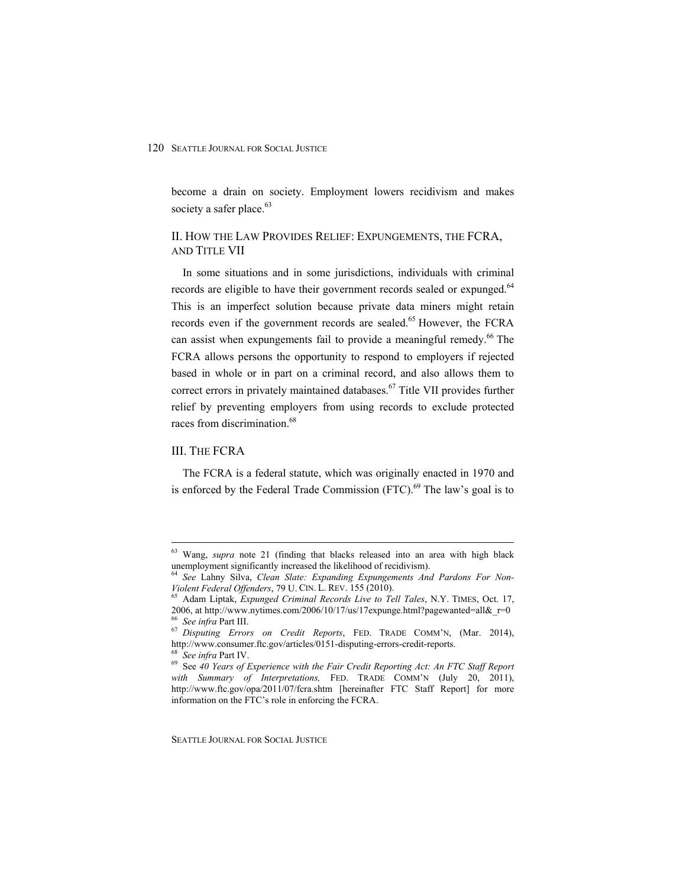become a drain on society. Employment lowers recidivism and makes society a safer place.[63]

## II. HOW THE LAW PROVIDES RELIEF: EXPUNGEMENTS, THE FCRA, AND TITLE VII

In some situations and in some jurisdictions, individuals with criminal records are eligible to have their government records sealed or expunged.[64] This is an imperfect solution because private data miners might retain records even if the government records are sealed.[65] However, the FCRA can assist when expungements fail to provide a meaningful remedy.[66] The FCRA allows persons the opportunity to respond to employers if rejected based in whole or in part on a criminal record, and also allows them to correct errors in privately maintained databases.[67] Title VII provides further relief by preventing employers from using records to exclude protected races from discrimination.[68]

## III. THE FCRA

The FCRA is a federal statute, which was originally enacted in 1970 and is enforced by the Federal Trade Commission (FTC).[69] The law's goal is to

---

[63] Wang, *supra* note 21 (finding that blacks released into an area with high black unemployment significantly increased the likelihood of recidivism).

[64] *See* Lahny Silva, *Clean Slate: Expanding Expungements And Pardons For Non-Violent Federal Offenders*, 79 U. CIN. L. REV. 155 (2010).

[65] Adam Liptak, *Expunged Criminal Records Live to Tell Tales*, N.Y. TIMES, Oct. 17, 2006, at http://www.nytimes.com/2006/10/17/us/17expunge.html?pagewanted=all&_r=0

[66] *See infra* Part III.

[67] *Disputing Errors on Credit Reports*, FED. TRADE COMM'N, (Mar. 2014), http://www.consumer.ftc.gov/articles/0151-disputing-errors-credit-reports.

[68] *See infra* Part IV.

[69] See *40 Years of Experience with the Fair Credit Reporting Act: An FTC Staff Report with Summary of Interpretations,* FED. TRADE COMM'N (July 20, 2011), http://www.ftc.gov/opa/2011/07/fcra.shtm [hereinafter FTC Staff Report] for more information on the FTC's role in enforcing the FCRA.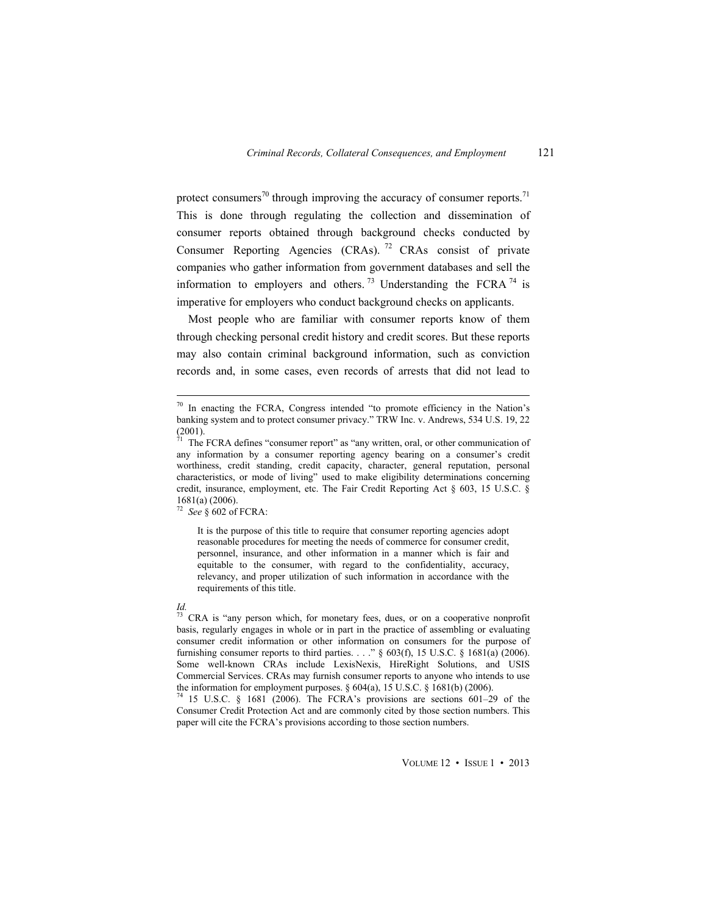protect consumers[70] through improving the accuracy of consumer reports.[71] This is done through regulating the collection and dissemination of consumer reports obtained through background checks conducted by Consumer Reporting Agencies (CRAs).[72] CRAs consist of private companies who gather information from government databases and sell the information to employers and others.[73] Understanding the FCRA[74] is imperative for employers who conduct background checks on applicants.

Most people who are familiar with consumer reports know of them through checking personal credit history and credit scores. But these reports may also contain criminal background information, such as conviction records and, in some cases, even records of arrests that did not lead to

---

[70] In enacting the FCRA, Congress intended "to promote efficiency in the Nation's banking system and to protect consumer privacy." TRW Inc. v. Andrews, 534 U.S. 19, 22 (2001).

[71] The FCRA defines "consumer report" as "any written, oral, or other communication of any information by a consumer reporting agency bearing on a consumer's credit worthiness, credit standing, credit capacity, character, general reputation, personal characteristics, or mode of living" used to make eligibility determinations concerning credit, insurance, employment, etc. The Fair Credit Reporting Act § 603, 15 U.S.C. § 1681(a) (2006).

[72] *See* § 602 of FCRA:

> It is the purpose of this title to require that consumer reporting agencies adopt reasonable procedures for meeting the needs of commerce for consumer credit, personnel, insurance, and other information in a manner which is fair and equitable to the consumer, with regard to the confidentiality, accuracy, relevancy, and proper utilization of such information in accordance with the requirements of this title.

*Id.*

[73] CRA is "any person which, for monetary fees, dues, or on a cooperative nonprofit basis, regularly engages in whole or in part in the practice of assembling or evaluating consumer credit information or other information on consumers for the purpose of furnishing consumer reports to third parties. . . ." § 603(f), 15 U.S.C. § 1681(a) (2006). Some well-known CRAs include LexisNexis, HireRight Solutions, and USIS Commercial Services. CRAs may furnish consumer reports to anyone who intends to use the information for employment purposes. § 604(a), 15 U.S.C. § 1681(b) (2006).

[74] 15 U.S.C. § 1681 (2006). The FCRA's provisions are sections 601–29 of the Consumer Credit Protection Act and are commonly cited by those section numbers. This paper will cite the FCRA's provisions according to those section numbers.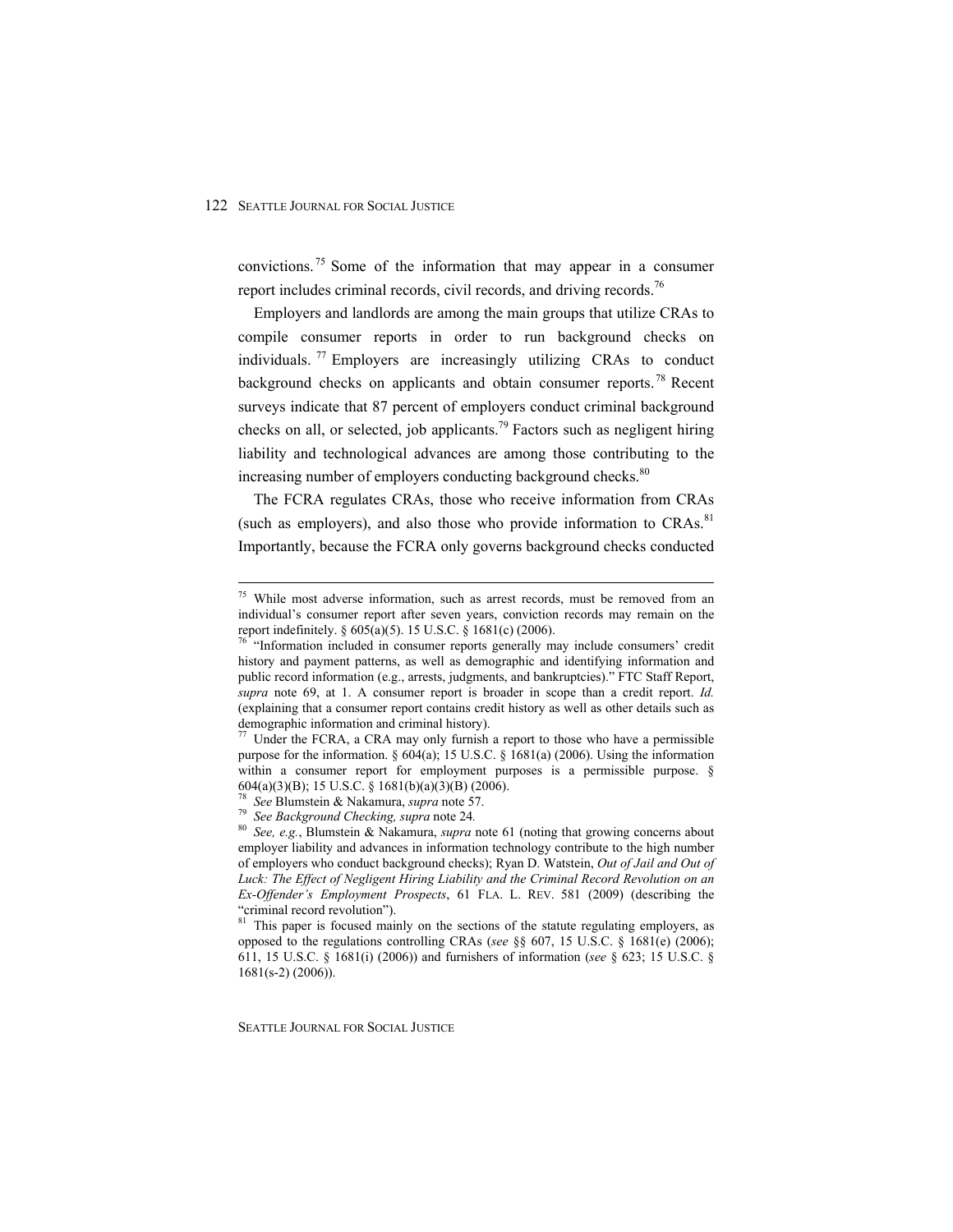convictions.[75] Some of the information that may appear in a consumer report includes criminal records, civil records, and driving records.[76]

Employers and landlords are among the main groups that utilize CRAs to compile consumer reports in order to run background checks on individuals.[77] Employers are increasingly utilizing CRAs to conduct background checks on applicants and obtain consumer reports.[78] Recent surveys indicate that 87 percent of employers conduct criminal background checks on all, or selected, job applicants.[79] Factors such as negligent hiring liability and technological advances are among those contributing to the increasing number of employers conducting background checks.[80]

The FCRA regulates CRAs, those who receive information from CRAs (such as employers), and also those who provide information to CRAs.[81] Importantly, because the FCRA only governs background checks conducted

---

[75] While most adverse information, such as arrest records, must be removed from an individual's consumer report after seven years, conviction records may remain on the report indefinitely. § 605(a)(5). 15 U.S.C. § 1681(c) (2006).

[76] "Information included in consumer reports generally may include consumers' credit history and payment patterns, as well as demographic and identifying information and public record information (e.g., arrests, judgments, and bankruptcies)." FTC Staff Report, *supra* note 69, at 1. A consumer report is broader in scope than a credit report. *Id.* (explaining that a consumer report contains credit history as well as other details such as demographic information and criminal history).

[77] Under the FCRA, a CRA may only furnish a report to those who have a permissible purpose for the information. § 604(a); 15 U.S.C. § 1681(a) (2006). Using the information within a consumer report for employment purposes is a permissible purpose. § 604(a)(3)(B); 15 U.S.C. § 1681(b)(a)(3)(B) (2006).

[78] *See* Blumstein & Nakamura, *supra* note 57.

[79] *See Background Checking, supra* note 24.

[80] *See, e.g.*, Blumstein & Nakamura, *supra* note 61 (noting that growing concerns about employer liability and advances in information technology contribute to the high number of employers who conduct background checks); Ryan D. Watstein, *Out of Jail and Out of Luck: The Effect of Negligent Hiring Liability and the Criminal Record Revolution on an Ex-Offender's Employment Prospects*, 61 FLA. L. REV. 581 (2009) (describing the "criminal record revolution").

[81] This paper is focused mainly on the sections of the statute regulating employers, as opposed to the regulations controlling CRAs (*see* §§ 607, 15 U.S.C. § 1681(e) (2006); 611, 15 U.S.C. § 1681(i) (2006)) and furnishers of information (*see* § 623; 15 U.S.C. § 1681(s-2) (2006)).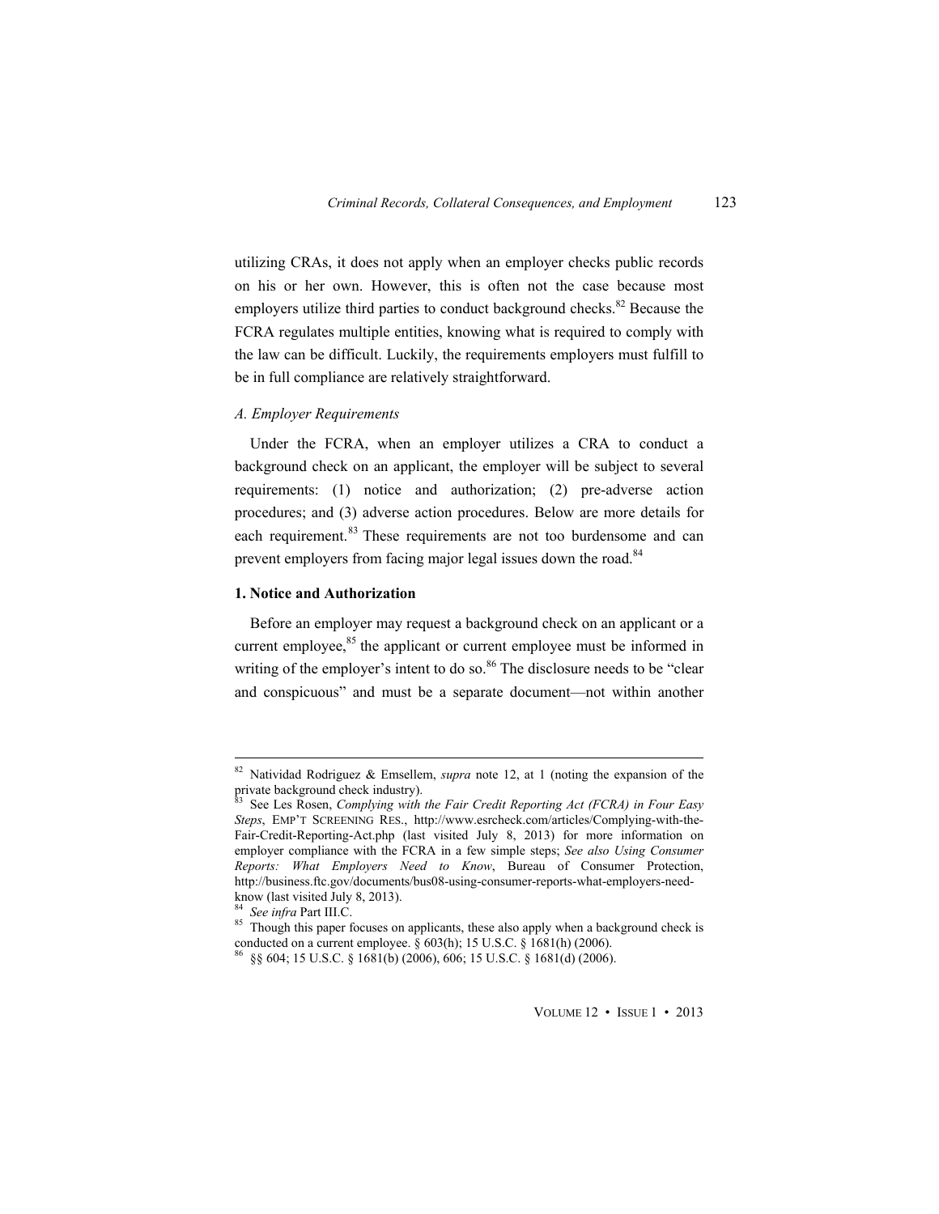utilizing CRAs, it does not apply when an employer checks public records on his or her own. However, this is often not the case because most employers utilize third parties to conduct background checks.[82] Because the FCRA regulates multiple entities, knowing what is required to comply with the law can be difficult. Luckily, the requirements employers must fulfill to be in full compliance are relatively straightforward.

### *A. Employer Requirements*

Under the FCRA, when an employer utilizes a CRA to conduct a background check on an applicant, the employer will be subject to several requirements: (1) notice and authorization; (2) pre-adverse action procedures; and (3) adverse action procedures. Below are more details for each requirement.[83] These requirements are not too burdensome and can prevent employers from facing major legal issues down the road.[84]

#### **1. Notice and Authorization**

Before an employer may request a background check on an applicant or a current employee,[85] the applicant or current employee must be informed in writing of the employer's intent to do so.[86] The disclosure needs to be "clear and conspicuous" and must be a separate document—not within another

---

[82] Natividad Rodriguez & Emsellem, *supra* note 12, at 1 (noting the expansion of the private background check industry).

[83] See Les Rosen, *Complying with the Fair Credit Reporting Act (FCRA) in Four Easy Steps*, EMP'T SCREENING RES., http://www.esrcheck.com/articles/Complying-with-the-Fair-Credit-Reporting-Act.php (last visited July 8, 2013) for more information on employer compliance with the FCRA in a few simple steps; *See also Using Consumer Reports: What Employers Need to Know*, Bureau of Consumer Protection, http://business.ftc.gov/documents/bus08-using-consumer-reports-what-employers-need-know (last visited July 8, 2013).

[84] *See infra* Part III.C.

[85] Though this paper focuses on applicants, these also apply when a background check is conducted on a current employee. § 603(h); 15 U.S.C. § 1681(h) (2006).

[86] §§ 604; 15 U.S.C. § 1681(b) (2006), 606; 15 U.S.C. § 1681(d) (2006).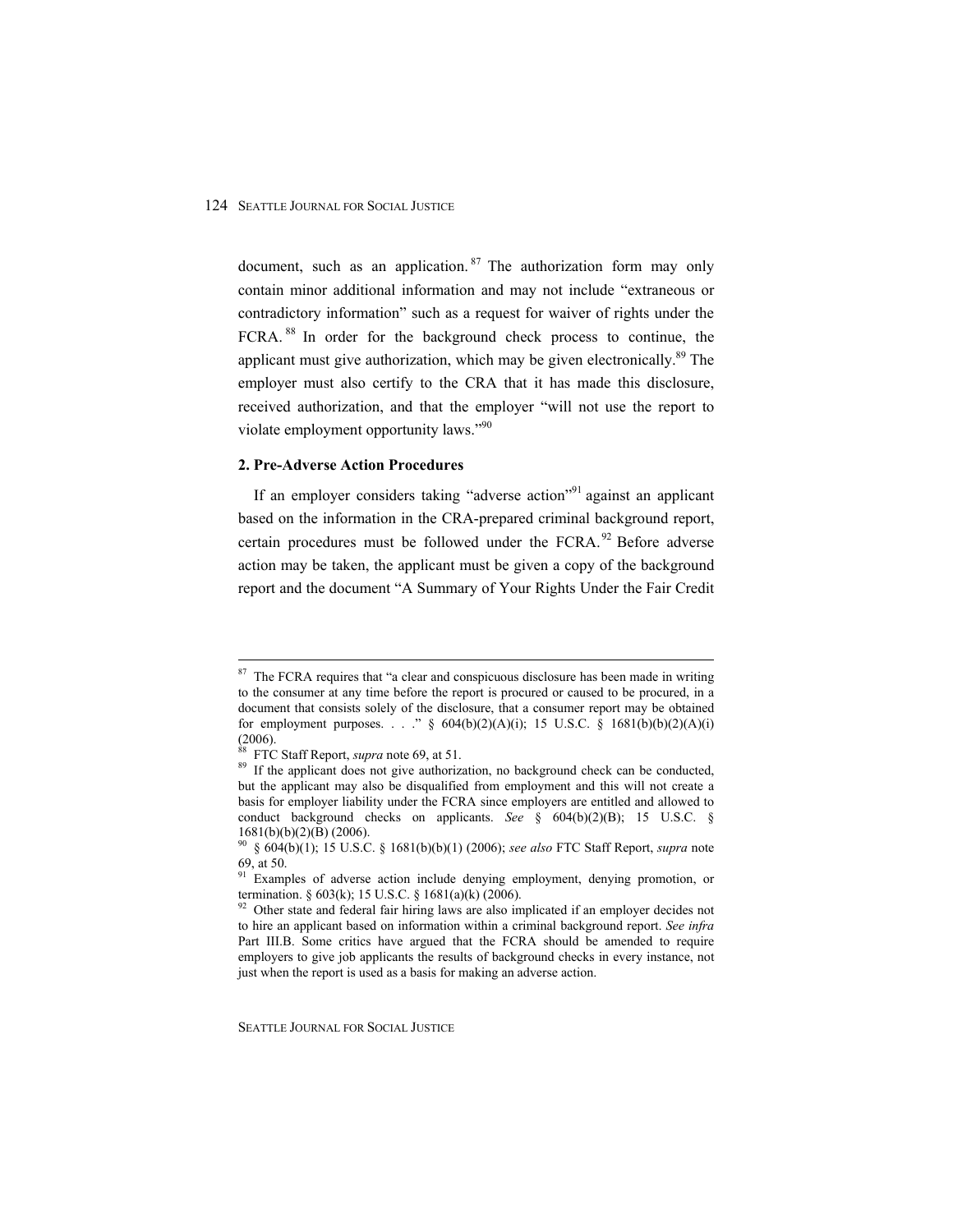document, such as an application.[87] The authorization form may only contain minor additional information and may not include "extraneous or contradictory information" such as a request for waiver of rights under the FCRA.[88] In order for the background check process to continue, the applicant must give authorization, which may be given electronically.[89] The employer must also certify to the CRA that it has made this disclosure, received authorization, and that the employer "will not use the report to violate employment opportunity laws."[90]

### 2. Pre-Adverse Action Procedures

If an employer considers taking "adverse action"[91] against an applicant based on the information in the CRA-prepared criminal background report, certain procedures must be followed under the FCRA.[92] Before adverse action may be taken, the applicant must be given a copy of the background report and the document "A Summary of Your Rights Under the Fair Credit

---

[87] The FCRA requires that "a clear and conspicuous disclosure has been made in writing to the consumer at any time before the report is procured or caused to be procured, in a document that consists solely of the disclosure, that a consumer report may be obtained for employment purposes. . . ." § 604(b)(2)(A)(i); 15 U.S.C. § 1681(b)(b)(2)(A)(i) (2006).

[88] FTC Staff Report, *supra* note 69, at 51.

[89] If the applicant does not give authorization, no background check can be conducted, but the applicant may also be disqualified from employment and this will not create a basis for employer liability under the FCRA since employers are entitled and allowed to conduct background checks on applicants. *See* § 604(b)(2)(B); 15 U.S.C. § 1681(b)(b)(2)(B) (2006).

[90] § 604(b)(1); 15 U.S.C. § 1681(b)(b)(1) (2006); *see also* FTC Staff Report, *supra* note 69, at 50.

[91] Examples of adverse action include denying employment, denying promotion, or termination. § 603(k); 15 U.S.C. § 1681(a)(k) (2006).

[92] Other state and federal fair hiring laws are also implicated if an employer decides not to hire an applicant based on information within a criminal background report. *See infra* Part III.B. Some critics have argued that the FCRA should be amended to require employers to give job applicants the results of background checks in every instance, not just when the report is used as a basis for making an adverse action.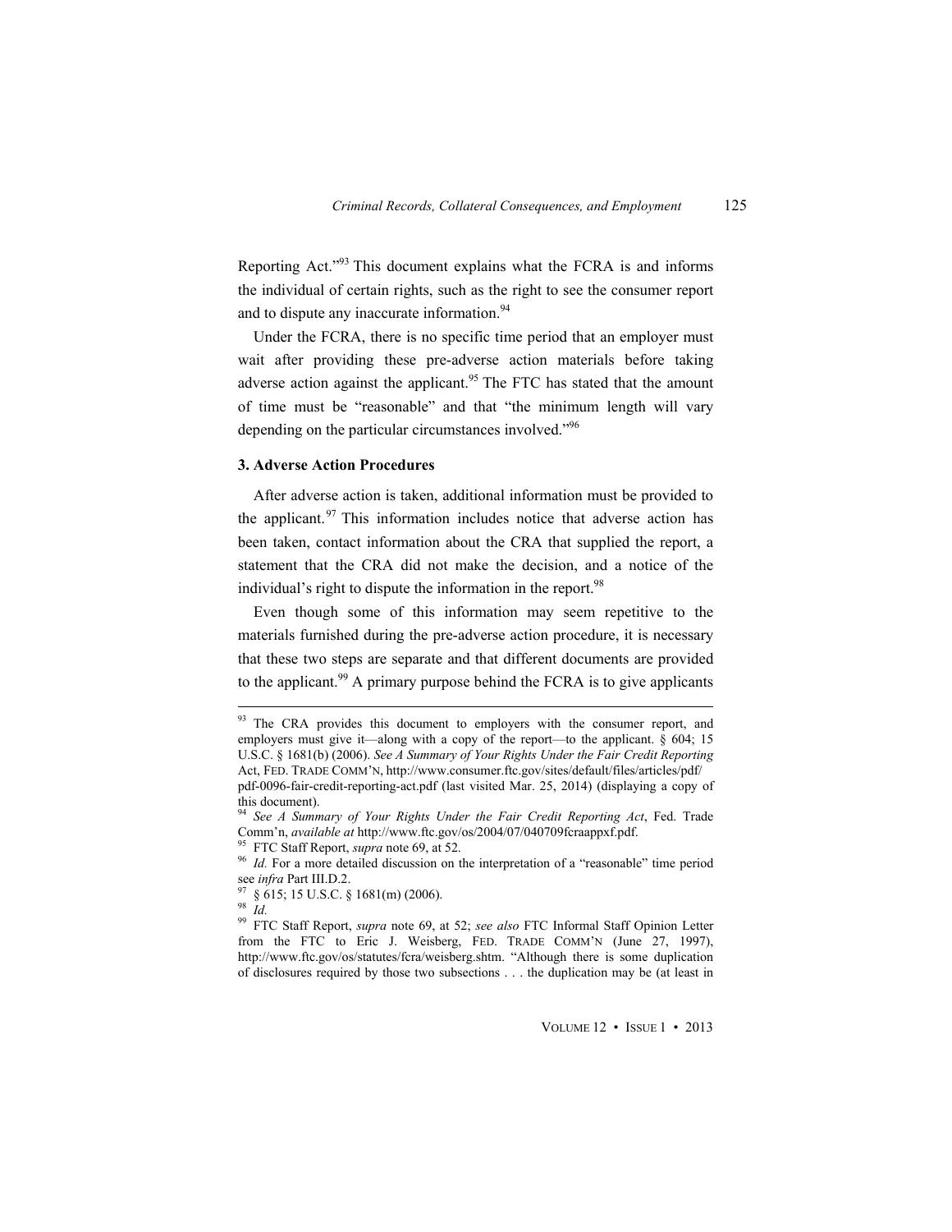Reporting Act."[93] This document explains what the FCRA is and informs the individual of certain rights, such as the right to see the consumer report and to dispute any inaccurate information.[94]

Under the FCRA, there is no specific time period that an employer must wait after providing these pre-adverse action materials before taking adverse action against the applicant.[95] The FTC has stated that the amount of time must be "reasonable" and that "the minimum length will vary depending on the particular circumstances involved."[96]

### 3. Adverse Action Procedures

After adverse action is taken, additional information must be provided to the applicant.[97] This information includes notice that adverse action has been taken, contact information about the CRA that supplied the report, a statement that the CRA did not make the decision, and a notice of the individual's right to dispute the information in the report.[98]

Even though some of this information may seem repetitive to the materials furnished during the pre-adverse action procedure, it is necessary that these two steps are separate and that different documents are provided to the applicant.[99] A primary purpose behind the FCRA is to give applicants

---

[93] The CRA provides this document to employers with the consumer report, and employers must give it—along with a copy of the report—to the applicant. § 604; 15 U.S.C. § 1681(b) (2006). *See A Summary of Your Rights Under the Fair Credit Reporting* Act, FED. TRADE COMM'N, http://www.consumer.ftc.gov/sites/default/files/articles/pdf/pdf-0096-fair-credit-reporting-act.pdf (last visited Mar. 25, 2014) (displaying a copy of this document).

[94] *See A Summary of Your Rights Under the Fair Credit Reporting Act*, Fed. Trade Comm'n, *available at* http://www.ftc.gov/os/2004/07/040709fcraappxf.pdf.

[95] FTC Staff Report, *supra* note 69, at 52.

[96] *Id.* For a more detailed discussion on the interpretation of a "reasonable" time period see *infra* Part III.D.2.

[97] § 615; 15 U.S.C. § 1681(m) (2006).

[98] *Id.*

[99] FTC Staff Report, *supra* note 69, at 52; *see also* FTC Informal Staff Opinion Letter from the FTC to Eric J. Weisberg, FED. TRADE COMM'N (June 27, 1997), http://www.ftc.gov/os/statutes/fcra/weisberg.shtm. "Although there is some duplication of disclosures required by those two subsections . . . the duplication may be (at least in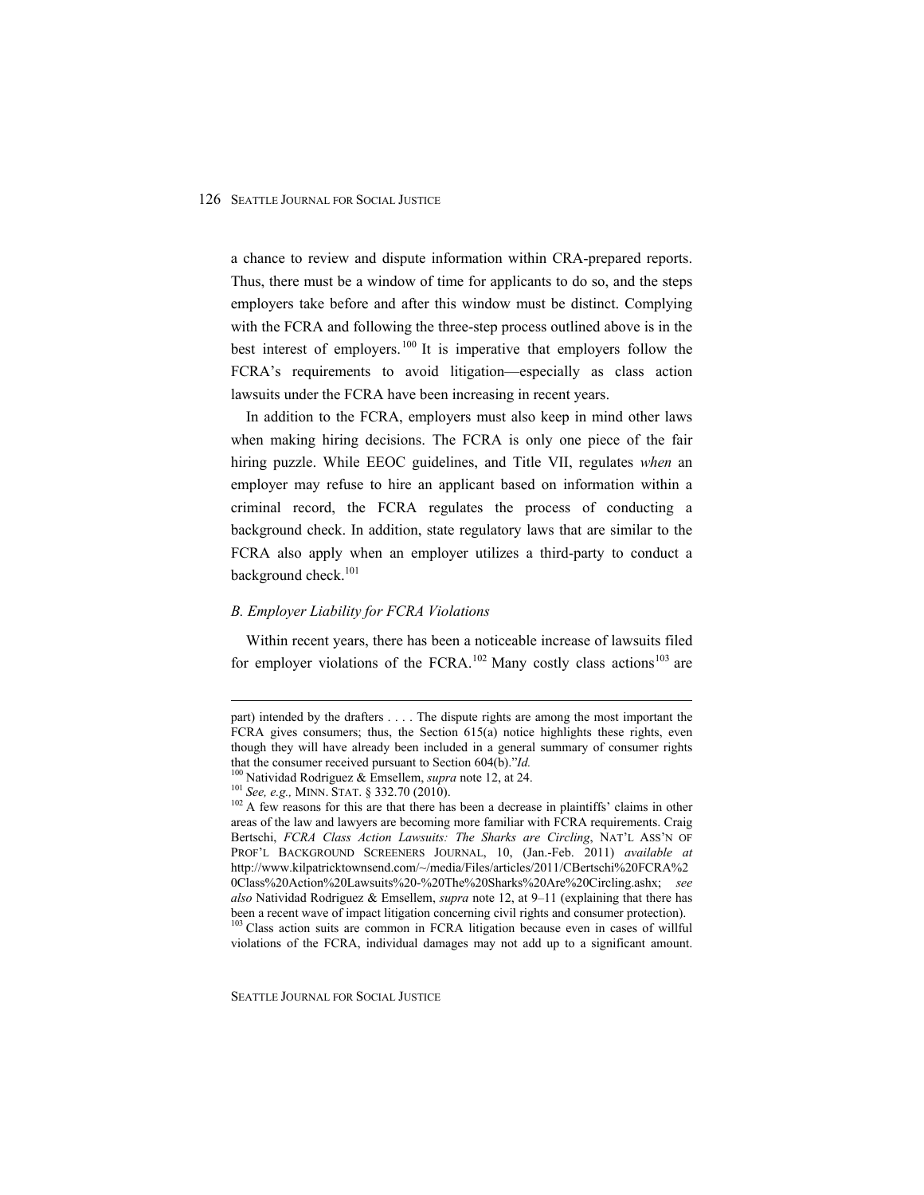a chance to review and dispute information within CRA-prepared reports. Thus, there must be a window of time for applicants to do so, and the steps employers take before and after this window must be distinct. Complying with the FCRA and following the three-step process outlined above is in the best interest of employers.[100] It is imperative that employers follow the FCRA's requirements to avoid litigation—especially as class action lawsuits under the FCRA have been increasing in recent years.

In addition to the FCRA, employers must also keep in mind other laws when making hiring decisions. The FCRA is only one piece of the fair hiring puzzle. While EEOC guidelines, and Title VII, regulates *when* an employer may refuse to hire an applicant based on information within a criminal record, the FCRA regulates the process of conducting a background check. In addition, state regulatory laws that are similar to the FCRA also apply when an employer utilizes a third-party to conduct a background check.[101]

### *B. Employer Liability for FCRA Violations*

Within recent years, there has been a noticeable increase of lawsuits filed for employer violations of the FCRA.[102] Many costly class actions[103] are

---

part) intended by the drafters . . . . The dispute rights are among the most important the FCRA gives consumers; thus, the Section 615(a) notice highlights these rights, even though they will have already been included in a general summary of consumer rights that the consumer received pursuant to Section 604(b)."*Id.*

[100] Natividad Rodriguez & Emsellem, *supra* note 12, at 24.

[101] *See, e.g.,* MINN. STAT. § 332.70 (2010).

[102] A few reasons for this are that there has been a decrease in plaintiffs' claims in other areas of the law and lawyers are becoming more familiar with FCRA requirements. Craig Bertschi, *FCRA Class Action Lawsuits: The Sharks are Circling*, NAT'L ASS'N OF PROF'L BACKGROUND SCREENERS JOURNAL, 10, (Jan.-Feb. 2011) *available at* http://www.kilpatricktownsend.com/~/media/Files/articles/2011/CBertschi%20FCRA%20Class%20Action%20Lawsuits%20-%20The%20Sharks%20Are%20Circling.ashx; *see also* Natividad Rodriguez & Emsellem, *supra* note 12, at 9–11 (explaining that there has been a recent wave of impact litigation concerning civil rights and consumer protection).

[103] Class action suits are common in FCRA litigation because even in cases of willful violations of the FCRA, individual damages may not add up to a significant amount.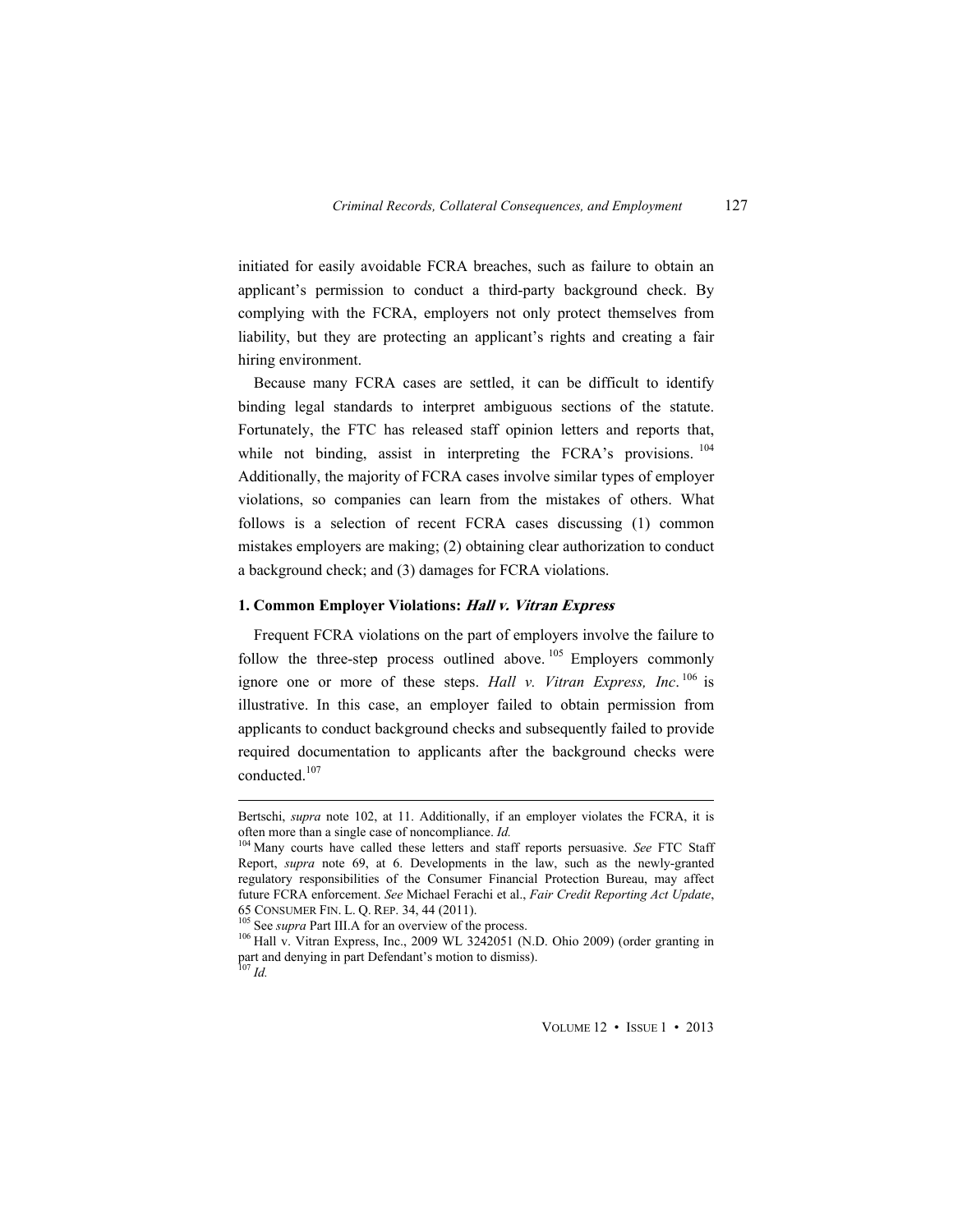initiated for easily avoidable FCRA breaches, such as failure to obtain an applicant's permission to conduct a third-party background check. By complying with the FCRA, employers not only protect themselves from liability, but they are protecting an applicant's rights and creating a fair hiring environment.

Because many FCRA cases are settled, it can be difficult to identify binding legal standards to interpret ambiguous sections of the statute. Fortunately, the FTC has released staff opinion letters and reports that, while not binding, assist in interpreting the FCRA's provisions.[104] Additionally, the majority of FCRA cases involve similar types of employer violations, so companies can learn from the mistakes of others. What follows is a selection of recent FCRA cases discussing (1) common mistakes employers are making; (2) obtaining clear authorization to conduct a background check; and (3) damages for FCRA violations.

#### 1. Common Employer Violations: *Hall v. Vitran Express*

Frequent FCRA violations on the part of employers involve the failure to follow the three-step process outlined above.[105] Employers commonly ignore one or more of these steps. *Hall v. Vitran Express, Inc*.[106] is illustrative. In this case, an employer failed to obtain permission from applicants to conduct background checks and subsequently failed to provide required documentation to applicants after the background checks were conducted.[107]

---

Bertschi, *supra* note 102, at 11. Additionally, if an employer violates the FCRA, it is often more than a single case of noncompliance. *Id.*

[104] Many courts have called these letters and staff reports persuasive. *See* FTC Staff Report, *supra* note 69, at 6. Developments in the law, such as the newly-granted regulatory responsibilities of the Consumer Financial Protection Bureau, may affect future FCRA enforcement. *See* Michael Ferachi et al., *Fair Credit Reporting Act Update*, 65 CONSUMER FIN. L. Q. REP. 34, 44 (2011).

[105] See *supra* Part III.A for an overview of the process.

[106] Hall v. Vitran Express, Inc., 2009 WL 3242051 (N.D. Ohio 2009) (order granting in part and denying in part Defendant's motion to dismiss).

[107] *Id.*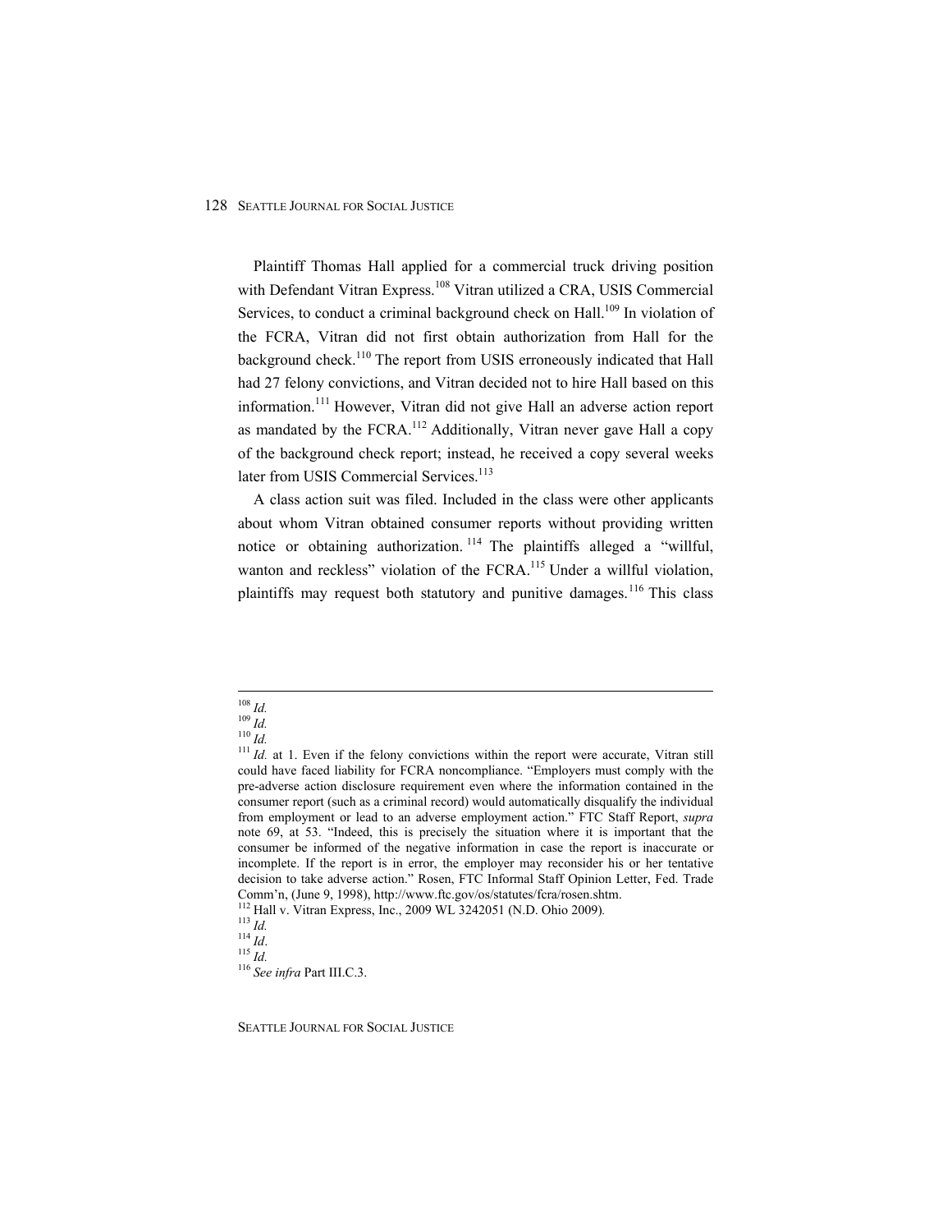Plaintiff Thomas Hall applied for a commercial truck driving position with Defendant Vitran Express.[108] Vitran utilized a CRA, USIS Commercial Services, to conduct a criminal background check on Hall.[109] In violation of the FCRA, Vitran did not first obtain authorization from Hall for the background check.[110] The report from USIS erroneously indicated that Hall had 27 felony convictions, and Vitran decided not to hire Hall based on this information.[111] However, Vitran did not give Hall an adverse action report as mandated by the FCRA.[112] Additionally, Vitran never gave Hall a copy of the background check report; instead, he received a copy several weeks later from USIS Commercial Services.[113]

A class action suit was filed. Included in the class were other applicants about whom Vitran obtained consumer reports without providing written notice or obtaining authorization.[114] The plaintiffs alleged a "willful, wanton and reckless" violation of the FCRA.[115] Under a willful violation, plaintiffs may request both statutory and punitive damages.[116] This class

---

[108] *Id.*

[109] *Id.*

[110] *Id.*

[111] *Id.* at 1. Even if the felony convictions within the report were accurate, Vitran still could have faced liability for FCRA noncompliance. "Employers must comply with the pre-adverse action disclosure requirement even where the information contained in the consumer report (such as a criminal record) would automatically disqualify the individual from employment or lead to an adverse employment action." FTC Staff Report, *supra* note 69, at 53. "Indeed, this is precisely the situation where it is important that the consumer be informed of the negative information in case the report is inaccurate or incomplete. If the report is in error, the employer may reconsider his or her tentative decision to take adverse action." Rosen, FTC Informal Staff Opinion Letter, Fed. Trade Comm'n, (June 9, 1998), http://www.ftc.gov/os/statutes/fcra/rosen.shtm.

[112] Hall v. Vitran Express, Inc., 2009 WL 3242051 (N.D. Ohio 2009).

[113] *Id.*

[114] *Id*.

[115] *Id.*

[116] *See infra* Part III.C.3.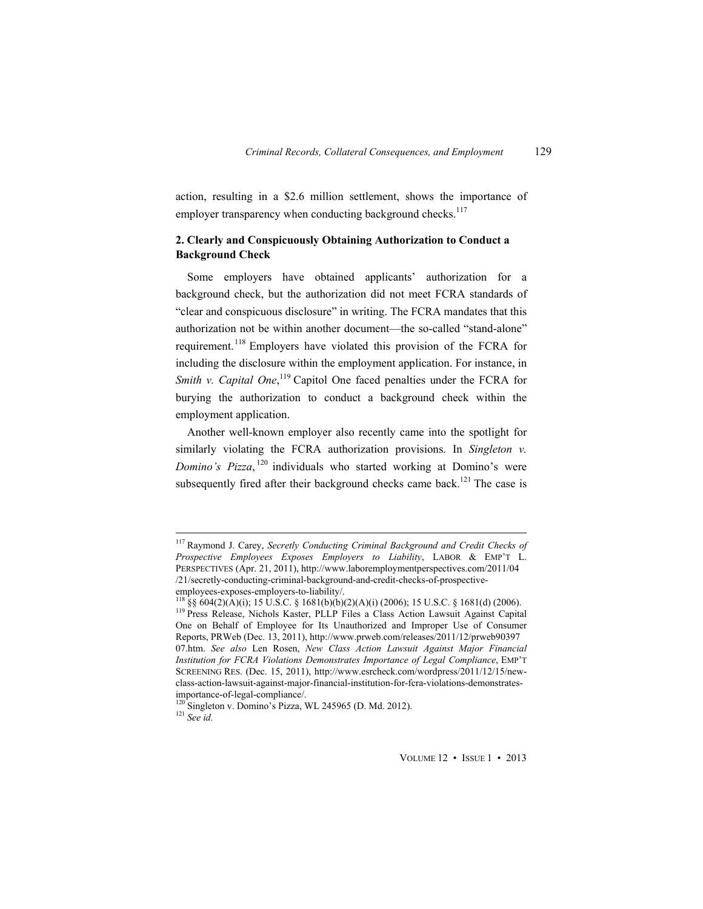action, resulting in a $2.6 million settlement, shows the importance of employer transparency when conducting background checks.[117]

### 2. Clearly and Conspicuously Obtaining Authorization to Conduct a Background Check

Some employers have obtained applicants' authorization for a background check, but the authorization did not meet FCRA standards of "clear and conspicuous disclosure" in writing. The FCRA mandates that this authorization not be within another document—the so-called "stand-alone" requirement.[118] Employers have violated this provision of the FCRA for including the disclosure within the employment application. For instance, in *Smith v. Capital One*,[119] Capitol One faced penalties under the FCRA for burying the authorization to conduct a background check within the employment application.

Another well-known employer also recently came into the spotlight for similarly violating the FCRA authorization provisions. In *Singleton v. Domino's Pizza*,[120] individuals who started working at Domino's were subsequently fired after their background checks came back.[121] The case is

---

[117] Raymond J. Carey, *Secretly Conducting Criminal Background and Credit Checks of Prospective Employees Exposes Employers to Liability*, LABOR & EMP'T L. PERSPECTIVES (Apr. 21, 2011), http://www.laboremploymentperspectives.com/2011/04/21/secretly-conducting-criminal-background-and-credit-checks-of-prospective-employees-exposes-employers-to-liability/.

[118] §§ 604(2)(A)(i); 15 U.S.C. § 1681(b)(b)(2)(A)(i) (2006); 15 U.S.C. § 1681(d) (2006).

[119] Press Release, Nichols Kaster, PLLP Files a Class Action Lawsuit Against Capital One on Behalf of Employee for Its Unauthorized and Improper Use of Consumer Reports, PRWeb (Dec. 13, 2011), http://www.prweb.com/releases/2011/12/prweb9039707.htm. *See also* Len Rosen, *New Class Action Lawsuit Against Major Financial Institution for FCRA Violations Demonstrates Importance of Legal Compliance*, EMP'T SCREENING RES. (Dec. 15, 2011), http://www.esrcheck.com/wordpress/2011/12/15/new-class-action-lawsuit-against-major-financial-institution-for-fcra-violations-demonstrates-importance-of-legal-compliance/.

[120] Singleton v. Domino's Pizza, WL 245965 (D. Md. 2012).

[121] *See id.*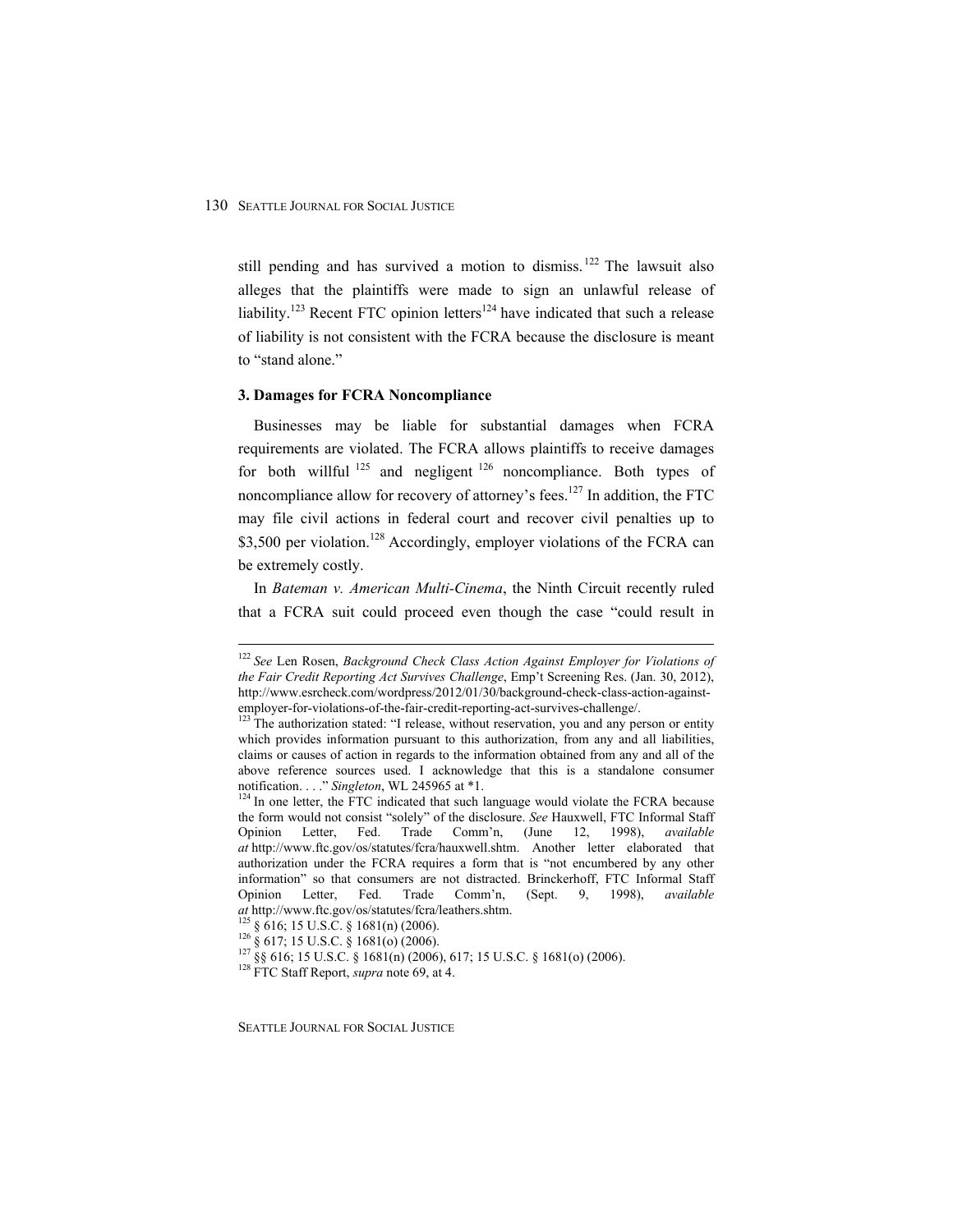still pending and has survived a motion to dismiss.[122] The lawsuit also alleges that the plaintiffs were made to sign an unlawful release of liability.[123] Recent FTC opinion letters[124] have indicated that such a release of liability is not consistent with the FCRA because the disclosure is meant to "stand alone."

### 3. Damages for FCRA Noncompliance

Businesses may be liable for substantial damages when FCRA requirements are violated. The FCRA allows plaintiffs to receive damages for both willful[125] and negligent[126] noncompliance. Both types of noncompliance allow for recovery of attorney's fees.[127] In addition, the FTC may file civil actions in federal court and recover civil penalties up to $3,500 per violation.[128] Accordingly, employer violations of the FCRA can be extremely costly.

In *Bateman v. American Multi-Cinema*, the Ninth Circuit recently ruled that a FCRA suit could proceed even though the case "could result in

---

[122] *See* Len Rosen, *Background Check Class Action Against Employer for Violations of the Fair Credit Reporting Act Survives Challenge*, Emp't Screening Res. (Jan. 30, 2012), http://www.esrcheck.com/wordpress/2012/01/30/background-check-class-action-against-employer-for-violations-of-the-fair-credit-reporting-act-survives-challenge/.

[123] The authorization stated: "I release, without reservation, you and any person or entity which provides information pursuant to this authorization, from any and all liabilities, claims or causes of action in regards to the information obtained from any and all of the above reference sources used. I acknowledge that this is a standalone consumer notification. . . ." *Singleton*, WL 245965 at *1.

[124] In one letter, the FTC indicated that such language would violate the FCRA because the form would not consist "solely" of the disclosure. *See* Hauxwell, FTC Informal Staff Opinion Letter, Fed. Trade Comm'n, (June 12, 1998), *available at* http://www.ftc.gov/os/statutes/fcra/hauxwell.shtm. Another letter elaborated that authorization under the FCRA requires a form that is "not encumbered by any other information" so that consumers are not distracted. Brinckerhoff, FTC Informal Staff Opinion Letter, Fed. Trade Comm'n, (Sept. 9, 1998), *available at* http://www.ftc.gov/os/statutes/fcra/leathers.shtm.

[125] § 616; 15 U.S.C. § 1681(n) (2006).

[126] § 617; 15 U.S.C. § 1681(o) (2006).

[127] §§ 616; 15 U.S.C. § 1681(n) (2006), 617; 15 U.S.C. § 1681(o) (2006).

[128] FTC Staff Report, *supra* note 69, at 4.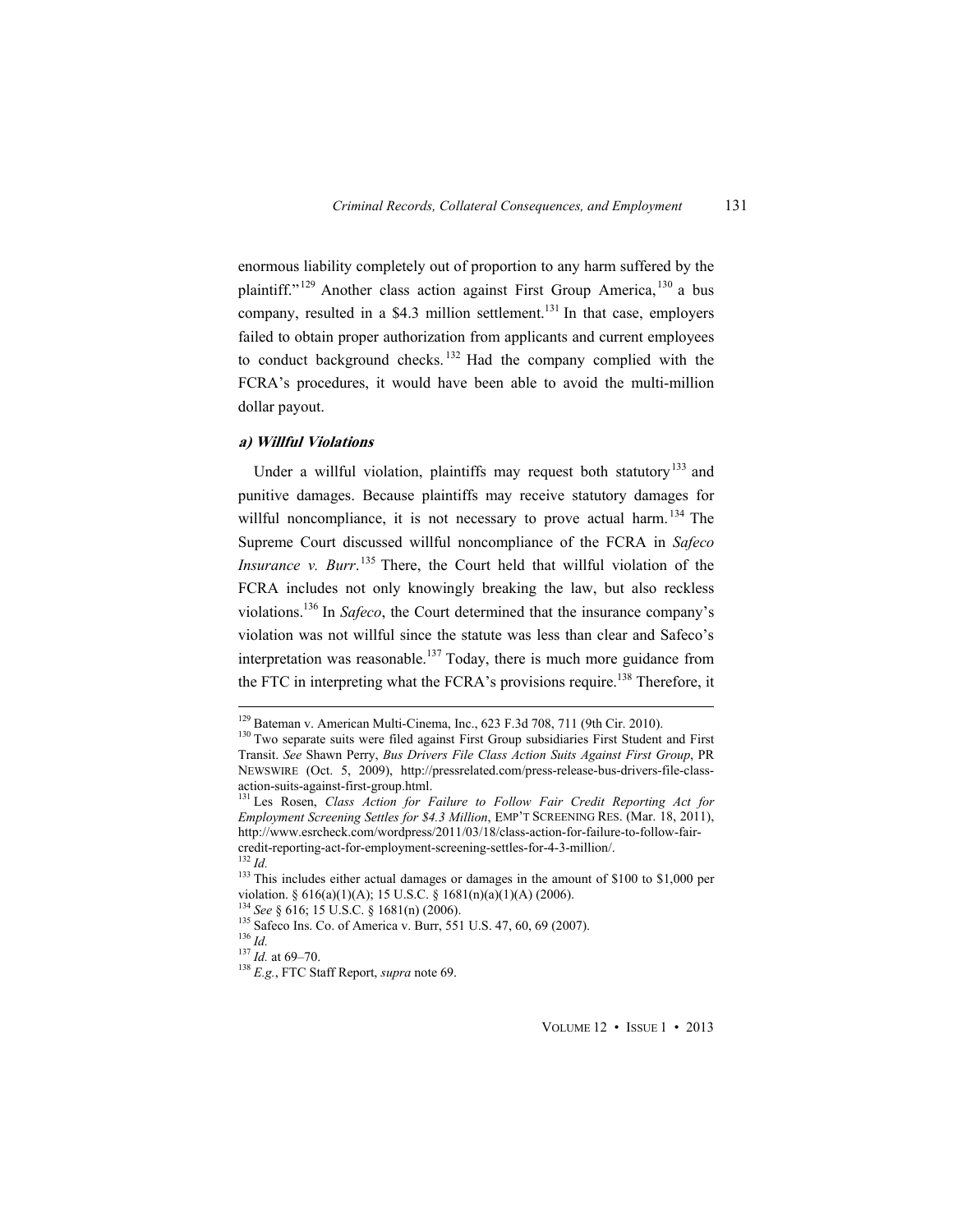enormous liability completely out of proportion to any harm suffered by the plaintiff."[129] Another class action against First Group America,[130] a bus company, resulted in a $4.3 million settlement.[131] In that case, employers failed to obtain proper authorization from applicants and current employees to conduct background checks.[132] Had the company complied with the FCRA's procedures, it would have been able to avoid the multi-million dollar payout.

### *a) Willful Violations*

Under a willful violation, plaintiffs may request both statutory[133] and punitive damages. Because plaintiffs may receive statutory damages for willful noncompliance, it is not necessary to prove actual harm.[134] The Supreme Court discussed willful noncompliance of the FCRA in *Safeco Insurance v. Burr*.[135] There, the Court held that willful violation of the FCRA includes not only knowingly breaking the law, but also reckless violations.[136] In *Safeco*, the Court determined that the insurance company's violation was not willful since the statute was less than clear and Safeco's interpretation was reasonable.[137] Today, there is much more guidance from the FTC in interpreting what the FCRA's provisions require.[138] Therefore, it

---

[129] Bateman v. American Multi-Cinema, Inc., 623 F.3d 708, 711 (9th Cir. 2010).

[130] Two separate suits were filed against First Group subsidiaries First Student and First Transit. *See* Shawn Perry, *Bus Drivers File Class Action Suits Against First Group*, PR NEWSWIRE (Oct. 5, 2009), http://pressrelated.com/press-release-bus-drivers-file-class-action-suits-against-first-group.html.

[131] Les Rosen, *Class Action for Failure to Follow Fair Credit Reporting Act for Employment Screening Settles for $4.3 Million*, EMP'T SCREENING RES. (Mar. 18, 2011), http://www.esrcheck.com/wordpress/2011/03/18/class-action-for-failure-to-follow-fair-credit-reporting-act-for-employment-screening-settles-for-4-3-million/.

[132] *Id.*

[133] This includes either actual damages or damages in the amount of $100 to $1,000 per violation. § 616(a)(1)(A); 15 U.S.C. § 1681(n)(a)(1)(A) (2006).

[134] *See* § 616; 15 U.S.C. § 1681(n) (2006).

[135] Safeco Ins. Co. of America v. Burr, 551 U.S. 47, 60, 69 (2007).

[136] *Id.*

[137] *Id.* at 69–70.

[138] *E.g.*, FTC Staff Report, *supra* note 69.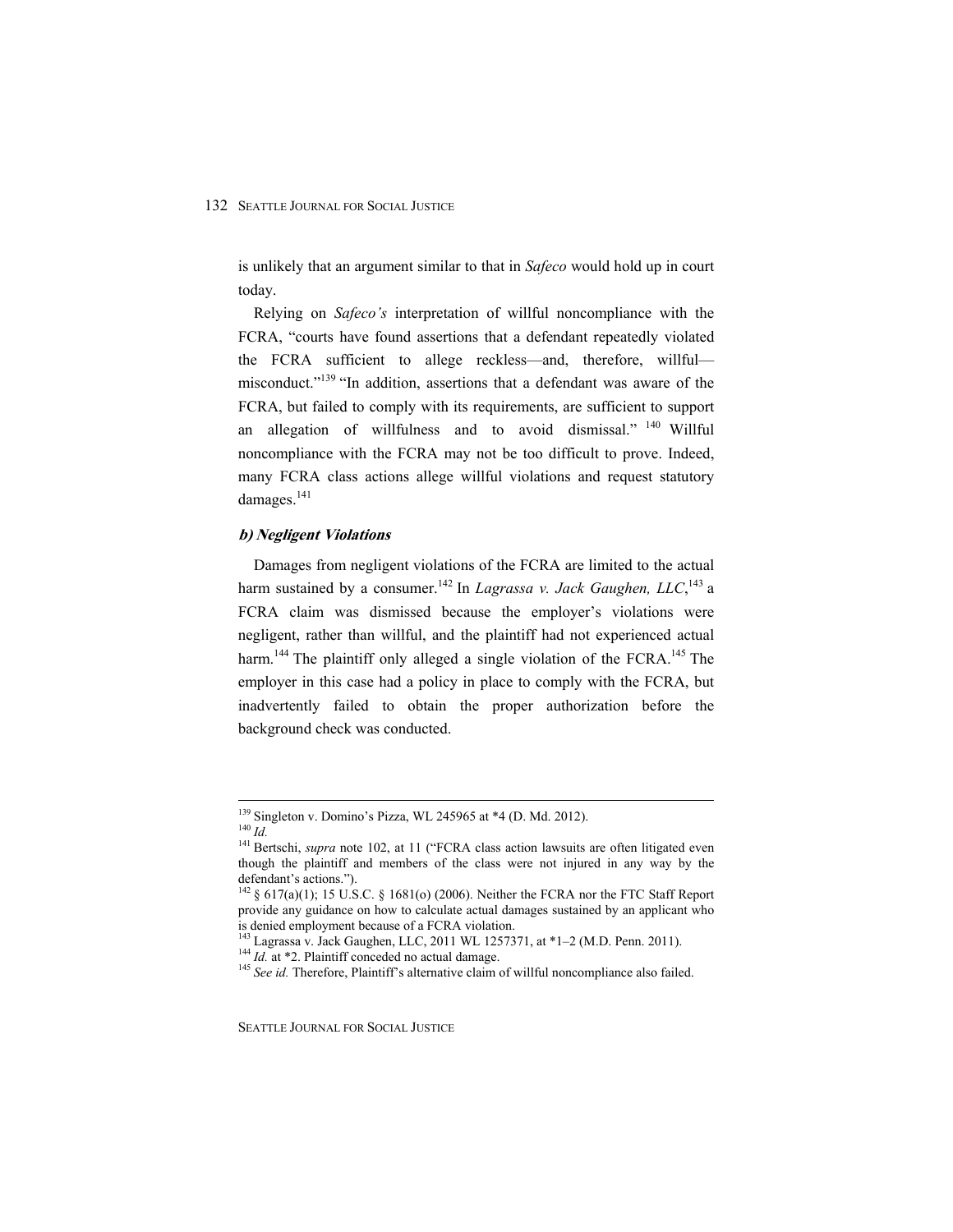is unlikely that an argument similar to that in *Safeco* would hold up in court today.

Relying on *Safeco's* interpretation of willful noncompliance with the FCRA, "courts have found assertions that a defendant repeatedly violated the FCRA sufficient to allege reckless—and, therefore, willful—misconduct."[139] "In addition, assertions that a defendant was aware of the FCRA, but failed to comply with its requirements, are sufficient to support an allegation of willfulness and to avoid dismissal." [140] Willful noncompliance with the FCRA may not be too difficult to prove. Indeed, many FCRA class actions allege willful violations and request statutory damages.[141]

### *b) Negligent Violations*

Damages from negligent violations of the FCRA are limited to the actual harm sustained by a consumer.[142] In *Lagrassa v. Jack Gaughen, LLC*,[143] a FCRA claim was dismissed because the employer's violations were negligent, rather than willful, and the plaintiff had not experienced actual harm.[144] The plaintiff only alleged a single violation of the FCRA.[145] The employer in this case had a policy in place to comply with the FCRA, but inadvertently failed to obtain the proper authorization before the background check was conducted.

---

[139] Singleton v. Domino's Pizza, WL 245965 at *4 (D. Md. 2012).

[140] *Id.*

[141] Bertschi, *supra* note 102, at 11 ("FCRA class action lawsuits are often litigated even though the plaintiff and members of the class were not injured in any way by the defendant's actions.").

[142] § 617(a)(1); 15 U.S.C. § 1681(o) (2006). Neither the FCRA nor the FTC Staff Report provide any guidance on how to calculate actual damages sustained by an applicant who is denied employment because of a FCRA violation.

[143] Lagrassa v. Jack Gaughen, LLC, 2011 WL 1257371, at *1–2 (M.D. Penn. 2011).

[144] *Id.* at *2. Plaintiff conceded no actual damage.

[145] *See id.* Therefore, Plaintiff's alternative claim of willful noncompliance also failed.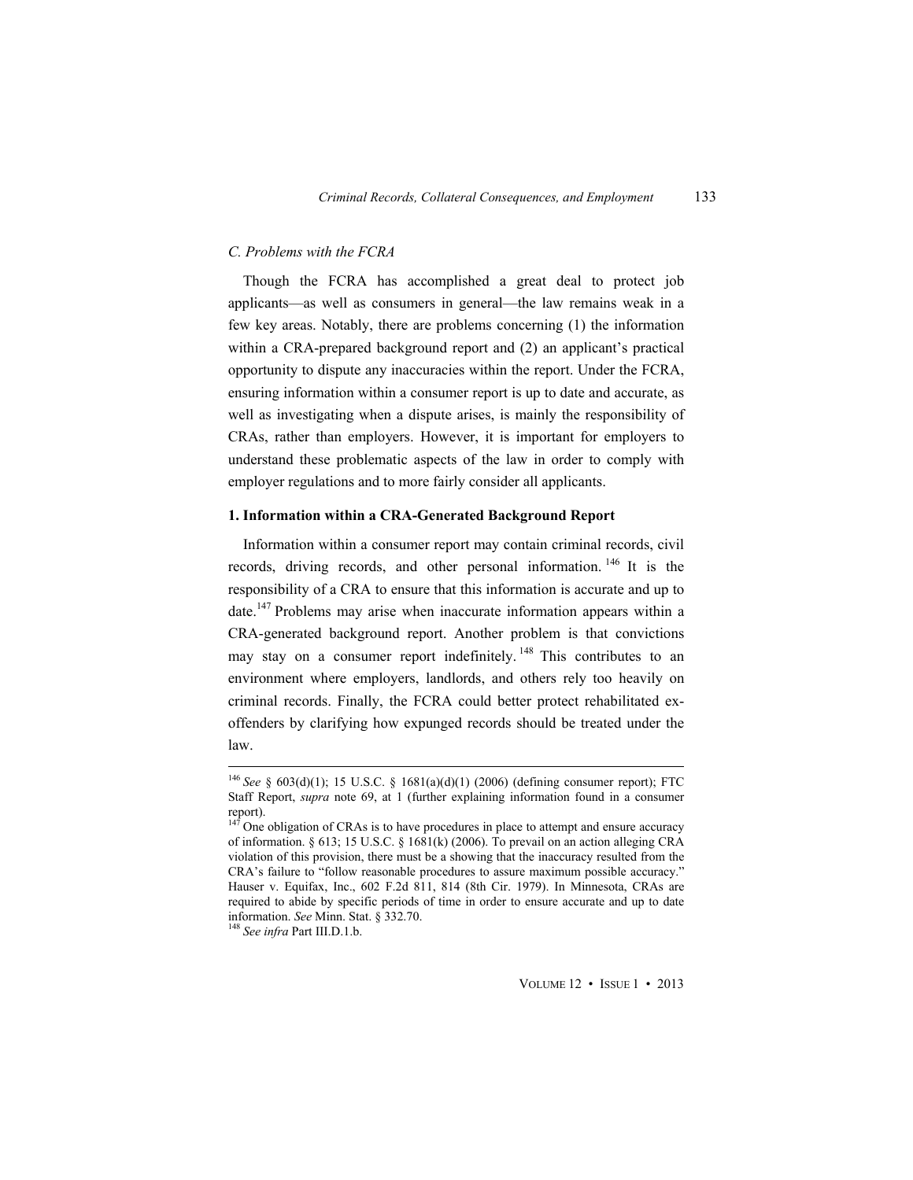### *C. Problems with the FCRA*

Though the FCRA has accomplished a great deal to protect job applicants—as well as consumers in general—the law remains weak in a few key areas. Notably, there are problems concerning (1) the information within a CRA-prepared background report and (2) an applicant's practical opportunity to dispute any inaccuracies within the report. Under the FCRA, ensuring information within a consumer report is up to date and accurate, as well as investigating when a dispute arises, is mainly the responsibility of CRAs, rather than employers. However, it is important for employers to understand these problematic aspects of the law in order to comply with employer regulations and to more fairly consider all applicants.

#### **1. Information within a CRA-Generated Background Report**

Information within a consumer report may contain criminal records, civil records, driving records, and other personal information.[146] It is the responsibility of a CRA to ensure that this information is accurate and up to date.[147] Problems may arise when inaccurate information appears within a CRA-generated background report. Another problem is that convictions may stay on a consumer report indefinitely.[148] This contributes to an environment where employers, landlords, and others rely too heavily on criminal records. Finally, the FCRA could better protect rehabilitated ex-offenders by clarifying how expunged records should be treated under the law.

---

[146] *See* § 603(d)(1); 15 U.S.C. § 1681(a)(d)(1) (2006) (defining consumer report); FTC Staff Report, *supra* note 69, at 1 (further explaining information found in a consumer report).

[147] One obligation of CRAs is to have procedures in place to attempt and ensure accuracy of information. § 613; 15 U.S.C. § 1681(k) (2006). To prevail on an action alleging CRA violation of this provision, there must be a showing that the inaccuracy resulted from the CRA's failure to "follow reasonable procedures to assure maximum possible accuracy." Hauser v. Equifax, Inc., 602 F.2d 811, 814 (8th Cir. 1979). In Minnesota, CRAs are required to abide by specific periods of time in order to ensure accurate and up to date information. *See* Minn. Stat. § 332.70.

[148] *See infra* Part III.D.1.b.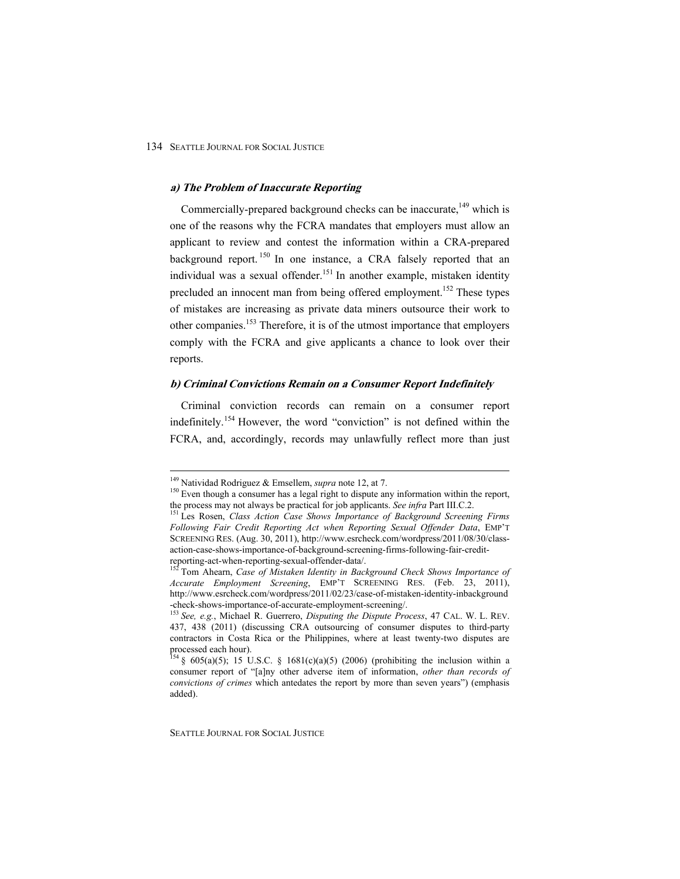#### *a) The Problem of Inaccurate Reporting*

Commercially-prepared background checks can be inaccurate,[149] which is one of the reasons why the FCRA mandates that employers must allow an applicant to review and contest the information within a CRA-prepared background report.[150] In one instance, a CRA falsely reported that an individual was a sexual offender.[151] In another example, mistaken identity precluded an innocent man from being offered employment.[152] These types of mistakes are increasing as private data miners outsource their work to other companies.[153] Therefore, it is of the utmost importance that employers comply with the FCRA and give applicants a chance to look over their reports.

#### *b) Criminal Convictions Remain on a Consumer Report Indefinitely*

Criminal conviction records can remain on a consumer report indefinitely.[154] However, the word "conviction" is not defined within the FCRA, and, accordingly, records may unlawfully reflect more than just

---

[149] Natividad Rodriguez & Emsellem, *supra* note 12, at 7.

[150] Even though a consumer has a legal right to dispute any information within the report, the process may not always be practical for job applicants. *See infra* Part III.C.2.

[151] Les Rosen, *Class Action Case Shows Importance of Background Screening Firms Following Fair Credit Reporting Act when Reporting Sexual Offender Data*, EMP'T SCREENING RES. (Aug. 30, 2011), http://www.esrcheck.com/wordpress/2011/08/30/class-action-case-shows-importance-of-background-screening-firms-following-fair-credit-reporting-act-when-reporting-sexual-offender-data/.

[152] Tom Ahearn, *Case of Mistaken Identity in Background Check Shows Importance of Accurate Employment Screening*, EMP'T SCREENING RES. (Feb. 23, 2011), http://www.esrcheck.com/wordpress/2011/02/23/case-of-mistaken-identity-inbackground-check-shows-importance-of-accurate-employment-screening/.

[153] *See, e.g.*, Michael R. Guerrero, *Disputing the Dispute Process*, 47 CAL. W. L. REV. 437, 438 (2011) (discussing CRA outsourcing of consumer disputes to third-party contractors in Costa Rica or the Philippines, where at least twenty-two disputes are processed each hour).

[154] § 605(a)(5); 15 U.S.C. § 1681(c)(a)(5) (2006) (prohibiting the inclusion within a consumer report of "[a]ny other adverse item of information, *other than records of convictions of crimes* which antedates the report by more than seven years") (emphasis added).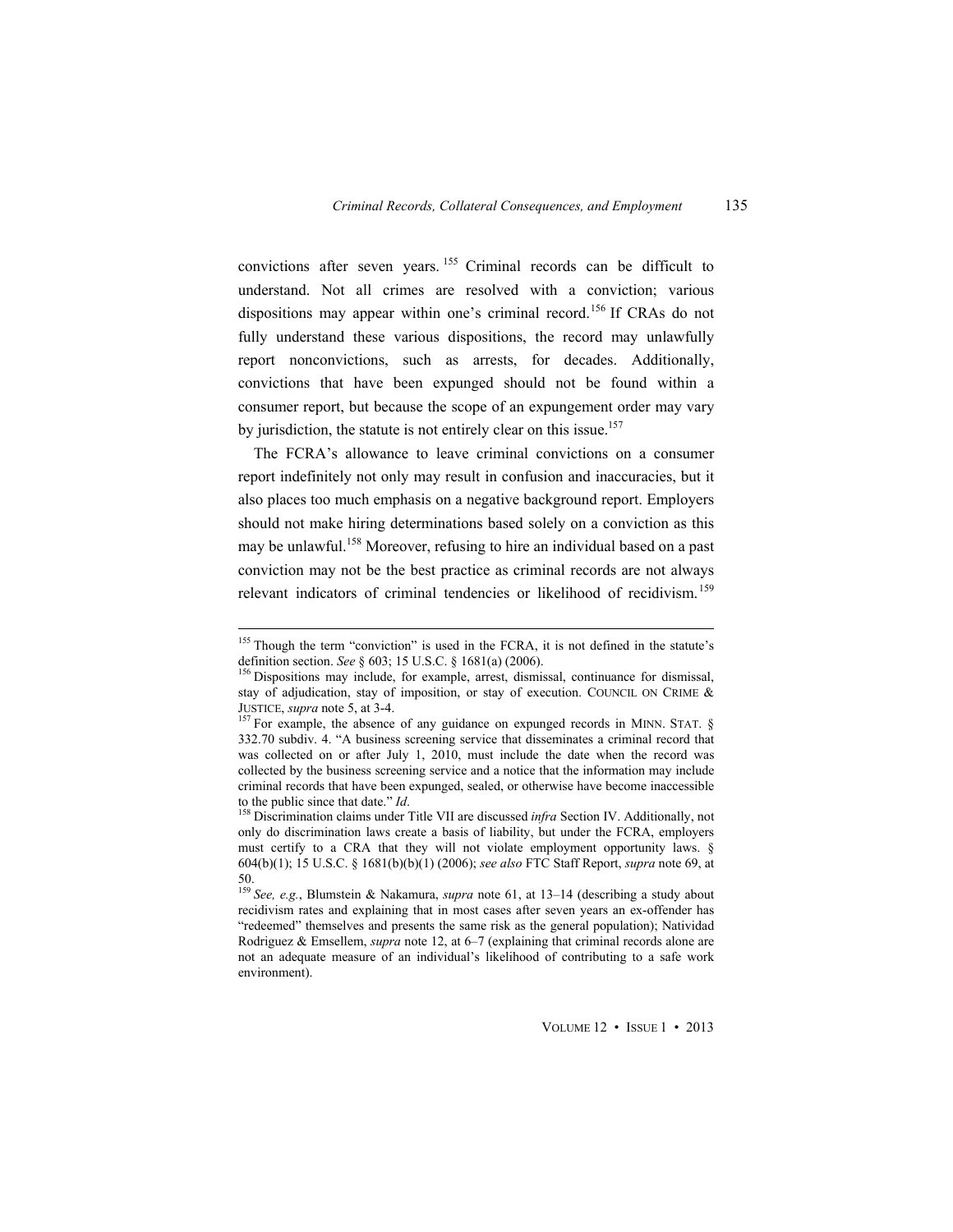convictions after seven years.[155] Criminal records can be difficult to understand. Not all crimes are resolved with a conviction; various dispositions may appear within one's criminal record.[156] If CRAs do not fully understand these various dispositions, the record may unlawfully report nonconvictions, such as arrests, for decades. Additionally, convictions that have been expunged should not be found within a consumer report, but because the scope of an expungement order may vary by jurisdiction, the statute is not entirely clear on this issue.[157]

The FCRA's allowance to leave criminal convictions on a consumer report indefinitely not only may result in confusion and inaccuracies, but it also places too much emphasis on a negative background report. Employers should not make hiring determinations based solely on a conviction as this may be unlawful.[158] Moreover, refusing to hire an individual based on a past conviction may not be the best practice as criminal records are not always relevant indicators of criminal tendencies or likelihood of recidivism.[159]

---

[155] Though the term "conviction" is used in the FCRA, it is not defined in the statute's definition section. *See* § 603; 15 U.S.C. § 1681(a) (2006).

[156] Dispositions may include, for example, arrest, dismissal, continuance for dismissal, stay of adjudication, stay of imposition, or stay of execution. COUNCIL ON CRIME & JUSTICE, *supra* note 5, at 3-4.

[157] For example, the absence of any guidance on expunged records in MINN. STAT. § 332.70 subdiv. 4. "A business screening service that disseminates a criminal record that was collected on or after July 1, 2010, must include the date when the record was collected by the business screening service and a notice that the information may include criminal records that have been expunged, sealed, or otherwise have become inaccessible to the public since that date." *Id*.

[158] Discrimination claims under Title VII are discussed *infra* Section IV. Additionally, not only do discrimination laws create a basis of liability, but under the FCRA, employers must certify to a CRA that they will not violate employment opportunity laws. § 604(b)(1); 15 U.S.C. § 1681(b)(b)(1) (2006); *see also* FTC Staff Report, *supra* note 69, at 50.

[159] *See, e.g.*, Blumstein & Nakamura, *supra* note 61, at 13–14 (describing a study about recidivism rates and explaining that in most cases after seven years an ex-offender has "redeemed" themselves and presents the same risk as the general population); Natividad Rodriguez & Emsellem, *supra* note 12, at 6–7 (explaining that criminal records alone are not an adequate measure of an individual's likelihood of contributing to a safe work environment).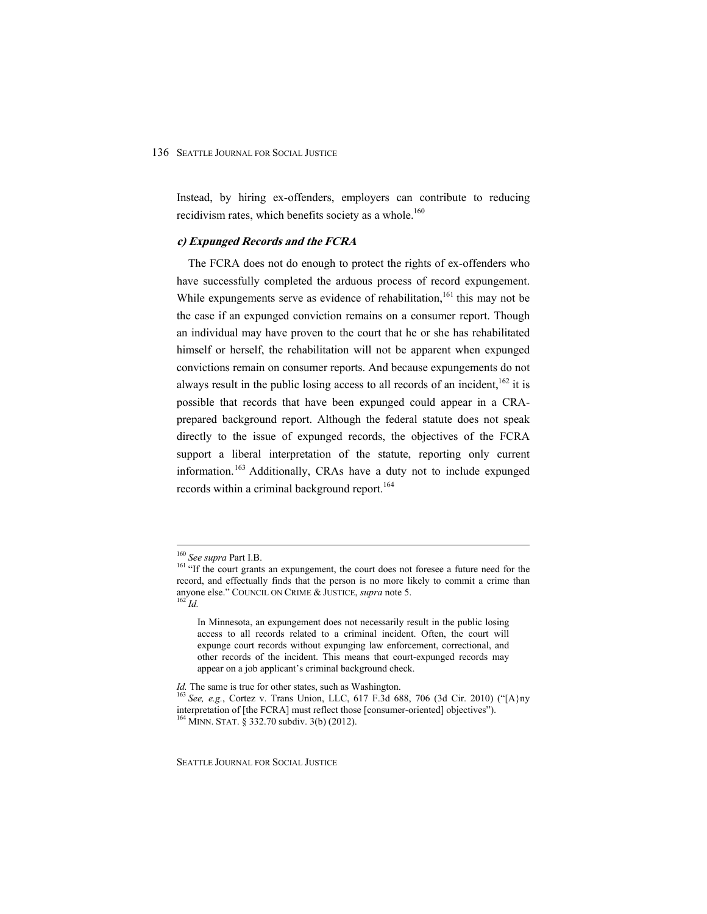Instead, by hiring ex-offenders, employers can contribute to reducing recidivism rates, which benefits society as a whole.[160]

#### *c) Expunged Records and the FCRA*

The FCRA does not do enough to protect the rights of ex-offenders who have successfully completed the arduous process of record expungement. While expungements serve as evidence of rehabilitation,[161] this may not be the case if an expunged conviction remains on a consumer report. Though an individual may have proven to the court that he or she has rehabilitated himself or herself, the rehabilitation will not be apparent when expunged convictions remain on consumer reports. And because expungements do not always result in the public losing access to all records of an incident,[162] it is possible that records that have been expunged could appear in a CRA-prepared background report. Although the federal statute does not speak directly to the issue of expunged records, the objectives of the FCRA support a liberal interpretation of the statute, reporting only current information.[163] Additionally, CRAs have a duty not to include expunged records within a criminal background report.[164]

---

[160] *See supra* Part I.B.

[161] "If the court grants an expungement, the court does not foresee a future need for the record, and effectually finds that the person is no more likely to commit a crime than anyone else." COUNCIL ON CRIME & JUSTICE, *supra* note 5.

[162] *Id.*

> In Minnesota, an expungement does not necessarily result in the public losing access to all records related to a criminal incident. Often, the court will expunge court records without expunging law enforcement, correctional, and other records of the incident. This means that court-expunged records may appear on a job applicant's criminal background check.

*Id.* The same is true for other states, such as Washington.

[163] *See, e.g.*, Cortez v. Trans Union, LLC, 617 F.3d 688, 706 (3d Cir. 2010) ("[A}ny interpretation of [the FCRA] must reflect those [consumer-oriented] objectives").

[164] MINN. STAT. § 332.70 subdiv. 3(b) (2012).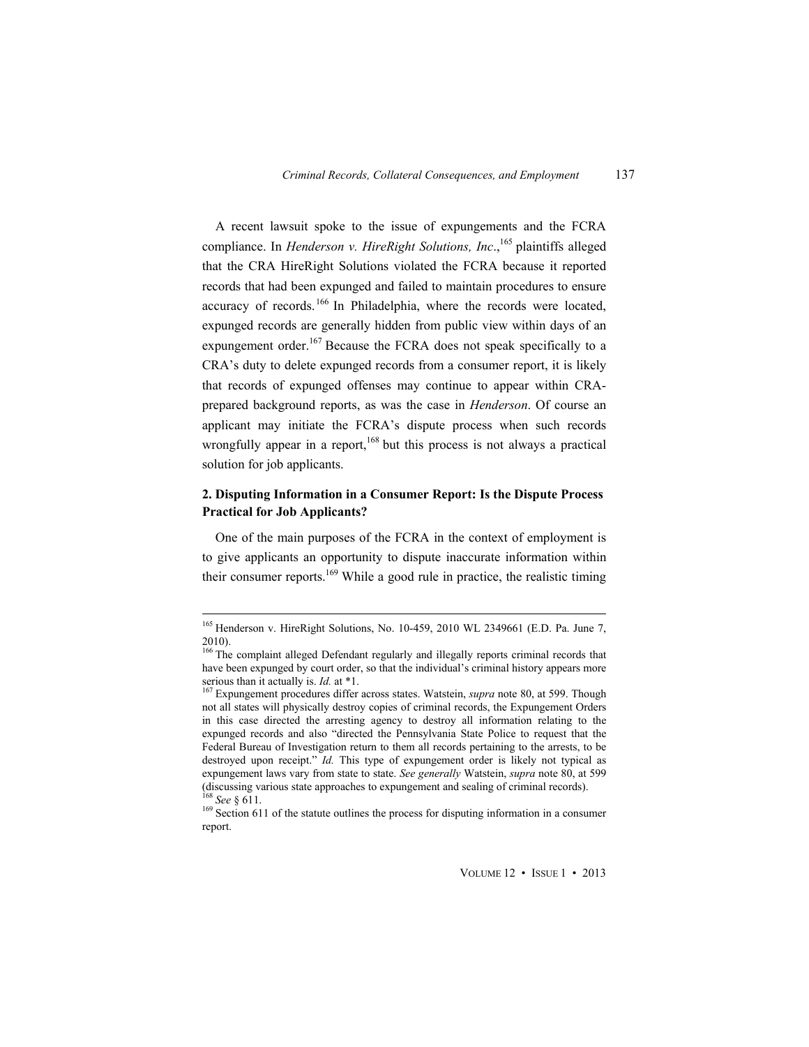A recent lawsuit spoke to the issue of expungements and the FCRA compliance. In *Henderson v. HireRight Solutions, Inc*.,[165] plaintiffs alleged that the CRA HireRight Solutions violated the FCRA because it reported records that had been expunged and failed to maintain procedures to ensure accuracy of records.[166] In Philadelphia, where the records were located, expunged records are generally hidden from public view within days of an expungement order.[167] Because the FCRA does not speak specifically to a CRA's duty to delete expunged records from a consumer report, it is likely that records of expunged offenses may continue to appear within CRA-prepared background reports, as was the case in *Henderson*. Of course an applicant may initiate the FCRA's dispute process when such records wrongfully appear in a report,[168] but this process is not always a practical solution for job applicants.

### 2. Disputing Information in a Consumer Report: Is the Dispute Process Practical for Job Applicants?

One of the main purposes of the FCRA in the context of employment is to give applicants an opportunity to dispute inaccurate information within their consumer reports.[169] While a good rule in practice, the realistic timing

---

[165] Henderson v. HireRight Solutions, No. 10-459, 2010 WL 2349661 (E.D. Pa. June 7, 2010).

[166] The complaint alleged Defendant regularly and illegally reports criminal records that have been expunged by court order, so that the individual's criminal history appears more serious than it actually is. *Id.* at *1.

[167] Expungement procedures differ across states. Watstein, *supra* note 80, at 599. Though not all states will physically destroy copies of criminal records, the Expungement Orders in this case directed the arresting agency to destroy all information relating to the expunged records and also "directed the Pennsylvania State Police to request that the Federal Bureau of Investigation return to them all records pertaining to the arrests, to be destroyed upon receipt." *Id.* This type of expungement order is likely not typical as expungement laws vary from state to state. *See generally* Watstein, *supra* note 80, at 599 (discussing various state approaches to expungement and sealing of criminal records).

[168] *See* § 611.

[169] Section 611 of the statute outlines the process for disputing information in a consumer report.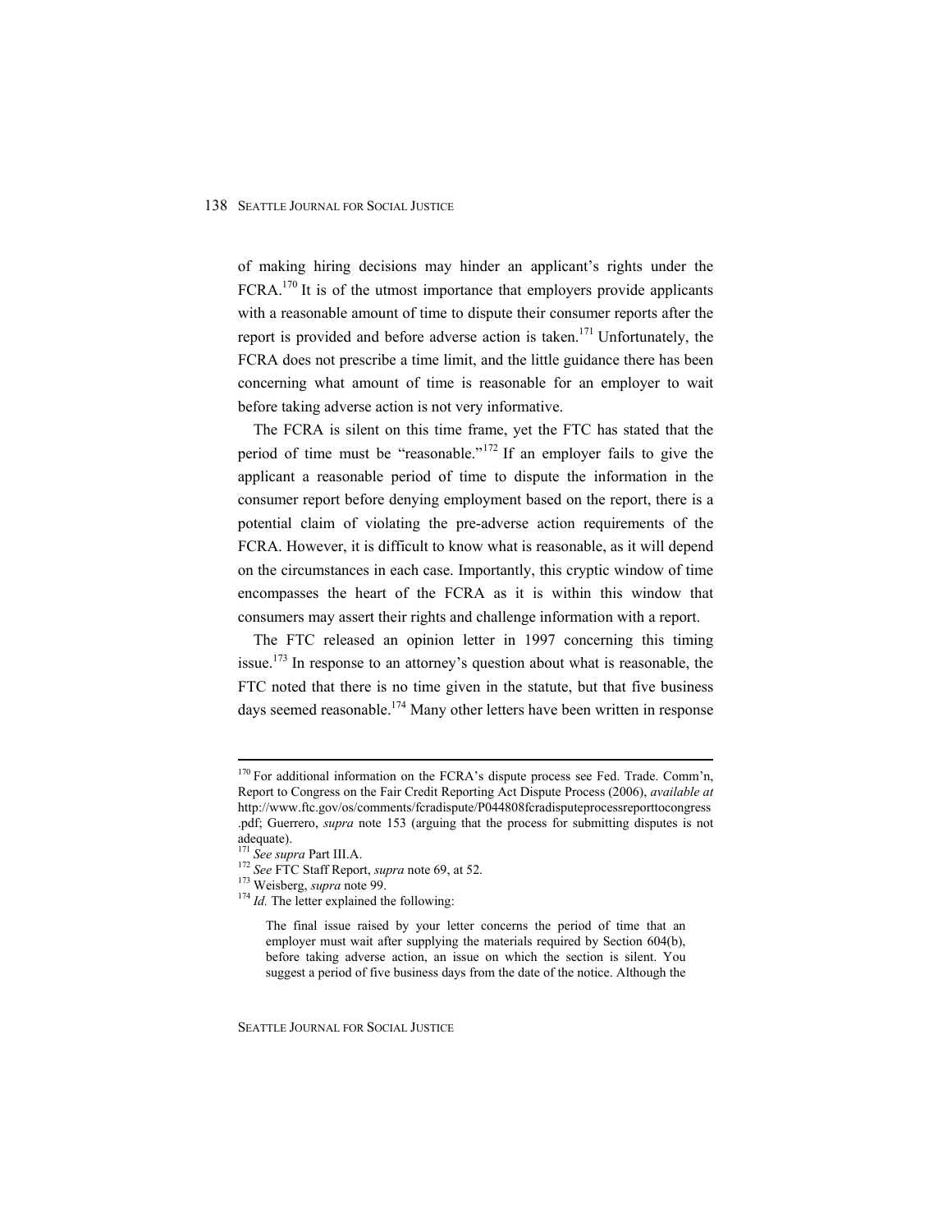of making hiring decisions may hinder an applicant's rights under the FCRA.[170] It is of the utmost importance that employers provide applicants with a reasonable amount of time to dispute their consumer reports after the report is provided and before adverse action is taken.[171] Unfortunately, the FCRA does not prescribe a time limit, and the little guidance there has been concerning what amount of time is reasonable for an employer to wait before taking adverse action is not very informative.

The FCRA is silent on this time frame, yet the FTC has stated that the period of time must be "reasonable."[172] If an employer fails to give the applicant a reasonable period of time to dispute the information in the consumer report before denying employment based on the report, there is a potential claim of violating the pre-adverse action requirements of the FCRA. However, it is difficult to know what is reasonable, as it will depend on the circumstances in each case. Importantly, this cryptic window of time encompasses the heart of the FCRA as it is within this window that consumers may assert their rights and challenge information with a report.

The FTC released an opinion letter in 1997 concerning this timing issue.[173] In response to an attorney's question about what is reasonable, the FTC noted that there is no time given in the statute, but that five business days seemed reasonable.[174] Many other letters have been written in response

---

[170] For additional information on the FCRA's dispute process see Fed. Trade. Comm'n, Report to Congress on the Fair Credit Reporting Act Dispute Process (2006), *available at* http://www.ftc.gov/os/comments/fcradispute/P044808fcradisputeprocessreporttocongress.pdf; Guerrero, *supra* note 153 (arguing that the process for submitting disputes is not adequate).

[171] *See supra* Part III.A.

[172] *See* FTC Staff Report, *supra* note 69, at 52.

[173] Weisberg, *supra* note 99.

[174] *Id.* The letter explained the following:

> The final issue raised by your letter concerns the period of time that an employer must wait after supplying the materials required by Section 604(b), before taking adverse action, an issue on which the section is silent. You suggest a period of five business days from the date of the notice. Although the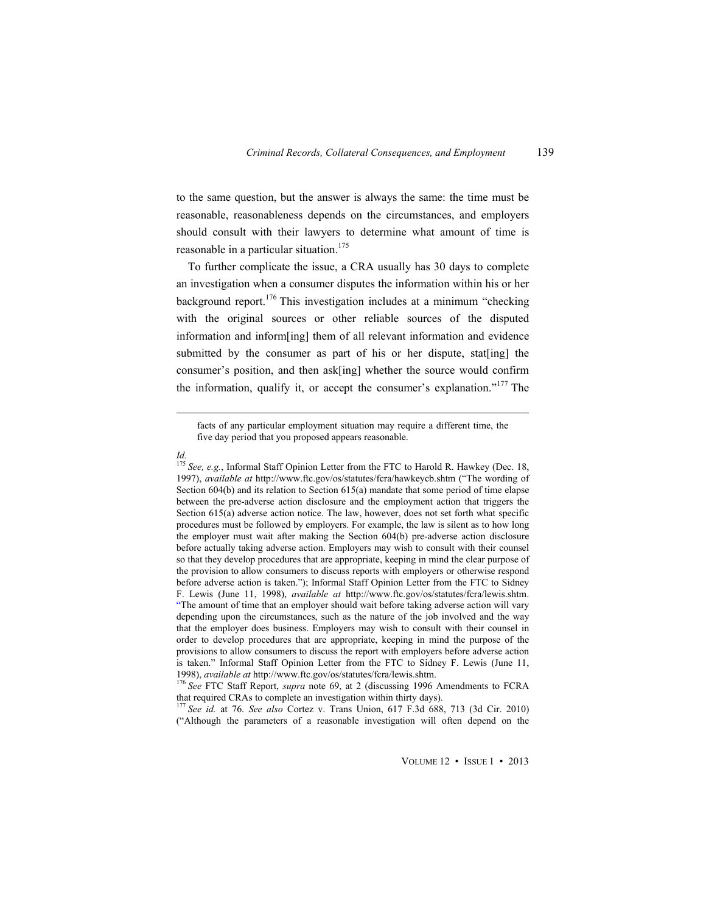to the same question, but the answer is always the same: the time must be reasonable, reasonableness depends on the circumstances, and employers should consult with their lawyers to determine what amount of time is reasonable in a particular situation.[175]

To further complicate the issue, a CRA usually has 30 days to complete an investigation when a consumer disputes the information within his or her background report.[176] This investigation includes at a minimum "checking with the original sources or other reliable sources of the disputed information and inform[ing] them of all relevant information and evidence submitted by the consumer as part of his or her dispute, stat[ing] the consumer's position, and then ask[ing] whether the source would confirm the information, qualify it, or accept the consumer's explanation."[177] The

---

> facts of any particular employment situation may require a different time, the five day period that you proposed appears reasonable.

*Id.*

[175] *See, e.g.*, Informal Staff Opinion Letter from the FTC to Harold R. Hawkey (Dec. 18, 1997), *available at* http://www.ftc.gov/os/statutes/fcra/hawkeycb.shtm ("The wording of Section 604(b) and its relation to Section 615(a) mandate that some period of time elapse between the pre-adverse action disclosure and the employment action that triggers the Section 615(a) adverse action notice. The law, however, does not set forth what specific procedures must be followed by employers. For example, the law is silent as to how long the employer must wait after making the Section 604(b) pre-adverse action disclosure before actually taking adverse action. Employers may wish to consult with their counsel so that they develop procedures that are appropriate, keeping in mind the clear purpose of the provision to allow consumers to discuss reports with employers or otherwise respond before adverse action is taken."); Informal Staff Opinion Letter from the FTC to Sidney F. Lewis (June 11, 1998), *available at* http://www.ftc.gov/os/statutes/fcra/lewis.shtm. "The amount of time that an employer should wait before taking adverse action will vary depending upon the circumstances, such as the nature of the job involved and the way that the employer does business. Employers may wish to consult with their counsel in order to develop procedures that are appropriate, keeping in mind the purpose of the provisions to allow consumers to discuss the report with employers before adverse action is taken." Informal Staff Opinion Letter from the FTC to Sidney F. Lewis (June 11, 1998), *available at* http://www.ftc.gov/os/statutes/fcra/lewis.shtm.

[176] *See* FTC Staff Report, *supra* note 69, at 2 (discussing 1996 Amendments to FCRA that required CRAs to complete an investigation within thirty days).

[177] *See id.* at 76. *See also* Cortez v. Trans Union, 617 F.3d 688, 713 (3d Cir. 2010) ("Although the parameters of a reasonable investigation will often depend on the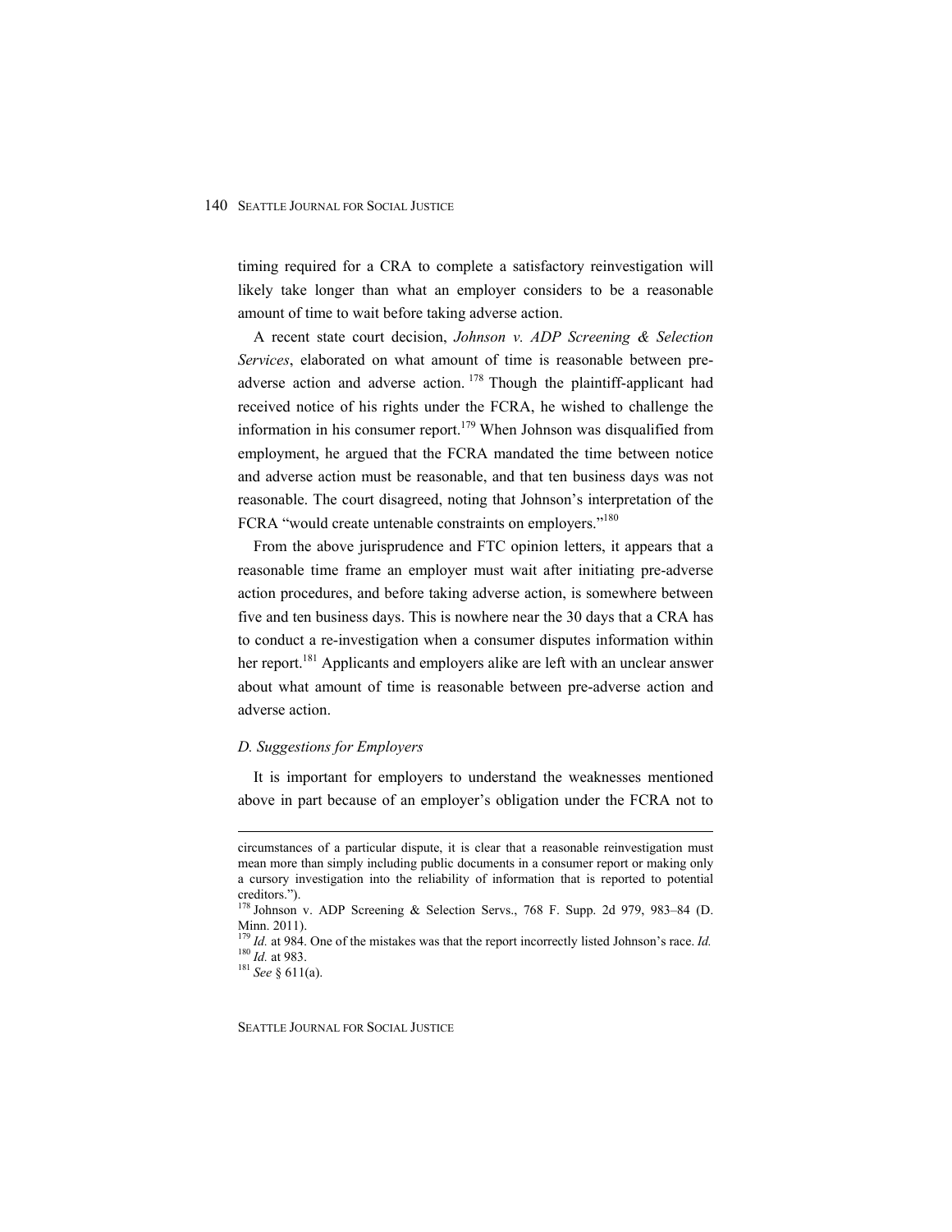timing required for a CRA to complete a satisfactory reinvestigation will likely take longer than what an employer considers to be a reasonable amount of time to wait before taking adverse action.

A recent state court decision, *Johnson v. ADP Screening & Selection Services*, elaborated on what amount of time is reasonable between pre-adverse action and adverse action.[178] Though the plaintiff-applicant had received notice of his rights under the FCRA, he wished to challenge the information in his consumer report.[179] When Johnson was disqualified from employment, he argued that the FCRA mandated the time between notice and adverse action must be reasonable, and that ten business days was not reasonable. The court disagreed, noting that Johnson's interpretation of the FCRA "would create untenable constraints on employers."[180]

From the above jurisprudence and FTC opinion letters, it appears that a reasonable time frame an employer must wait after initiating pre-adverse action procedures, and before taking adverse action, is somewhere between five and ten business days. This is nowhere near the 30 days that a CRA has to conduct a re-investigation when a consumer disputes information within her report.[181] Applicants and employers alike are left with an unclear answer about what amount of time is reasonable between pre-adverse action and adverse action.

### *D. Suggestions for Employers*

It is important for employers to understand the weaknesses mentioned above in part because of an employer's obligation under the FCRA not to

---

circumstances of a particular dispute, it is clear that a reasonable reinvestigation must mean more than simply including public documents in a consumer report or making only a cursory investigation into the reliability of information that is reported to potential creditors.").

[178] Johnson v. ADP Screening & Selection Servs., 768 F. Supp. 2d 979, 983–84 (D. Minn. 2011).

[179] *Id.* at 984. One of the mistakes was that the report incorrectly listed Johnson's race. *Id.*

[180] *Id.* at 983.

[181] *See* § 611(a).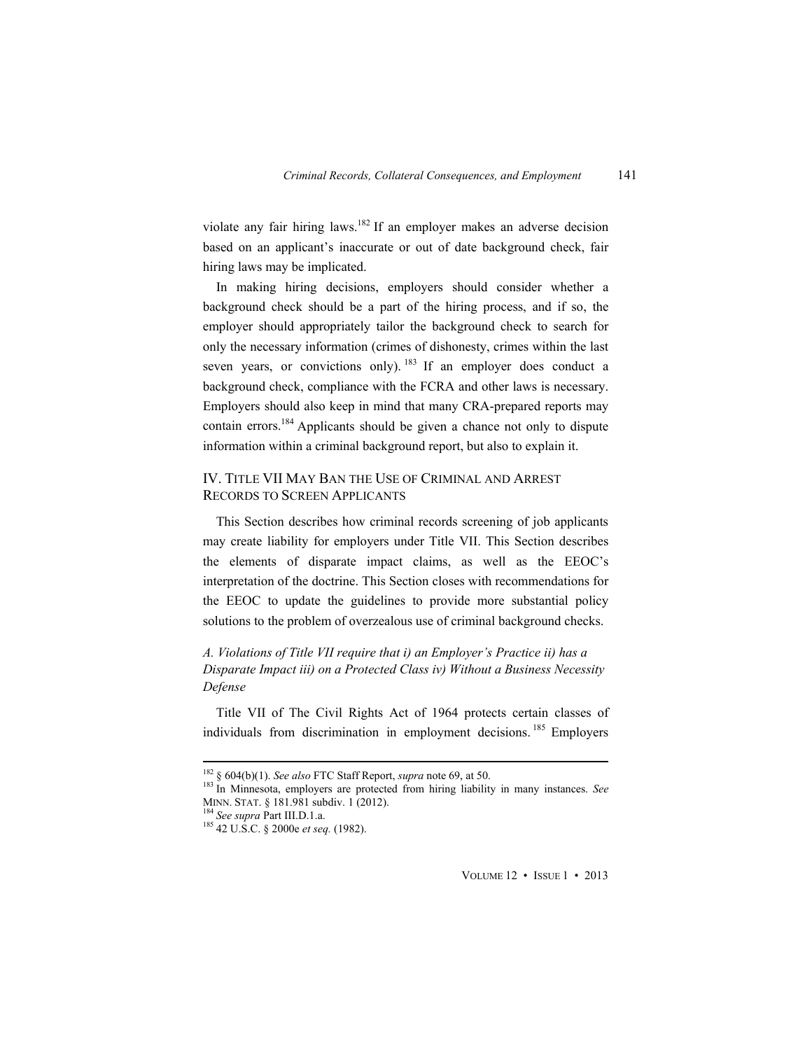violate any fair hiring laws.[182] If an employer makes an adverse decision based on an applicant's inaccurate or out of date background check, fair hiring laws may be implicated.

In making hiring decisions, employers should consider whether a background check should be a part of the hiring process, and if so, the employer should appropriately tailor the background check to search for only the necessary information (crimes of dishonesty, crimes within the last seven years, or convictions only).[183] If an employer does conduct a background check, compliance with the FCRA and other laws is necessary. Employers should also keep in mind that many CRA-prepared reports may contain errors.[184] Applicants should be given a chance not only to dispute information within a criminal background report, but also to explain it.

## IV. TITLE VII MAY BAN THE USE OF CRIMINAL AND ARREST RECORDS TO SCREEN APPLICANTS

This Section describes how criminal records screening of job applicants may create liability for employers under Title VII. This Section describes the elements of disparate impact claims, as well as the EEOC's interpretation of the doctrine. This Section closes with recommendations for the EEOC to update the guidelines to provide more substantial policy solutions to the problem of overzealous use of criminal background checks.

### *A. Violations of Title VII require that i) an Employer's Practice ii) has a Disparate Impact iii) on a Protected Class iv) Without a Business Necessity Defense*

Title VII of The Civil Rights Act of 1964 protects certain classes of individuals from discrimination in employment decisions.[185] Employers

---

[182] § 604(b)(1). *See also* FTC Staff Report, *supra* note 69, at 50.

[183] In Minnesota, employers are protected from hiring liability in many instances. *See* MINN. STAT. § 181.981 subdiv. 1 (2012).

[184] *See supra* Part III.D.1.a.

[185] 42 U.S.C. § 2000e *et seq.* (1982).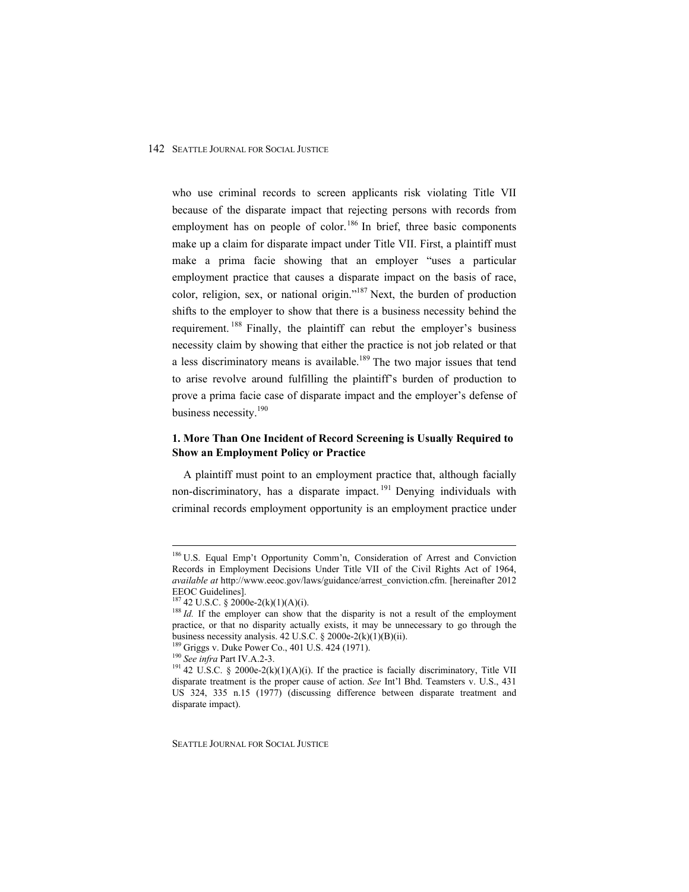who use criminal records to screen applicants risk violating Title VII because of the disparate impact that rejecting persons with records from employment has on people of color.[186] In brief, three basic components make up a claim for disparate impact under Title VII. First, a plaintiff must make a prima facie showing that an employer "uses a particular employment practice that causes a disparate impact on the basis of race, color, religion, sex, or national origin."[187] Next, the burden of production shifts to the employer to show that there is a business necessity behind the requirement.[188] Finally, the plaintiff can rebut the employer's business necessity claim by showing that either the practice is not job related or that a less discriminatory means is available.[189] The two major issues that tend to arise revolve around fulfilling the plaintiff's burden of production to prove a prima facie case of disparate impact and the employer's defense of business necessity.[190]

### 1. More Than One Incident of Record Screening is Usually Required to Show an Employment Policy or Practice

A plaintiff must point to an employment practice that, although facially non-discriminatory, has a disparate impact.[191] Denying individuals with criminal records employment opportunity is an employment practice under

---

[186] U.S. Equal Emp't Opportunity Comm'n, Consideration of Arrest and Conviction Records in Employment Decisions Under Title VII of the Civil Rights Act of 1964, *available at* http://www.eeoc.gov/laws/guidance/arrest_conviction.cfm. [hereinafter 2012 EEOC Guidelines].

[187] 42 U.S.C. § 2000e-2(k)(1)(A)(i).

[188] *Id.* If the employer can show that the disparity is not a result of the employment practice, or that no disparity actually exists, it may be unnecessary to go through the business necessity analysis. 42 U.S.C. § 2000e-2(k)(1)(B)(ii).

[189] Griggs v. Duke Power Co., 401 U.S. 424 (1971).

[190] *See infra* Part IV.A.2-3.

[191] 42 U.S.C. § 2000e-2(k)(1)(A)(i). If the practice is facially discriminatory, Title VII disparate treatment is the proper cause of action. *See* Int'l Bhd. Teamsters v. U.S., 431 US 324, 335 n.15 (1977) (discussing difference between disparate treatment and disparate impact).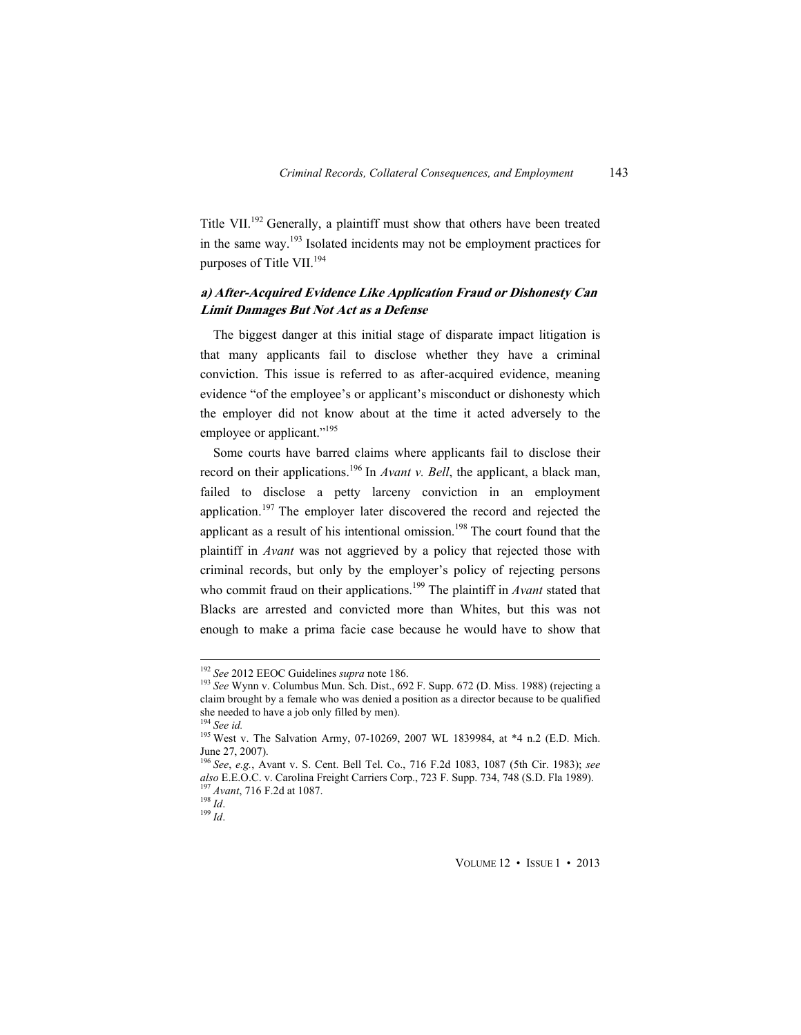Title VII.[192] Generally, a plaintiff must show that others have been treated in the same way.[193] Isolated incidents may not be employment practices for purposes of Title VII.[194]

#### *a) After-Acquired Evidence Like Application Fraud or Dishonesty Can Limit Damages But Not Act as a Defense*

The biggest danger at this initial stage of disparate impact litigation is that many applicants fail to disclose whether they have a criminal conviction. This issue is referred to as after-acquired evidence, meaning evidence "of the employee's or applicant's misconduct or dishonesty which the employer did not know about at the time it acted adversely to the employee or applicant."[195]

Some courts have barred claims where applicants fail to disclose their record on their applications.[196] In *Avant v. Bell*, the applicant, a black man, failed to disclose a petty larceny conviction in an employment application.[197] The employer later discovered the record and rejected the applicant as a result of his intentional omission.[198] The court found that the plaintiff in *Avant* was not aggrieved by a policy that rejected those with criminal records, but only by the employer's policy of rejecting persons who commit fraud on their applications.[199] The plaintiff in *Avant* stated that Blacks are arrested and convicted more than Whites, but this was not enough to make a prima facie case because he would have to show that

---

[192] *See* 2012 EEOC Guidelines *supra* note 186.

[193] *See* Wynn v. Columbus Mun. Sch. Dist., 692 F. Supp. 672 (D. Miss. 1988) (rejecting a claim brought by a female who was denied a position as a director because to be qualified she needed to have a job only filled by men).

[194] *See id.*

[195] West v. The Salvation Army, 07-10269, 2007 WL 1839984, at *4 n.2 (E.D. Mich. June 27, 2007).

[196] *See*, *e.g.*, Avant v. S. Cent. Bell Tel. Co., 716 F.2d 1083, 1087 (5th Cir. 1983); *see also* E.E.O.C. v. Carolina Freight Carriers Corp., 723 F. Supp. 734, 748 (S.D. Fla 1989).

[197] *Avant*, 716 F.2d at 1087.

[198] *Id*.

[199] *Id*.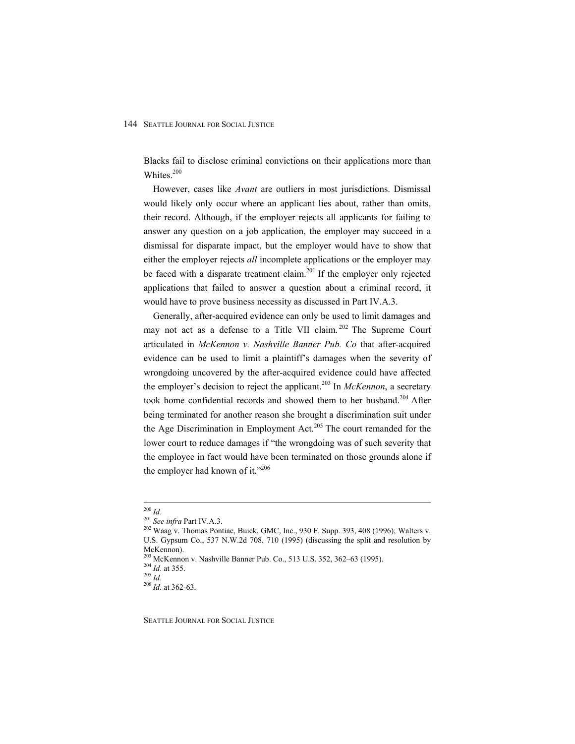Blacks fail to disclose criminal convictions on their applications more than Whites.[200]

However, cases like *Avant* are outliers in most jurisdictions. Dismissal would likely only occur where an applicant lies about, rather than omits, their record. Although, if the employer rejects all applicants for failing to answer any question on a job application, the employer may succeed in a dismissal for disparate impact, but the employer would have to show that either the employer rejects *all* incomplete applications or the employer may be faced with a disparate treatment claim.[201] If the employer only rejected applications that failed to answer a question about a criminal record, it would have to prove business necessity as discussed in Part IV.A.3.

Generally, after-acquired evidence can only be used to limit damages and may not act as a defense to a Title VII claim.[202] The Supreme Court articulated in *McKennon v. Nashville Banner Pub. Co* that after-acquired evidence can be used to limit a plaintiff's damages when the severity of wrongdoing uncovered by the after-acquired evidence could have affected the employer's decision to reject the applicant.[203] In *McKennon*, a secretary took home confidential records and showed them to her husband.[204] After being terminated for another reason she brought a discrimination suit under the Age Discrimination in Employment Act.[205] The court remanded for the lower court to reduce damages if "the wrongdoing was of such severity that the employee in fact would have been terminated on those grounds alone if the employer had known of it."[206]

---

[200] *Id*.
[201] *See infra* Part IV.A.3.
[202] Waag v. Thomas Pontiac, Buick, GMC, Inc., 930 F. Supp. 393, 408 (1996); Walters v. U.S. Gypsum Co., 537 N.W.2d 708, 710 (1995) (discussing the split and resolution by McKennon).
[203] McKennon v. Nashville Banner Pub. Co., 513 U.S. 352, 362–63 (1995).
[204] *Id*. at 355.
[205] *Id*.
[206] *Id*. at 362-63.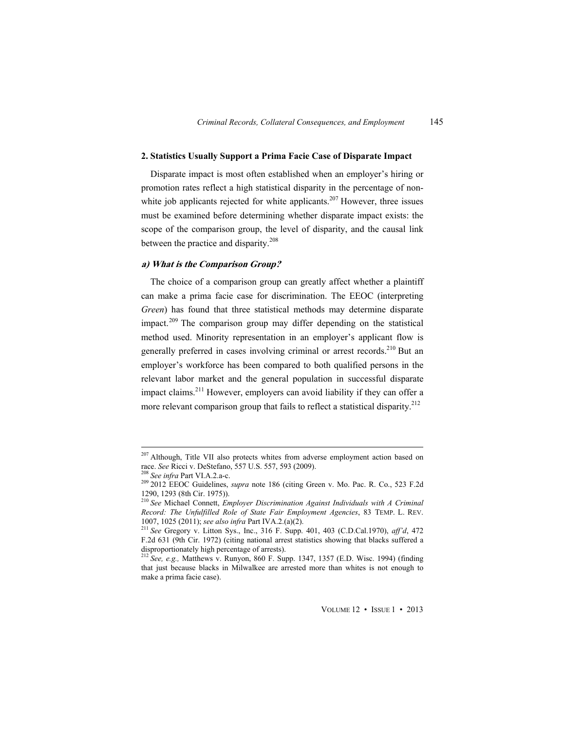### 2. Statistics Usually Support a Prima Facie Case of Disparate Impact

Disparate impact is most often established when an employer's hiring or promotion rates reflect a high statistical disparity in the percentage of non-white job applicants rejected for white applicants.[207] However, three issues must be examined before determining whether disparate impact exists: the scope of the comparison group, the level of disparity, and the causal link between the practice and disparity.[208]

#### *a) What is the Comparison Group?*

The choice of a comparison group can greatly affect whether a plaintiff can make a prima facie case for discrimination. The EEOC (interpreting *Green*) has found that three statistical methods may determine disparate impact.[209] The comparison group may differ depending on the statistical method used. Minority representation in an employer's applicant flow is generally preferred in cases involving criminal or arrest records.[210] But an employer's workforce has been compared to both qualified persons in the relevant labor market and the general population in successful disparate impact claims.[211] However, employers can avoid liability if they can offer a more relevant comparison group that fails to reflect a statistical disparity.[212]

---

[207] Although, Title VII also protects whites from adverse employment action based on race. *See* Ricci v. DeStefano, 557 U.S. 557, 593 (2009).

[208] *See infra* Part VI.A.2.a-c.

[209] 2012 EEOC Guidelines, *supra* note 186 (citing Green v. Mo. Pac. R. Co., 523 F.2d 1290, 1293 (8th Cir. 1975)).

[210] *See* Michael Connett, *Employer Discrimination Against Individuals with A Criminal Record: The Unfulfilled Role of State Fair Employment Agencies*, 83 TEMP. L. REV. 1007, 1025 (2011); *see also infra* Part IVA.2.(a)(2).

[211] *See* Gregory v. Litton Sys., Inc., 316 F. Supp. 401, 403 (C.D.Cal.1970), *aff'd*, 472 F.2d 631 (9th Cir. 1972) (citing national arrest statistics showing that blacks suffered a disproportionately high percentage of arrests).

[212] *See, e.g.,* Matthews v. Runyon, 860 F. Supp. 1347, 1357 (E.D. Wisc. 1994) (finding that just because blacks in Milwalkee are arrested more than whites is not enough to make a prima facie case).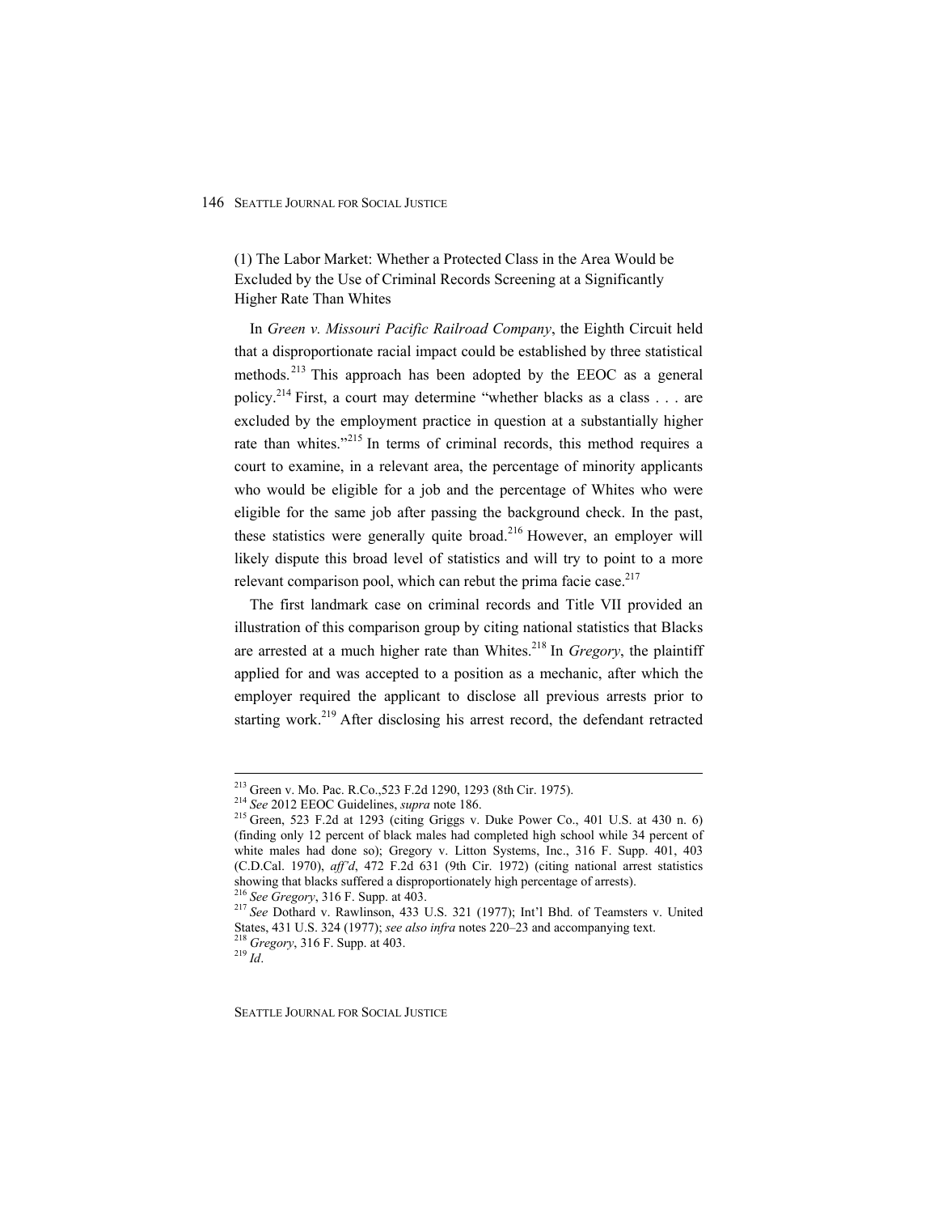(1) The Labor Market: Whether a Protected Class in the Area Would be Excluded by the Use of Criminal Records Screening at a Significantly Higher Rate Than Whites

In *Green v. Missouri Pacific Railroad Company*, the Eighth Circuit held that a disproportionate racial impact could be established by three statistical methods.[213] This approach has been adopted by the EEOC as a general policy.[214] First, a court may determine "whether blacks as a class . . . are excluded by the employment practice in question at a substantially higher rate than whites."[215] In terms of criminal records, this method requires a court to examine, in a relevant area, the percentage of minority applicants who would be eligible for a job and the percentage of Whites who were eligible for the same job after passing the background check. In the past, these statistics were generally quite broad.[216] However, an employer will likely dispute this broad level of statistics and will try to point to a more relevant comparison pool, which can rebut the prima facie case.[217]

The first landmark case on criminal records and Title VII provided an illustration of this comparison group by citing national statistics that Blacks are arrested at a much higher rate than Whites.[218] In *Gregory*, the plaintiff applied for and was accepted to a position as a mechanic, after which the employer required the applicant to disclose all previous arrests prior to starting work.[219] After disclosing his arrest record, the defendant retracted

---

[213] Green v. Mo. Pac. R.Co.,523 F.2d 1290, 1293 (8th Cir. 1975).

[214] *See* 2012 EEOC Guidelines, *supra* note 186.

[215] Green, 523 F.2d at 1293 (citing Griggs v. Duke Power Co., 401 U.S. at 430 n. 6) (finding only 12 percent of black males had completed high school while 34 percent of white males had done so); Gregory v. Litton Systems, Inc., 316 F. Supp. 401, 403 (C.D.Cal. 1970), *aff'd*, 472 F.2d 631 (9th Cir. 1972) (citing national arrest statistics showing that blacks suffered a disproportionately high percentage of arrests).

[216] *See Gregory*, 316 F. Supp. at 403.

[217] *See* Dothard v. Rawlinson, 433 U.S. 321 (1977); Int'l Bhd. of Teamsters v. United States, 431 U.S. 324 (1977); *see also infra* notes 220–23 and accompanying text.

[218] *Gregory*, 316 F. Supp. at 403.

[219] *Id*.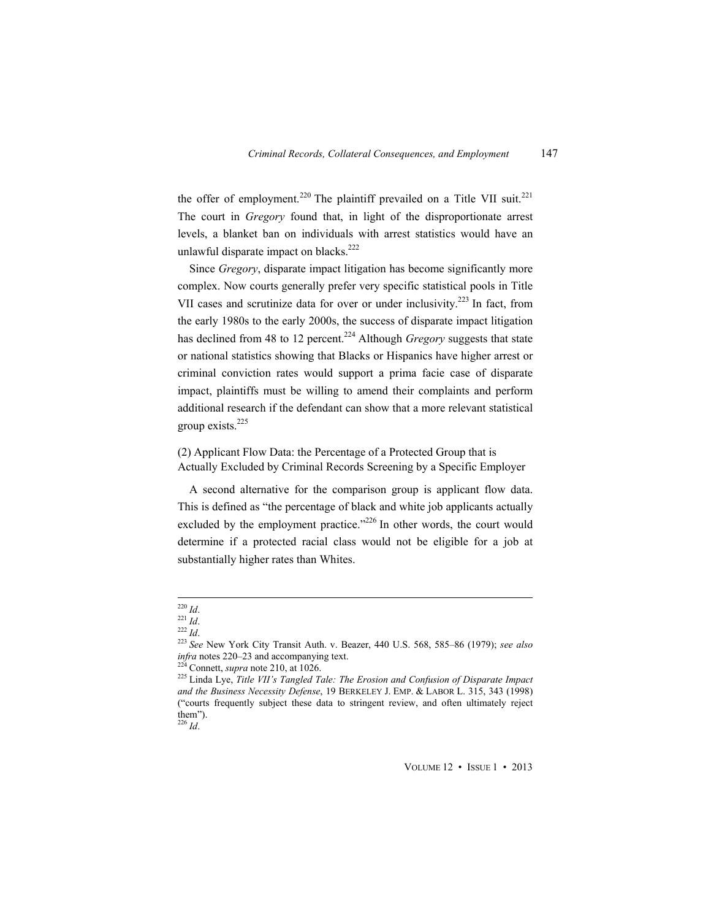the offer of employment.[220] The plaintiff prevailed on a Title VII suit.[221] The court in *Gregory* found that, in light of the disproportionate arrest levels, a blanket ban on individuals with arrest statistics would have an unlawful disparate impact on blacks.[222]

Since *Gregory*, disparate impact litigation has become significantly more complex. Now courts generally prefer very specific statistical pools in Title VII cases and scrutinize data for over or under inclusivity.[223] In fact, from the early 1980s to the early 2000s, the success of disparate impact litigation has declined from 48 to 12 percent.[224] Although *Gregory* suggests that state or national statistics showing that Blacks or Hispanics have higher arrest or criminal conviction rates would support a prima facie case of disparate impact, plaintiffs must be willing to amend their complaints and perform additional research if the defendant can show that a more relevant statistical group exists.[225]

(2) Applicant Flow Data: the Percentage of a Protected Group that is Actually Excluded by Criminal Records Screening by a Specific Employer

A second alternative for the comparison group is applicant flow data. This is defined as "the percentage of black and white job applicants actually excluded by the employment practice."[226] In other words, the court would determine if a protected racial class would not be eligible for a job at substantially higher rates than Whites.

---

[220] *Id*.
[221] *Id*.
[222] *Id*.
[223] *See* New York City Transit Auth. v. Beazer, 440 U.S. 568, 585–86 (1979); *see also infra* notes 220–23 and accompanying text.
[224] Connett, *supra* note 210, at 1026.
[225] Linda Lye, *Title VII's Tangled Tale: The Erosion and Confusion of Disparate Impact and the Business Necessity Defense*, 19 BERKELEY J. EMP. & LABOR L. 315, 343 (1998) ("courts frequently subject these data to stringent review, and often ultimately reject them").
[226] *Id*.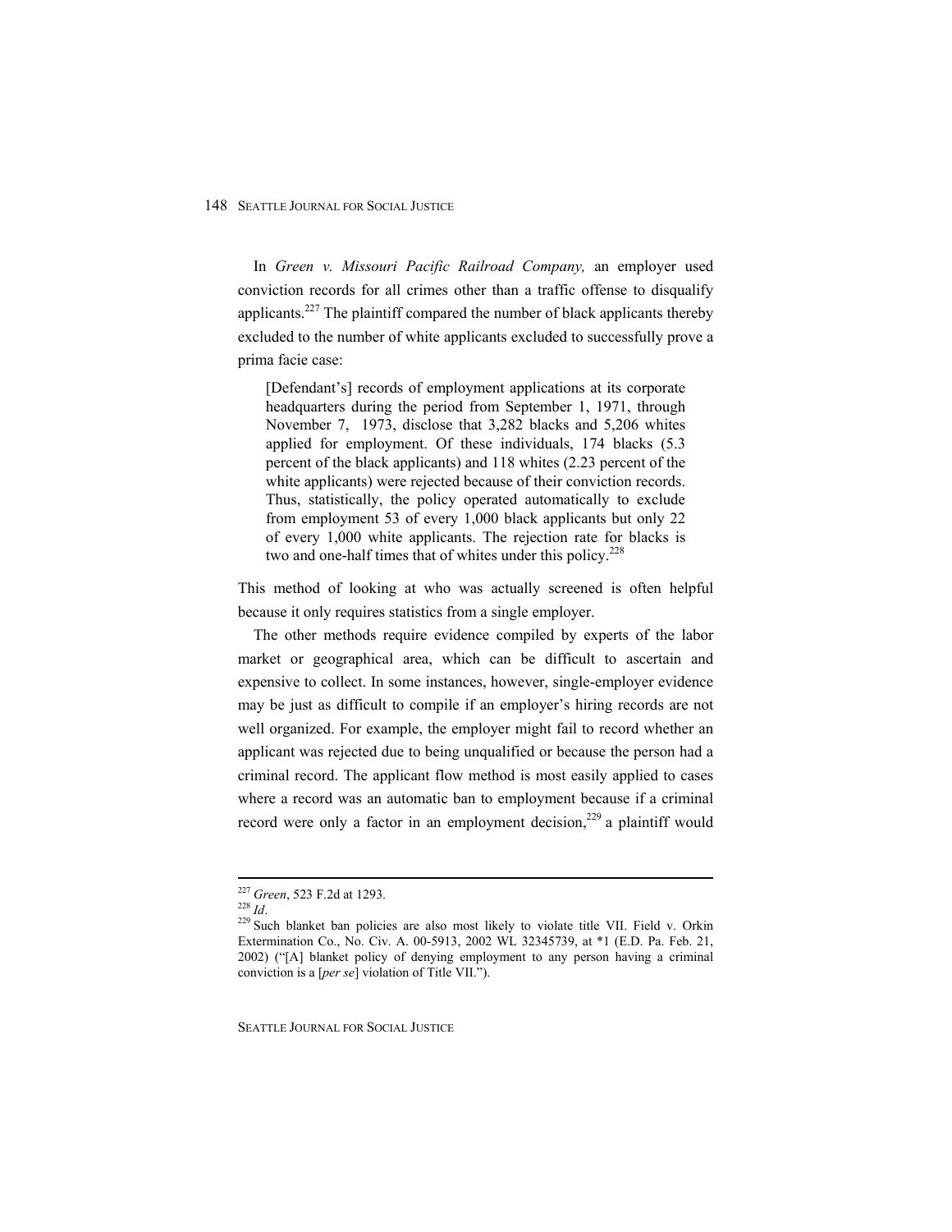In *Green v. Missouri Pacific Railroad Company,* an employer used conviction records for all crimes other than a traffic offense to disqualify applicants.[227] The plaintiff compared the number of black applicants thereby excluded to the number of white applicants excluded to successfully prove a prima facie case:

> [Defendant's] records of employment applications at its corporate headquarters during the period from September 1, 1971, through November 7, 1973, disclose that 3,282 blacks and 5,206 whites applied for employment. Of these individuals, 174 blacks (5.3 percent of the black applicants) and 118 whites (2.23 percent of the white applicants) were rejected because of their conviction records. Thus, statistically, the policy operated automatically to exclude from employment 53 of every 1,000 black applicants but only 22 of every 1,000 white applicants. The rejection rate for blacks is two and one-half times that of whites under this policy.[228]

This method of looking at who was actually screened is often helpful because it only requires statistics from a single employer.

The other methods require evidence compiled by experts of the labor market or geographical area, which can be difficult to ascertain and expensive to collect. In some instances, however, single-employer evidence may be just as difficult to compile if an employer's hiring records are not well organized. For example, the employer might fail to record whether an applicant was rejected due to being unqualified or because the person had a criminal record. The applicant flow method is most easily applied to cases where a record was an automatic ban to employment because if a criminal record were only a factor in an employment decision,[229] a plaintiff would

---

[227] *Green*, 523 F.2d at 1293.

[228] *Id*.

[229] Such blanket ban policies are also most likely to violate title VII. Field v. Orkin Extermination Co., No. Civ. A. 00-5913, 2002 WL 32345739, at *1 (E.D. Pa. Feb. 21, 2002) ("[A] blanket policy of denying employment to any person having a criminal conviction is a [*per se*] violation of Title VII.").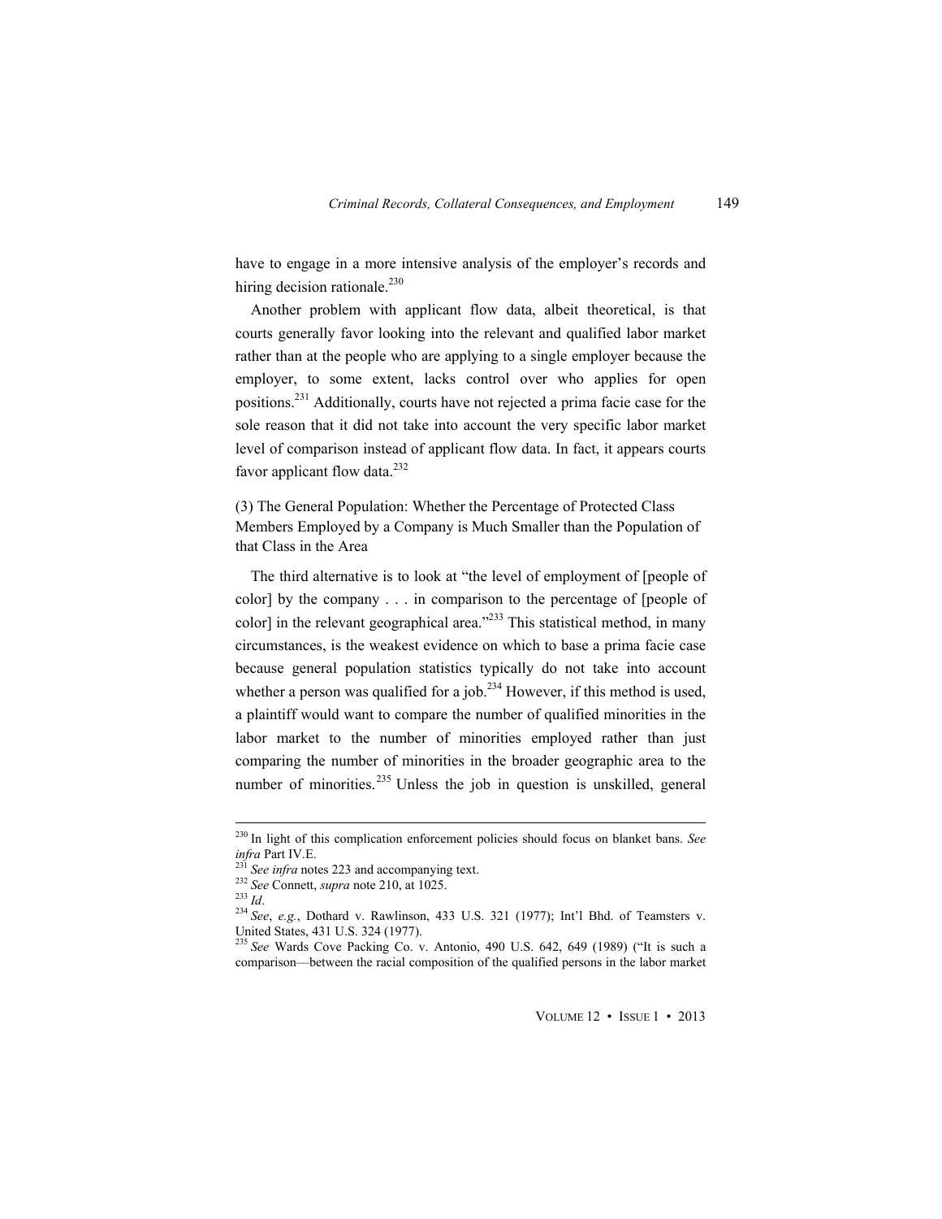have to engage in a more intensive analysis of the employer's records and hiring decision rationale.[230]

Another problem with applicant flow data, albeit theoretical, is that courts generally favor looking into the relevant and qualified labor market rather than at the people who are applying to a single employer because the employer, to some extent, lacks control over who applies for open positions.[231] Additionally, courts have not rejected a prima facie case for the sole reason that it did not take into account the very specific labor market level of comparison instead of applicant flow data. In fact, it appears courts favor applicant flow data.[232]

(3) The General Population: Whether the Percentage of Protected Class Members Employed by a Company is Much Smaller than the Population of that Class in the Area

The third alternative is to look at "the level of employment of [people of color] by the company . . . in comparison to the percentage of [people of color] in the relevant geographical area."[233] This statistical method, in many circumstances, is the weakest evidence on which to base a prima facie case because general population statistics typically do not take into account whether a person was qualified for a job.[234] However, if this method is used, a plaintiff would want to compare the number of qualified minorities in the labor market to the number of minorities employed rather than just comparing the number of minorities in the broader geographic area to the number of minorities.[235] Unless the job in question is unskilled, general

---

[230] In light of this complication enforcement policies should focus on blanket bans. *See infra* Part IV.E.

[231] *See infra* notes 223 and accompanying text.

[232] *See* Connett, *supra* note 210, at 1025.

[233] *Id*.

[234] *See*, *e.g.*, Dothard v. Rawlinson, 433 U.S. 321 (1977); Int'l Bhd. of Teamsters v. United States, 431 U.S. 324 (1977).

[235] *See* Wards Cove Packing Co. v. Antonio, 490 U.S. 642, 649 (1989) ("It is such a comparison—between the racial composition of the qualified persons in the labor market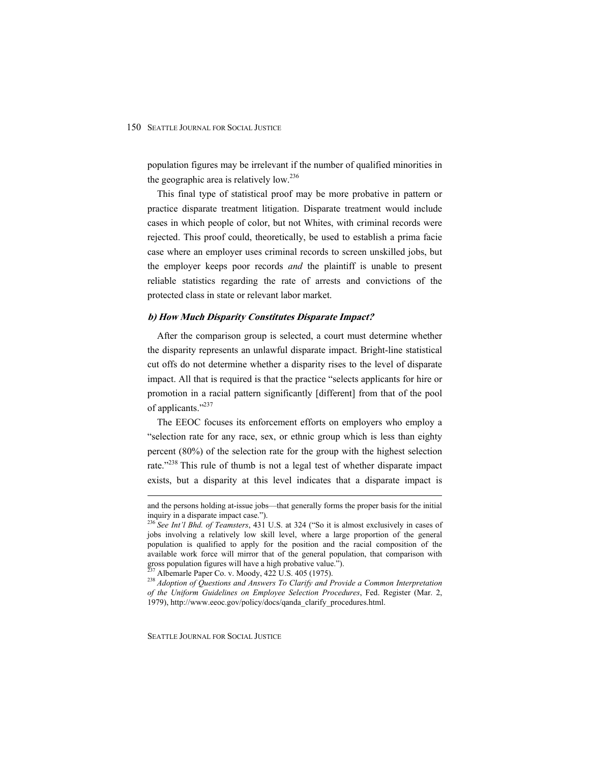population figures may be irrelevant if the number of qualified minorities in the geographic area is relatively low.[236]

This final type of statistical proof may be more probative in pattern or practice disparate treatment litigation. Disparate treatment would include cases in which people of color, but not Whites, with criminal records were rejected. This proof could, theoretically, be used to establish a prima facie case where an employer uses criminal records to screen unskilled jobs, but the employer keeps poor records *and* the plaintiff is unable to present reliable statistics regarding the rate of arrests and convictions of the protected class in state or relevant labor market.

#### *b) How Much Disparity Constitutes Disparate Impact?*

After the comparison group is selected, a court must determine whether the disparity represents an unlawful disparate impact. Bright-line statistical cut offs do not determine whether a disparity rises to the level of disparate impact. All that is required is that the practice "selects applicants for hire or promotion in a racial pattern significantly [different] from that of the pool of applicants."[237]

The EEOC focuses its enforcement efforts on employers who employ a "selection rate for any race, sex, or ethnic group which is less than eighty percent (80%) of the selection rate for the group with the highest selection rate."[238] This rule of thumb is not a legal test of whether disparate impact exists, but a disparity at this level indicates that a disparate impact is

---

and the persons holding at-issue jobs—that generally forms the proper basis for the initial inquiry in a disparate impact case.").

[236] *See Int'l Bhd. of Teamsters*, 431 U.S. at 324 ("So it is almost exclusively in cases of jobs involving a relatively low skill level, where a large proportion of the general population is qualified to apply for the position and the racial composition of the available work force will mirror that of the general population, that comparison with gross population figures will have a high probative value.").

[237] Albemarle Paper Co. v. Moody, 422 U.S. 405 (1975).

[238] *Adoption of Questions and Answers To Clarify and Provide a Common Interpretation of the Uniform Guidelines on Employee Selection Procedures*, Fed. Register (Mar. 2, 1979), http://www.eeoc.gov/policy/docs/qanda_clarify_procedures.html.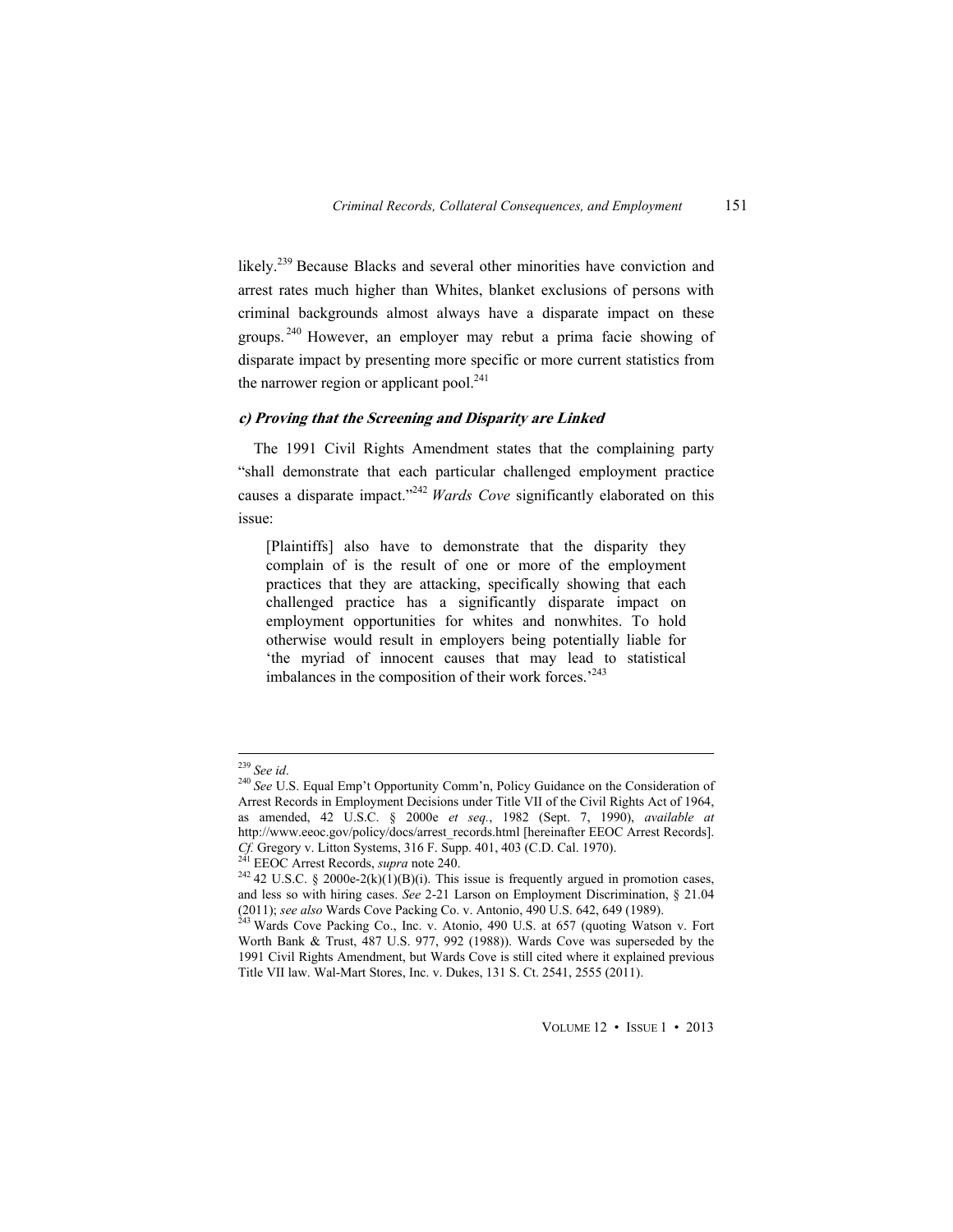likely.[239] Because Blacks and several other minorities have conviction and arrest rates much higher than Whites, blanket exclusions of persons with criminal backgrounds almost always have a disparate impact on these groups.[240] However, an employer may rebut a prima facie showing of disparate impact by presenting more specific or more current statistics from the narrower region or applicant pool.[241]

### *c) Proving that the Screening and Disparity are Linked*

The 1991 Civil Rights Amendment states that the complaining party "shall demonstrate that each particular challenged employment practice causes a disparate impact."[242] *Wards Cove* significantly elaborated on this issue:

> [Plaintiffs] also have to demonstrate that the disparity they complain of is the result of one or more of the employment practices that they are attacking, specifically showing that each challenged practice has a significantly disparate impact on employment opportunities for whites and nonwhites. To hold otherwise would result in employers being potentially liable for 'the myriad of innocent causes that may lead to statistical imbalances in the composition of their work forces.'[243]

---

[239] *See id*.

[240] *See* U.S. Equal Emp't Opportunity Comm'n, Policy Guidance on the Consideration of Arrest Records in Employment Decisions under Title VII of the Civil Rights Act of 1964, as amended, 42 U.S.C. § 2000e *et seq.*, 1982 (Sept. 7, 1990), *available at* http://www.eeoc.gov/policy/docs/arrest_records.html [hereinafter EEOC Arrest Records]. *Cf.* Gregory v. Litton Systems, 316 F. Supp. 401, 403 (C.D. Cal. 1970).

[241] EEOC Arrest Records, *supra* note 240.

[242] 42 U.S.C. § 2000e-2(k)(1)(B)(i). This issue is frequently argued in promotion cases, and less so with hiring cases. *See* 2-21 Larson on Employment Discrimination, § 21.04 (2011); *see also* Wards Cove Packing Co. v. Antonio, 490 U.S. 642, 649 (1989).

[243] Wards Cove Packing Co., Inc. v. Atonio, 490 U.S. at 657 (quoting Watson v. Fort Worth Bank & Trust, 487 U.S. 977, 992 (1988)). Wards Cove was superseded by the 1991 Civil Rights Amendment, but Wards Cove is still cited where it explained previous Title VII law. Wal-Mart Stores, Inc. v. Dukes, 131 S. Ct. 2541, 2555 (2011).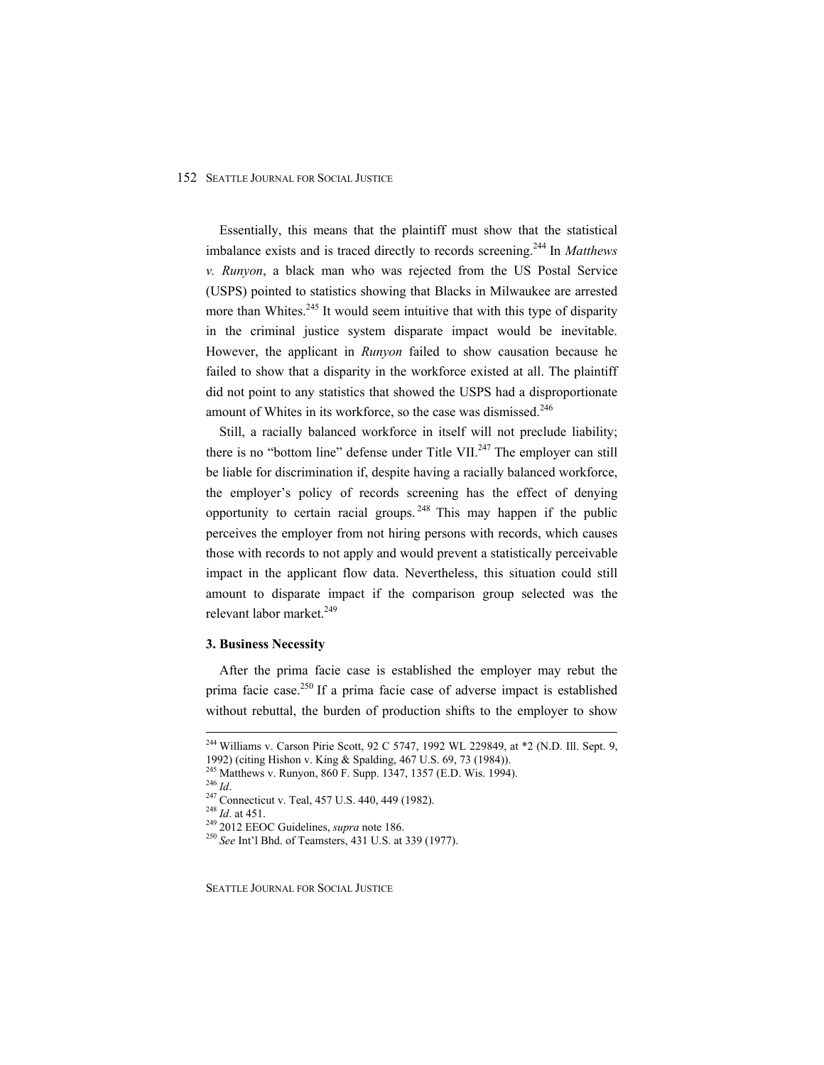Essentially, this means that the plaintiff must show that the statistical imbalance exists and is traced directly to records screening.[244] In *Matthews v. Runyon*, a black man who was rejected from the US Postal Service (USPS) pointed to statistics showing that Blacks in Milwaukee are arrested more than Whites.[245] It would seem intuitive that with this type of disparity in the criminal justice system disparate impact would be inevitable. However, the applicant in *Runyon* failed to show causation because he failed to show that a disparity in the workforce existed at all. The plaintiff did not point to any statistics that showed the USPS had a disproportionate amount of Whites in its workforce, so the case was dismissed.[246]

Still, a racially balanced workforce in itself will not preclude liability; there is no "bottom line" defense under Title VII.[247] The employer can still be liable for discrimination if, despite having a racially balanced workforce, the employer's policy of records screening has the effect of denying opportunity to certain racial groups.[248] This may happen if the public perceives the employer from not hiring persons with records, which causes those with records to not apply and would prevent a statistically perceivable impact in the applicant flow data. Nevertheless, this situation could still amount to disparate impact if the comparison group selected was the relevant labor market.[249]

### 3. Business Necessity

After the prima facie case is established the employer may rebut the prima facie case.[250] If a prima facie case of adverse impact is established without rebuttal, the burden of production shifts to the employer to show

---

[244] Williams v. Carson Pirie Scott, 92 C 5747, 1992 WL 229849, at *2 (N.D. Ill. Sept. 9, 1992) (citing Hishon v. King & Spalding, 467 U.S. 69, 73 (1984)).

[245] Matthews v. Runyon, 860 F. Supp. 1347, 1357 (E.D. Wis. 1994).

[246] *Id*.

[247] Connecticut v. Teal, 457 U.S. 440, 449 (1982).

[248] *Id*. at 451.

[249] 2012 EEOC Guidelines, *supra* note 186.

[250] *See* Int'l Bhd. of Teamsters, 431 U.S. at 339 (1977).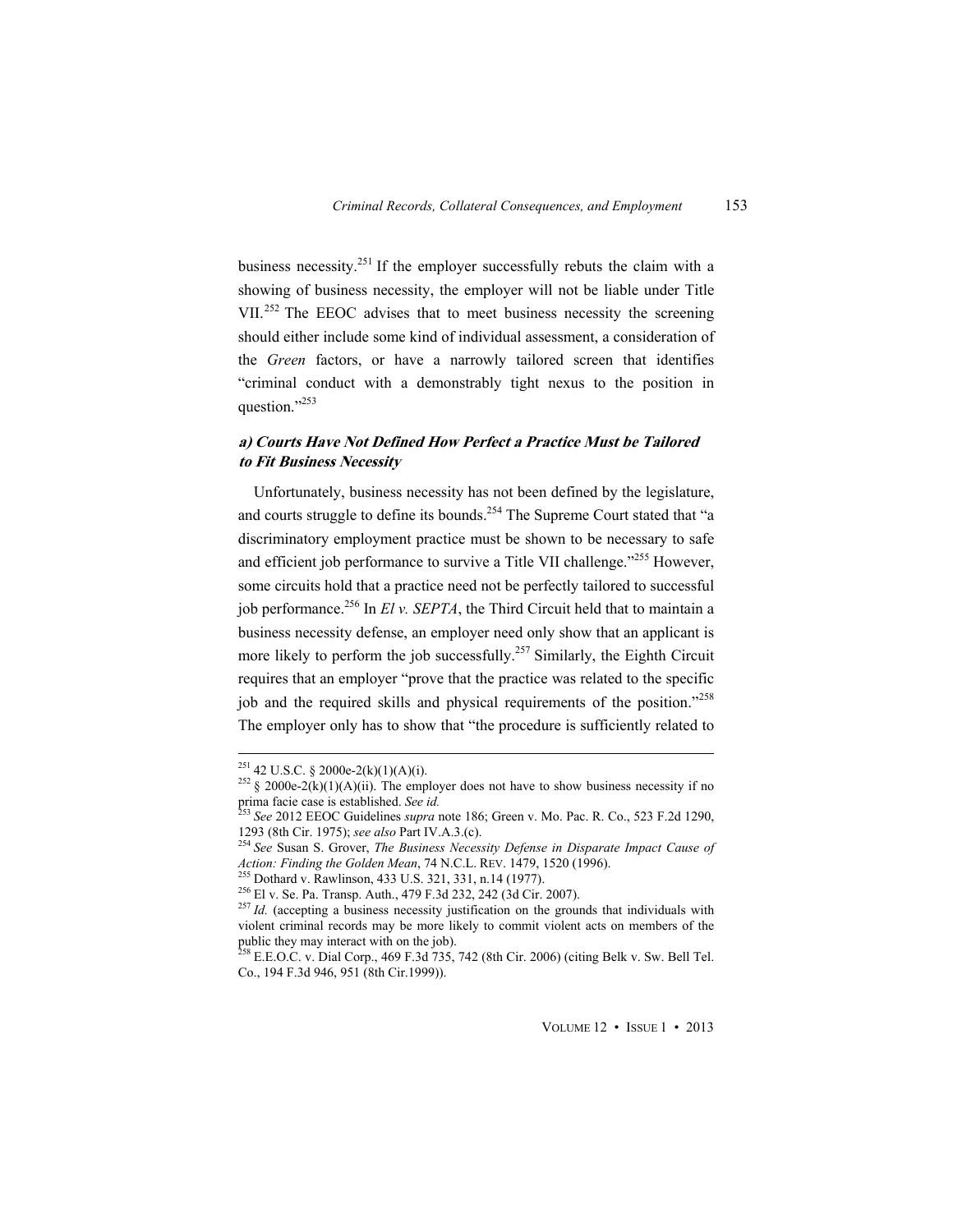business necessity.[251] If the employer successfully rebuts the claim with a showing of business necessity, the employer will not be liable under Title VII.[252] The EEOC advises that to meet business necessity the screening should either include some kind of individual assessment, a consideration of the *Green* factors, or have a narrowly tailored screen that identifies "criminal conduct with a demonstrably tight nexus to the position in question."[253]

### *a) Courts Have Not Defined How Perfect a Practice Must be Tailored to Fit Business Necessity*

Unfortunately, business necessity has not been defined by the legislature, and courts struggle to define its bounds.[254] The Supreme Court stated that "a discriminatory employment practice must be shown to be necessary to safe and efficient job performance to survive a Title VII challenge."[255] However, some circuits hold that a practice need not be perfectly tailored to successful job performance.[256] In *El v. SEPTA*, the Third Circuit held that to maintain a business necessity defense, an employer need only show that an applicant is more likely to perform the job successfully.[257] Similarly, the Eighth Circuit requires that an employer "prove that the practice was related to the specific job and the required skills and physical requirements of the position."[258] The employer only has to show that "the procedure is sufficiently related to

---

[251] 42 U.S.C. § 2000e-2(k)(1)(A)(i).

[252] § 2000e-2(k)(1)(A)(ii). The employer does not have to show business necessity if no prima facie case is established. *See id.*

[253] *See* 2012 EEOC Guidelines *supra* note 186; Green v. Mo. Pac. R. Co., 523 F.2d 1290, 1293 (8th Cir. 1975); *see also* Part IV.A.3.(c).

[254] *See* Susan S. Grover, *The Business Necessity Defense in Disparate Impact Cause of Action: Finding the Golden Mean*, 74 N.C.L. REV. 1479, 1520 (1996).

[255] Dothard v. Rawlinson, 433 U.S. 321, 331, n.14 (1977).

[256] El v. Se. Pa. Transp. Auth., 479 F.3d 232, 242 (3d Cir. 2007).

[257] *Id.* (accepting a business necessity justification on the grounds that individuals with violent criminal records may be more likely to commit violent acts on members of the public they may interact with on the job).

[258] E.E.O.C. v. Dial Corp., 469 F.3d 735, 742 (8th Cir. 2006) (citing Belk v. Sw. Bell Tel. Co., 194 F.3d 946, 951 (8th Cir.1999)).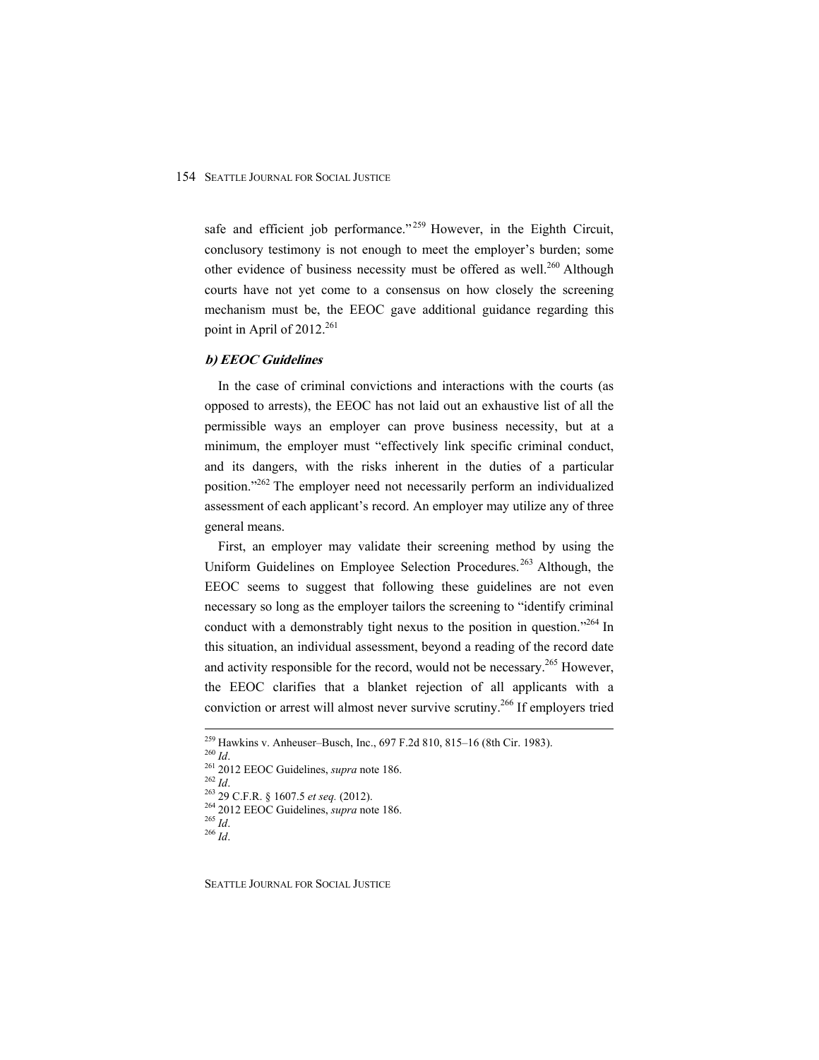safe and efficient job performance."[259] However, in the Eighth Circuit, conclusory testimony is not enough to meet the employer's burden; some other evidence of business necessity must be offered as well.[260] Although courts have not yet come to a consensus on how closely the screening mechanism must be, the EEOC gave additional guidance regarding this point in April of 2012.[261]

### *b) EEOC Guidelines*

In the case of criminal convictions and interactions with the courts (as opposed to arrests), the EEOC has not laid out an exhaustive list of all the permissible ways an employer can prove business necessity, but at a minimum, the employer must "effectively link specific criminal conduct, and its dangers, with the risks inherent in the duties of a particular position."[262] The employer need not necessarily perform an individualized assessment of each applicant's record. An employer may utilize any of three general means.

First, an employer may validate their screening method by using the Uniform Guidelines on Employee Selection Procedures.[263] Although, the EEOC seems to suggest that following these guidelines are not even necessary so long as the employer tailors the screening to "identify criminal conduct with a demonstrably tight nexus to the position in question."[264] In this situation, an individual assessment, beyond a reading of the record date and activity responsible for the record, would not be necessary.[265] However, the EEOC clarifies that a blanket rejection of all applicants with a conviction or arrest will almost never survive scrutiny.[266] If employers tried

---

[259] Hawkins v. Anheuser–Busch, Inc., 697 F.2d 810, 815–16 (8th Cir. 1983).

[260] *Id*.

[261] 2012 EEOC Guidelines, *supra* note 186.

[262] *Id*.

[263] 29 C.F.R. § 1607.5 *et seq.* (2012).

[264] 2012 EEOC Guidelines, *supra* note 186.

[265] *Id*.

[266] *Id*.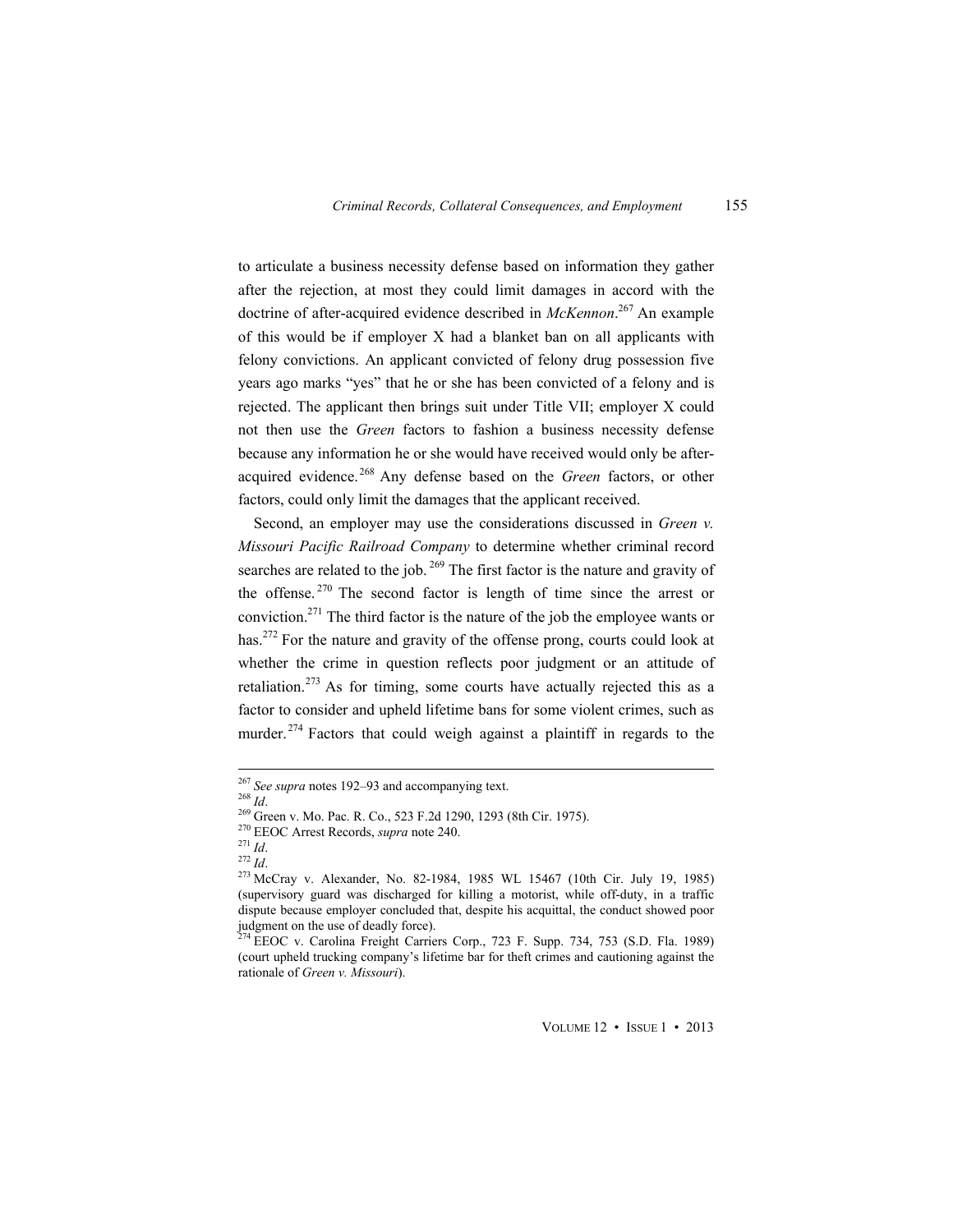to articulate a business necessity defense based on information they gather after the rejection, at most they could limit damages in accord with the doctrine of after-acquired evidence described in *McKennon*.[267] An example of this would be if employer X had a blanket ban on all applicants with felony convictions. An applicant convicted of felony drug possession five years ago marks "yes" that he or she has been convicted of a felony and is rejected. The applicant then brings suit under Title VII; employer X could not then use the *Green* factors to fashion a business necessity defense because any information he or she would have received would only be after-acquired evidence.[268] Any defense based on the *Green* factors, or other factors, could only limit the damages that the applicant received.

Second, an employer may use the considerations discussed in *Green v. Missouri Pacific Railroad Company* to determine whether criminal record searches are related to the job.[269] The first factor is the nature and gravity of the offense.[270] The second factor is length of time since the arrest or conviction.[271] The third factor is the nature of the job the employee wants or has.[272] For the nature and gravity of the offense prong, courts could look at whether the crime in question reflects poor judgment or an attitude of retaliation.[273] As for timing, some courts have actually rejected this as a factor to consider and upheld lifetime bans for some violent crimes, such as murder.[274] Factors that could weigh against a plaintiff in regards to the

---

[267] *See supra* notes 192–93 and accompanying text.

[268] *Id*.

[269] Green v. Mo. Pac. R. Co., 523 F.2d 1290, 1293 (8th Cir. 1975).

[270] EEOC Arrest Records, *supra* note 240.

[271] *Id*.

[272] *Id*.

[273] McCray v. Alexander, No. 82-1984, 1985 WL 15467 (10th Cir. July 19, 1985) (supervisory guard was discharged for killing a motorist, while off-duty, in a traffic dispute because employer concluded that, despite his acquittal, the conduct showed poor judgment on the use of deadly force).

[274] EEOC v. Carolina Freight Carriers Corp., 723 F. Supp. 734, 753 (S.D. Fla. 1989) (court upheld trucking company's lifetime bar for theft crimes and cautioning against the rationale of *Green v. Missouri*).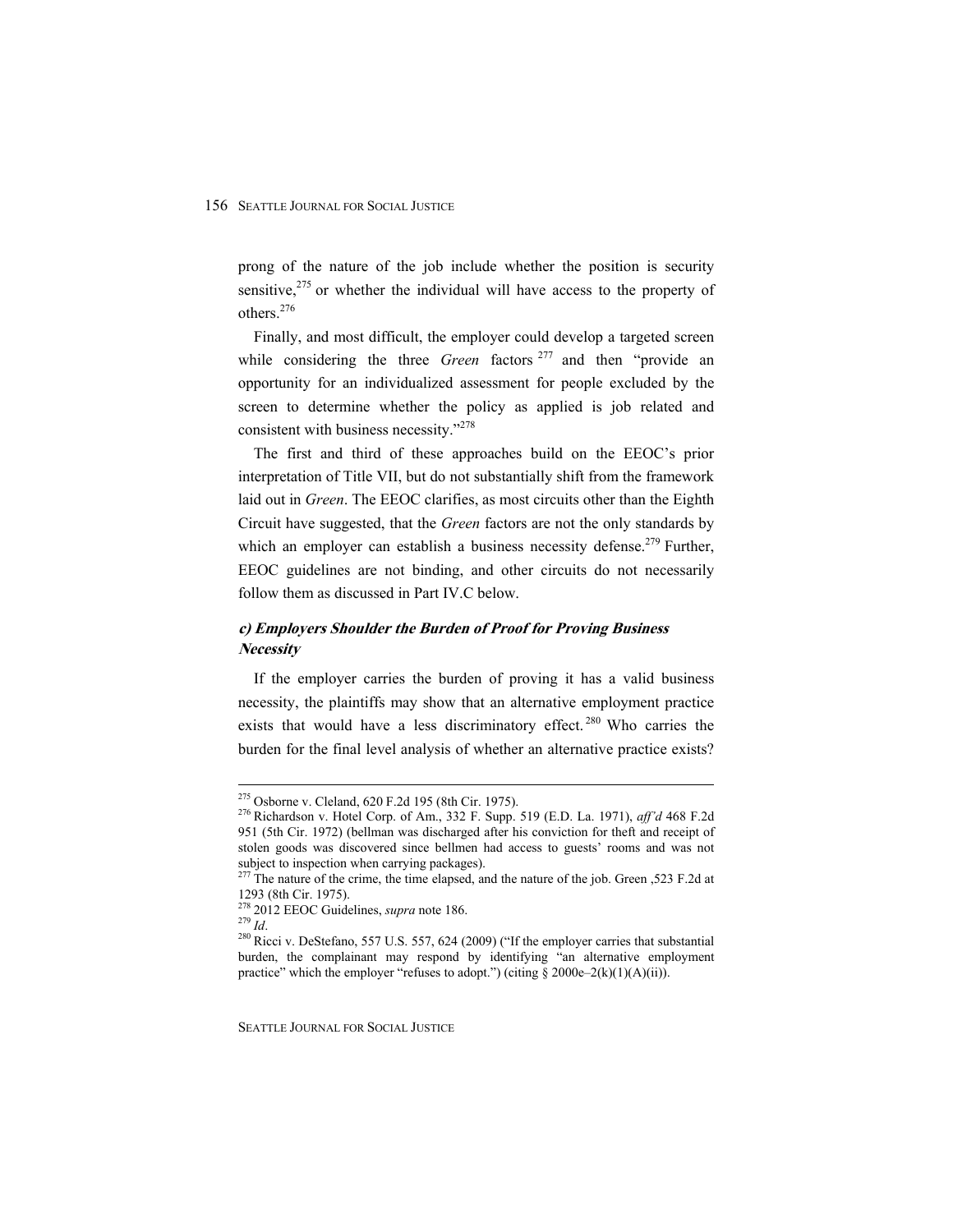prong of the nature of the job include whether the position is security sensitive,[275] or whether the individual will have access to the property of others.[276]

Finally, and most difficult, the employer could develop a targeted screen while considering the three *Green* factors[277] and then "provide an opportunity for an individualized assessment for people excluded by the screen to determine whether the policy as applied is job related and consistent with business necessity."[278]

The first and third of these approaches build on the EEOC's prior interpretation of Title VII, but do not substantially shift from the framework laid out in *Green*. The EEOC clarifies, as most circuits other than the Eighth Circuit have suggested, that the *Green* factors are not the only standards by which an employer can establish a business necessity defense.[279] Further, EEOC guidelines are not binding, and other circuits do not necessarily follow them as discussed in Part IV.C below.

### *c) Employers Shoulder the Burden of Proof for Proving Business Necessity*

If the employer carries the burden of proving it has a valid business necessity, the plaintiffs may show that an alternative employment practice exists that would have a less discriminatory effect.[280] Who carries the burden for the final level analysis of whether an alternative practice exists?

---

[275] Osborne v. Cleland, 620 F.2d 195 (8th Cir. 1975).

[276] Richardson v. Hotel Corp. of Am., 332 F. Supp. 519 (E.D. La. 1971), *aff'd* 468 F.2d 951 (5th Cir. 1972) (bellman was discharged after his conviction for theft and receipt of stolen goods was discovered since bellmen had access to guests' rooms and was not subject to inspection when carrying packages).

[277] The nature of the crime, the time elapsed, and the nature of the job. Green ,523 F.2d at 1293 (8th Cir. 1975).

[278] 2012 EEOC Guidelines, *supra* note 186.

[279] *Id*.

[280] Ricci v. DeStefano, 557 U.S. 557, 624 (2009) ("If the employer carries that substantial burden, the complainant may respond by identifying "an alternative employment practice" which the employer "refuses to adopt.") (citing § 2000e–2(k)(1)(A)(ii)).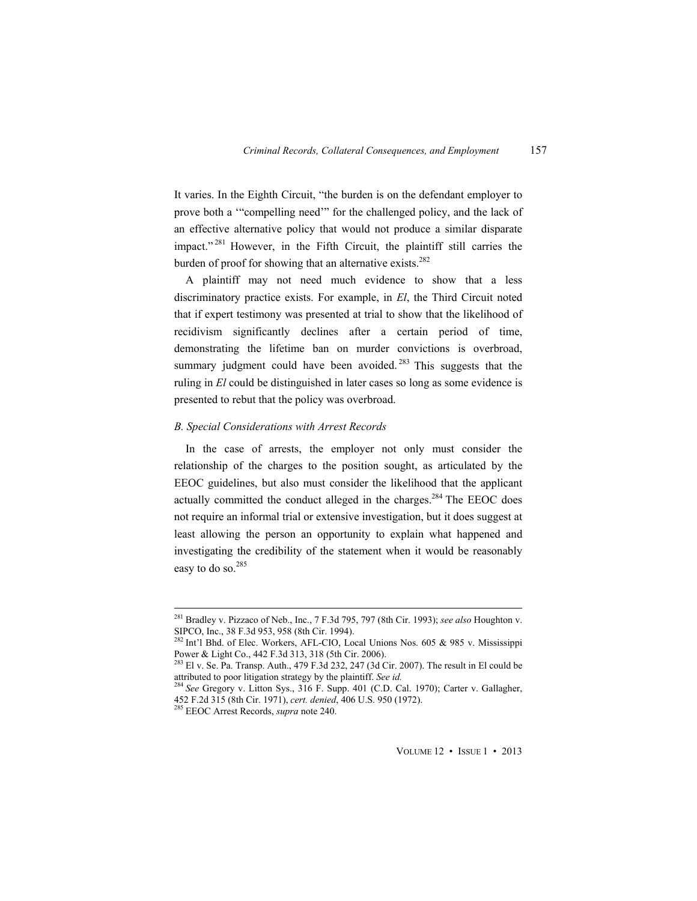It varies. In the Eighth Circuit, "the burden is on the defendant employer to prove both a '"compelling need"' for the challenged policy, and the lack of an effective alternative policy that would not produce a similar disparate impact."[281] However, in the Fifth Circuit, the plaintiff still carries the burden of proof for showing that an alternative exists.[282]

A plaintiff may not need much evidence to show that a less discriminatory practice exists. For example, in *El*, the Third Circuit noted that if expert testimony was presented at trial to show that the likelihood of recidivism significantly declines after a certain period of time, demonstrating the lifetime ban on murder convictions is overbroad, summary judgment could have been avoided.[283] This suggests that the ruling in *El* could be distinguished in later cases so long as some evidence is presented to rebut that the policy was overbroad.

### *B. Special Considerations with Arrest Records*

In the case of arrests, the employer not only must consider the relationship of the charges to the position sought, as articulated by the EEOC guidelines, but also must consider the likelihood that the applicant actually committed the conduct alleged in the charges.[284] The EEOC does not require an informal trial or extensive investigation, but it does suggest at least allowing the person an opportunity to explain what happened and investigating the credibility of the statement when it would be reasonably easy to do so.[285]

---

[281] Bradley v. Pizzaco of Neb., Inc., 7 F.3d 795, 797 (8th Cir. 1993); *see also* Houghton v. SIPCO, Inc., 38 F.3d 953, 958 (8th Cir. 1994).

[282] Int'l Bhd. of Elec. Workers, AFL-CIO, Local Unions Nos. 605 & 985 v. Mississippi Power & Light Co., 442 F.3d 313, 318 (5th Cir. 2006).

[283] El v. Se. Pa. Transp. Auth., 479 F.3d 232, 247 (3d Cir. 2007). The result in El could be attributed to poor litigation strategy by the plaintiff. *See id.*

[284] *See* Gregory v. Litton Sys., 316 F. Supp. 401 (C.D. Cal. 1970); Carter v. Gallagher, 452 F.2d 315 (8th Cir. 1971), *cert. denied*, 406 U.S. 950 (1972).

[285] EEOC Arrest Records, *supra* note 240.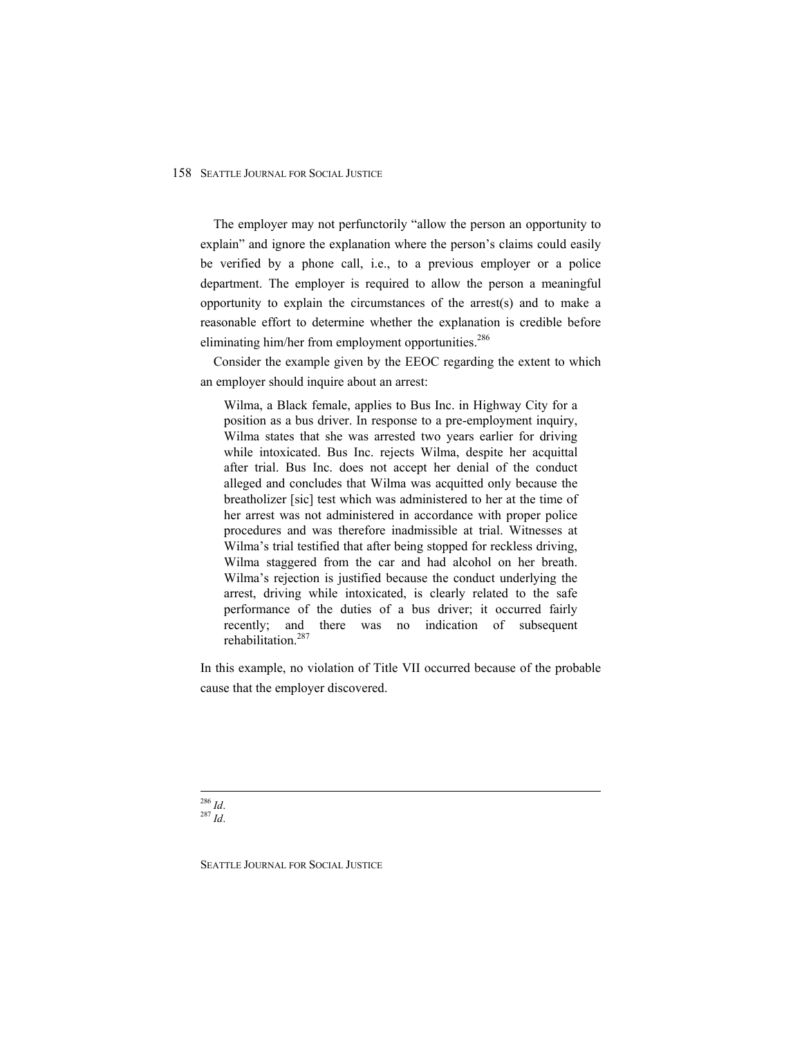The employer may not perfunctorily "allow the person an opportunity to explain" and ignore the explanation where the person's claims could easily be verified by a phone call, i.e., to a previous employer or a police department. The employer is required to allow the person a meaningful opportunity to explain the circumstances of the arrest(s) and to make a reasonable effort to determine whether the explanation is credible before eliminating him/her from employment opportunities.[286]

Consider the example given by the EEOC regarding the extent to which an employer should inquire about an arrest:

> Wilma, a Black female, applies to Bus Inc. in Highway City for a position as a bus driver. In response to a pre-employment inquiry, Wilma states that she was arrested two years earlier for driving while intoxicated. Bus Inc. rejects Wilma, despite her acquittal after trial. Bus Inc. does not accept her denial of the conduct alleged and concludes that Wilma was acquitted only because the breatholizer [sic] test which was administered to her at the time of her arrest was not administered in accordance with proper police procedures and was therefore inadmissible at trial. Witnesses at Wilma's trial testified that after being stopped for reckless driving, Wilma staggered from the car and had alcohol on her breath. Wilma's rejection is justified because the conduct underlying the arrest, driving while intoxicated, is clearly related to the safe performance of the duties of a bus driver; it occurred fairly recently; and there was no indication of subsequent rehabilitation.[287]

In this example, no violation of Title VII occurred because of the probable cause that the employer discovered.

---

[286] *Id*.
[287] *Id*.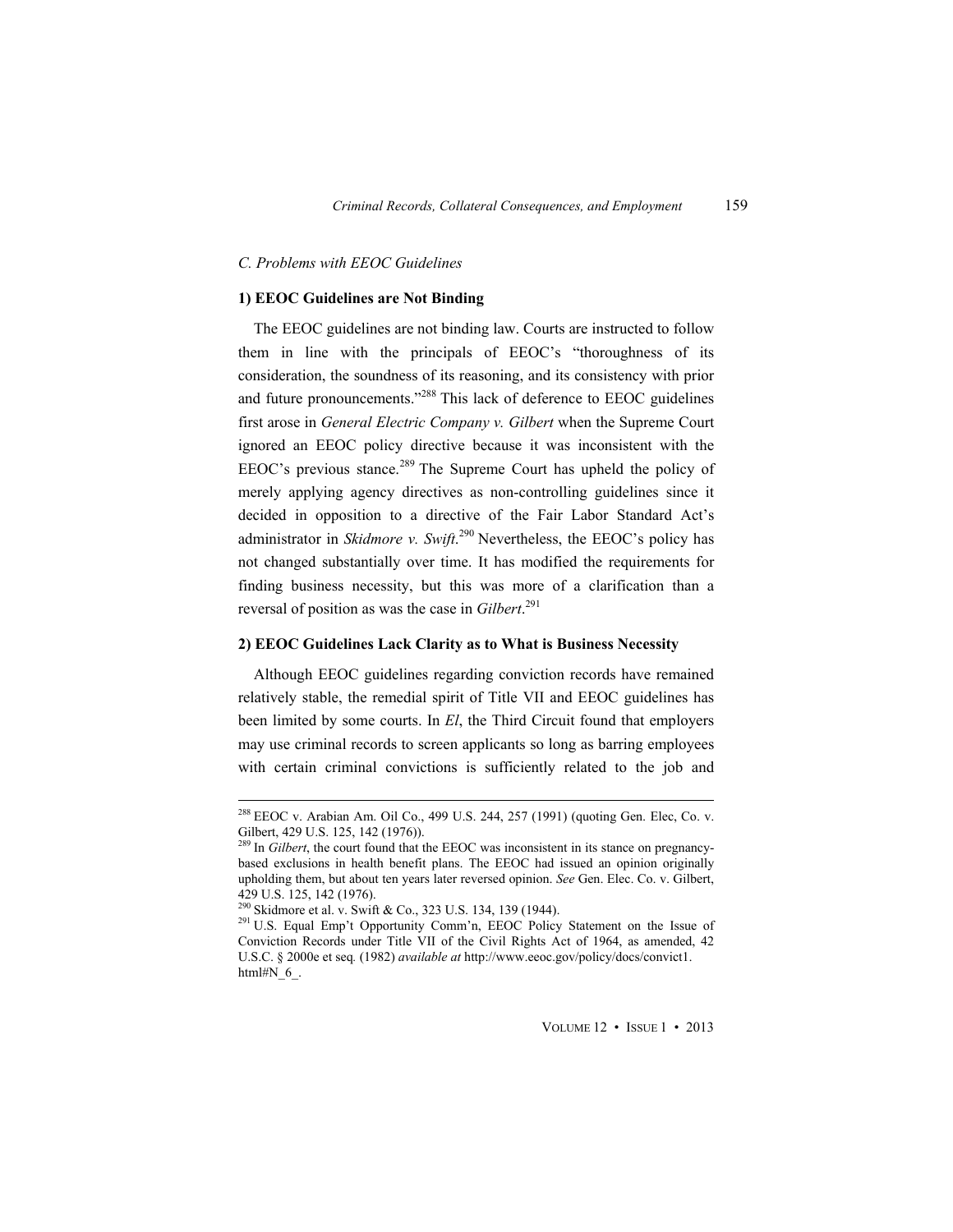*C. Problems with EEOC Guidelines*

**1) EEOC Guidelines are Not Binding**

The EEOC guidelines are not binding law. Courts are instructed to follow them in line with the principals of EEOC's "thoroughness of its consideration, the soundness of its reasoning, and its consistency with prior and future pronouncements."[288] This lack of deference to EEOC guidelines first arose in *General Electric Company v. Gilbert* when the Supreme Court ignored an EEOC policy directive because it was inconsistent with the EEOC's previous stance.[289] The Supreme Court has upheld the policy of merely applying agency directives as non-controlling guidelines since it decided in opposition to a directive of the Fair Labor Standard Act's administrator in *Skidmore v. Swift*.[290] Nevertheless, the EEOC's policy has not changed substantially over time. It has modified the requirements for finding business necessity, but this was more of a clarification than a reversal of position as was the case in *Gilbert*.[291]

**2) EEOC Guidelines Lack Clarity as to What is Business Necessity**

Although EEOC guidelines regarding conviction records have remained relatively stable, the remedial spirit of Title VII and EEOC guidelines has been limited by some courts. In *El*, the Third Circuit found that employers may use criminal records to screen applicants so long as barring employees with certain criminal convictions is sufficiently related to the job and

---

[288] EEOC v. Arabian Am. Oil Co., 499 U.S. 244, 257 (1991) (quoting Gen. Elec, Co. v. Gilbert, 429 U.S. 125, 142 (1976)).

[289] In *Gilbert*, the court found that the EEOC was inconsistent in its stance on pregnancy-based exclusions in health benefit plans. The EEOC had issued an opinion originally upholding them, but about ten years later reversed opinion. *See* Gen. Elec. Co. v. Gilbert, 429 U.S. 125, 142 (1976).

[290] Skidmore et al. v. Swift & Co., 323 U.S. 134, 139 (1944).

[291] U.S. Equal Emp't Opportunity Comm'n, EEOC Policy Statement on the Issue of Conviction Records under Title VII of the Civil Rights Act of 1964, as amended, 42 U.S.C. § 2000e et seq*.* (1982) *available at* http://www.eeoc.gov/policy/docs/convict1.html#N_6_.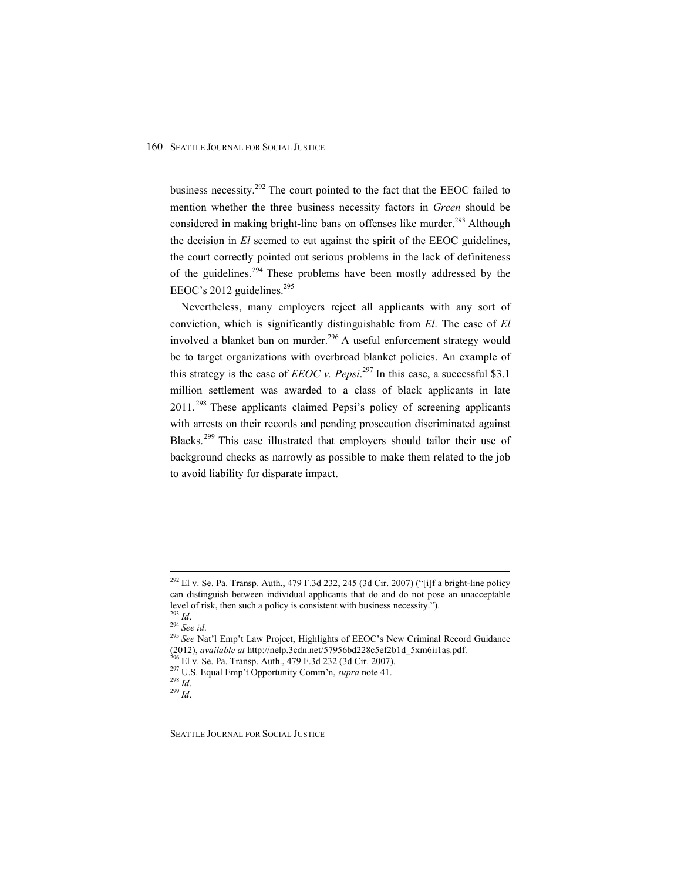business necessity.[292] The court pointed to the fact that the EEOC failed to mention whether the three business necessity factors in *Green* should be considered in making bright-line bans on offenses like murder.[293] Although the decision in *El* seemed to cut against the spirit of the EEOC guidelines, the court correctly pointed out serious problems in the lack of definiteness of the guidelines.[294] These problems have been mostly addressed by the EEOC's 2012 guidelines.[295]

Nevertheless, many employers reject all applicants with any sort of conviction, which is significantly distinguishable from *El*. The case of *El* involved a blanket ban on murder.[296] A useful enforcement strategy would be to target organizations with overbroad blanket policies. An example of this strategy is the case of *EEOC v. Pepsi*.[297] In this case, a successful $3.1 million settlement was awarded to a class of black applicants in late 2011.[298] These applicants claimed Pepsi's policy of screening applicants with arrests on their records and pending prosecution discriminated against Blacks.[299] This case illustrated that employers should tailor their use of background checks as narrowly as possible to make them related to the job to avoid liability for disparate impact.

---

[292] El v. Se. Pa. Transp. Auth., 479 F.3d 232, 245 (3d Cir. 2007) ("[i]f a bright-line policy can distinguish between individual applicants that do and do not pose an unacceptable level of risk, then such a policy is consistent with business necessity.").

[293] *Id*.

[294] *See id*.

[295] *See* Nat'l Emp't Law Project, Highlights of EEOC's New Criminal Record Guidance (2012), *available at* http://nelp.3cdn.net/57956bd228c5ef2b1d_5xm6ii1as.pdf.

[296] El v. Se. Pa. Transp. Auth., 479 F.3d 232 (3d Cir. 2007).

[297] U.S. Equal Emp't Opportunity Comm'n, *supra* note 41.

[298] *Id*.

[299] *Id*.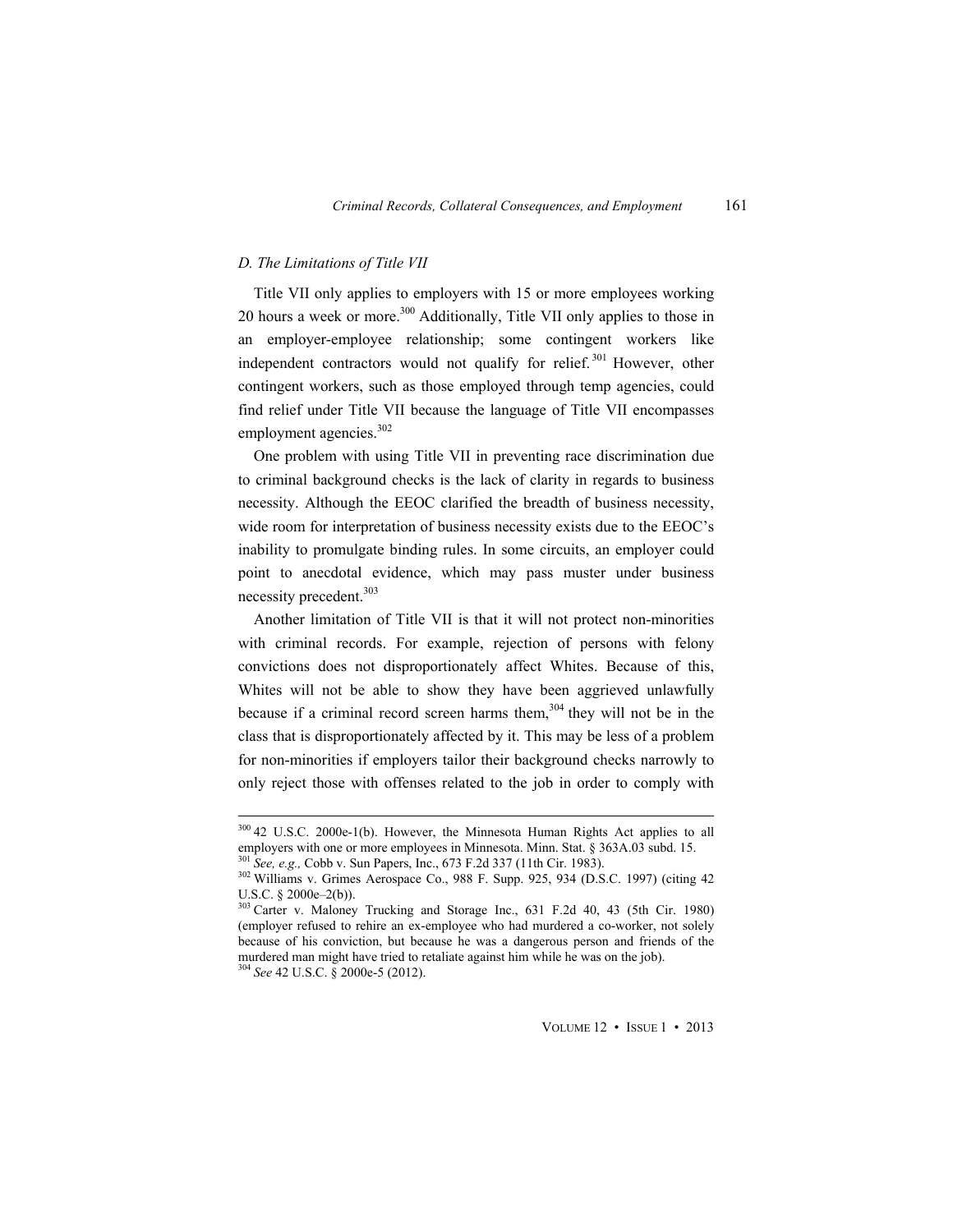### *D. The Limitations of Title VII*

Title VII only applies to employers with 15 or more employees working 20 hours a week or more.[300] Additionally, Title VII only applies to those in an employer-employee relationship; some contingent workers like independent contractors would not qualify for relief.[301] However, other contingent workers, such as those employed through temp agencies, could find relief under Title VII because the language of Title VII encompasses employment agencies.[302]

One problem with using Title VII in preventing race discrimination due to criminal background checks is the lack of clarity in regards to business necessity. Although the EEOC clarified the breadth of business necessity, wide room for interpretation of business necessity exists due to the EEOC's inability to promulgate binding rules. In some circuits, an employer could point to anecdotal evidence, which may pass muster under business necessity precedent.[303]

Another limitation of Title VII is that it will not protect non-minorities with criminal records. For example, rejection of persons with felony convictions does not disproportionately affect Whites. Because of this, Whites will not be able to show they have been aggrieved unlawfully because if a criminal record screen harms them,[304] they will not be in the class that is disproportionately affected by it. This may be less of a problem for non-minorities if employers tailor their background checks narrowly to only reject those with offenses related to the job in order to comply with

---

[300] 42 U.S.C. 2000e-1(b). However, the Minnesota Human Rights Act applies to all employers with one or more employees in Minnesota. Minn. Stat. § 363A.03 subd. 15.

[301] *See, e.g.,* Cobb v. Sun Papers, Inc., 673 F.2d 337 (11th Cir. 1983).

[302] Williams v. Grimes Aerospace Co., 988 F. Supp. 925, 934 (D.S.C. 1997) (citing 42 U.S.C. § 2000e–2(b)).

[303] Carter v. Maloney Trucking and Storage Inc., 631 F.2d 40, 43 (5th Cir. 1980) (employer refused to rehire an ex-employee who had murdered a co-worker, not solely because of his conviction, but because he was a dangerous person and friends of the murdered man might have tried to retaliate against him while he was on the job).

[304] *See* 42 U.S.C. § 2000e-5 (2012).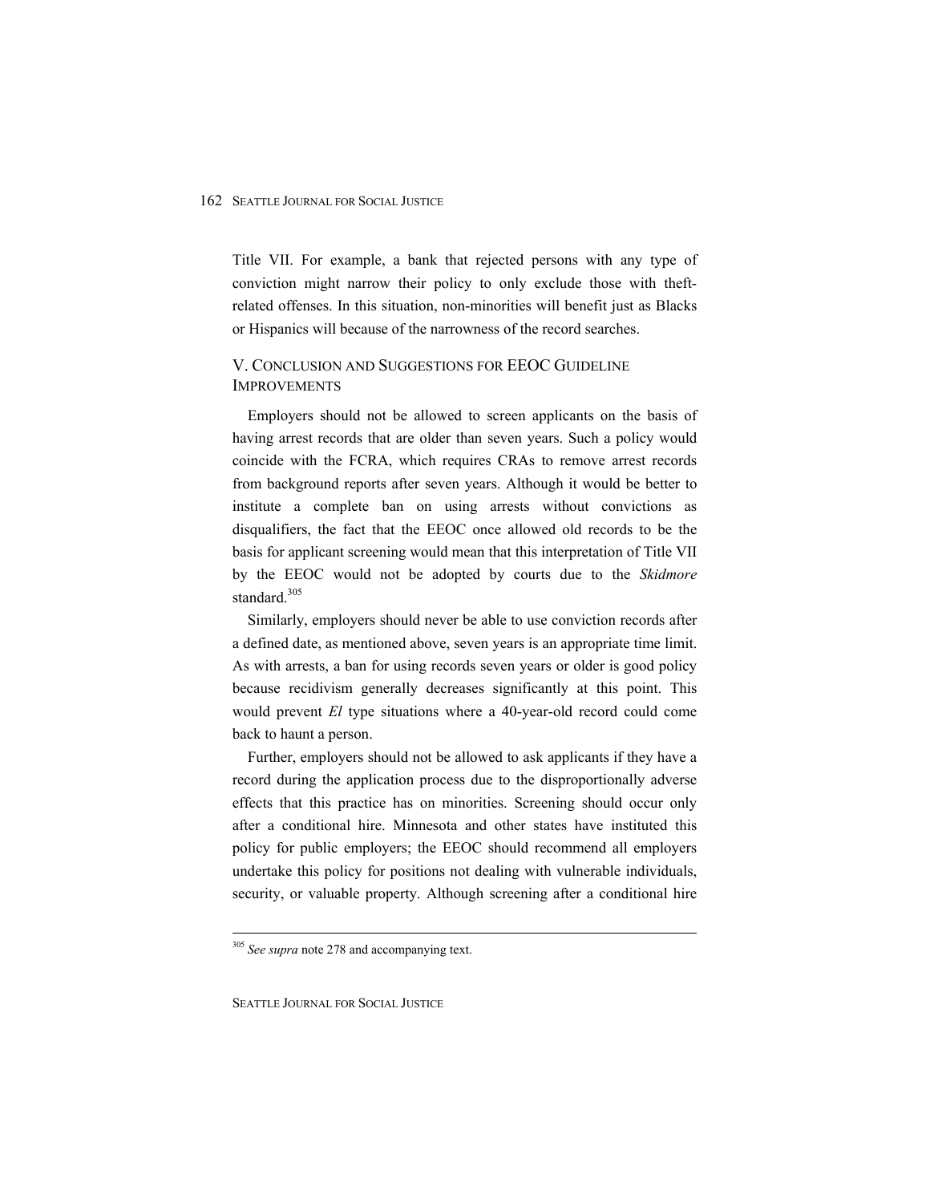Title VII. For example, a bank that rejected persons with any type of conviction might narrow their policy to only exclude those with theft-related offenses. In this situation, non-minorities will benefit just as Blacks or Hispanics will because of the narrowness of the record searches.

## V. Conclusion and Suggestions for EEOC Guideline Improvements

Employers should not be allowed to screen applicants on the basis of having arrest records that are older than seven years. Such a policy would coincide with the FCRA, which requires CRAs to remove arrest records from background reports after seven years. Although it would be better to institute a complete ban on using arrests without convictions as disqualifiers, the fact that the EEOC once allowed old records to be the basis for applicant screening would mean that this interpretation of Title VII by the EEOC would not be adopted by courts due to the *Skidmore* standard.[305]

Similarly, employers should never be able to use conviction records after a defined date, as mentioned above, seven years is an appropriate time limit. As with arrests, a ban for using records seven years or older is good policy because recidivism generally decreases significantly at this point. This would prevent *El* type situations where a 40-year-old record could come back to haunt a person.

Further, employers should not be allowed to ask applicants if they have a record during the application process due to the disproportionally adverse effects that this practice has on minorities. Screening should occur only after a conditional hire. Minnesota and other states have instituted this policy for public employers; the EEOC should recommend all employers undertake this policy for positions not dealing with vulnerable individuals, security, or valuable property. Although screening after a conditional hire

---

[305] *See supra* note 278 and accompanying text.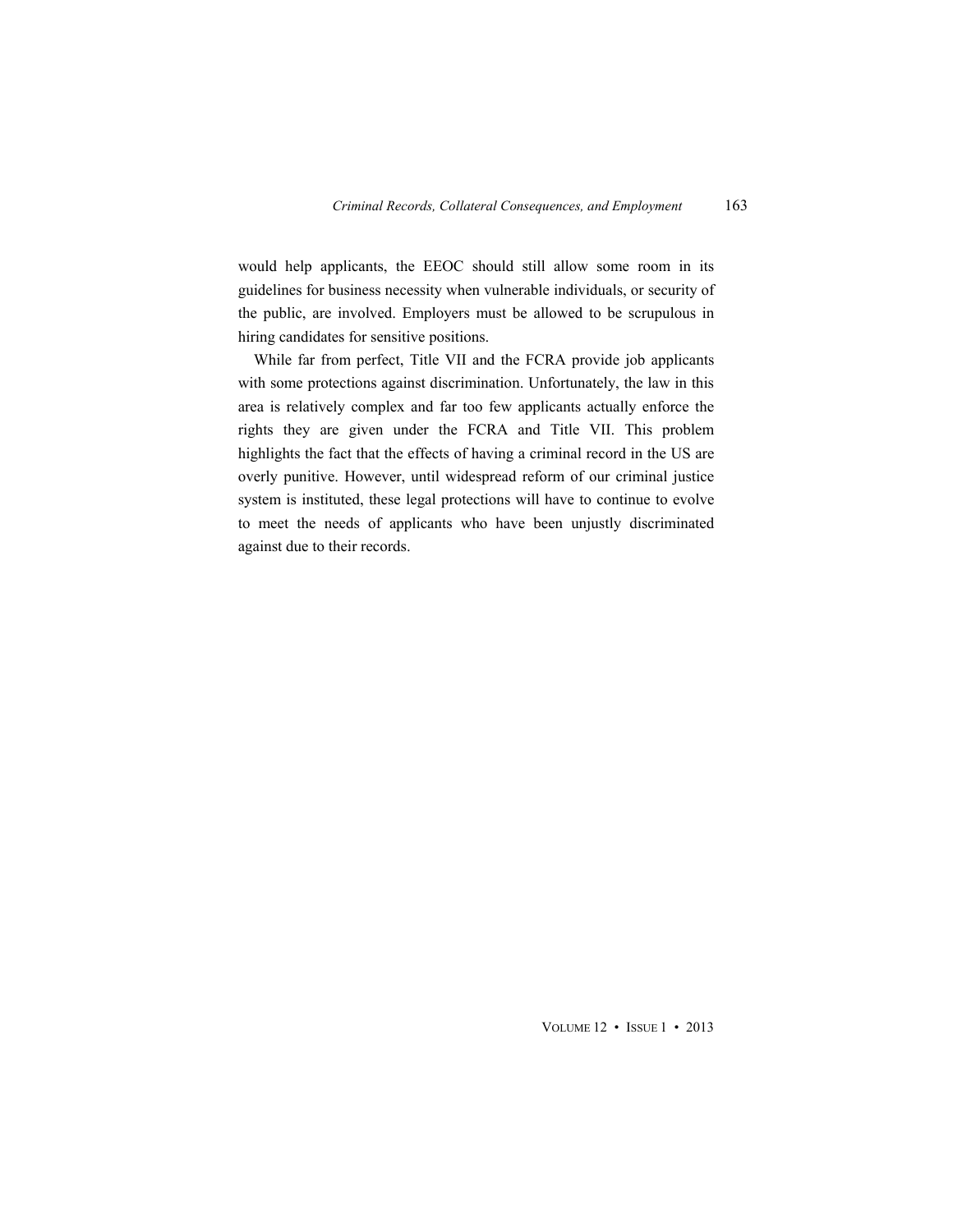would help applicants, the EEOC should still allow some room in its guidelines for business necessity when vulnerable individuals, or security of the public, are involved. Employers must be allowed to be scrupulous in hiring candidates for sensitive positions.

While far from perfect, Title VII and the FCRA provide job applicants with some protections against discrimination. Unfortunately, the law in this area is relatively complex and far too few applicants actually enforce the rights they are given under the FCRA and Title VII. This problem highlights the fact that the effects of having a criminal record in the US are overly punitive. However, until widespread reform of our criminal justice system is instituted, these legal protections will have to continue to evolve to meet the needs of applicants who have been unjustly discriminated against due to their records.